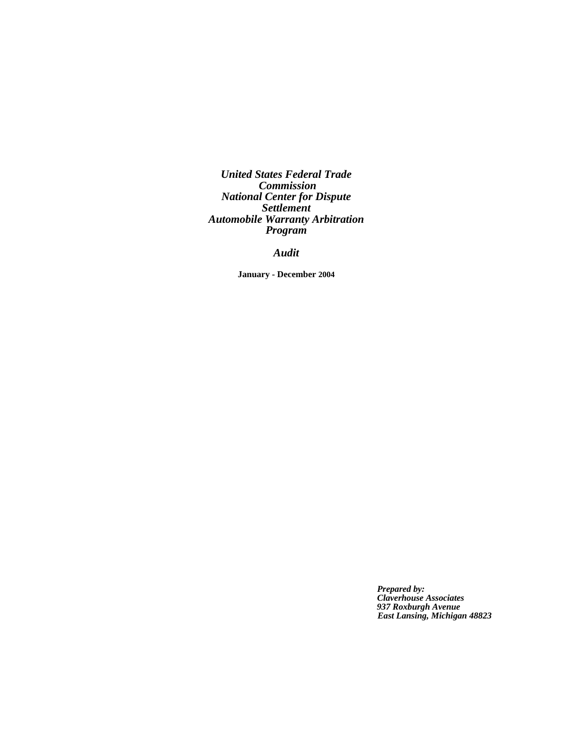***United States Federal Trade Commission***
***National Center for Dispute Settlement***
***Automobile Warranty Arbitration Program***

***Audit***

**January - December 2004**

***Prepared by:***
***Claverhouse Associates***
***937 Roxburgh Avenue***
***East Lansing, Michigan 48823***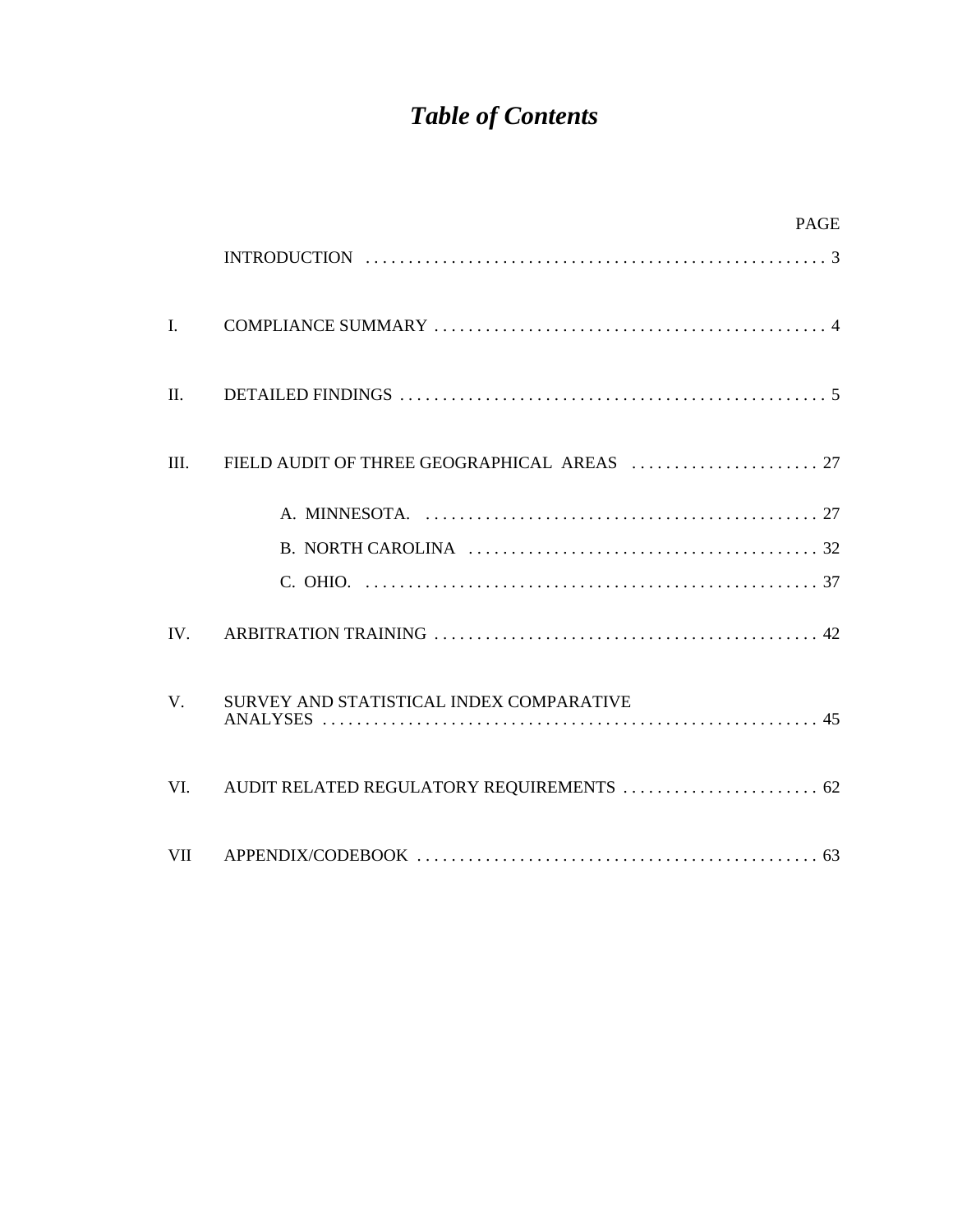# *Table of Contents*

| | | PAGE |
|---|---|---|
| | INTRODUCTION | 3 |
| I. | COMPLIANCE SUMMARY | 4 |
| II. | DETAILED FINDINGS | 5 |
| III. | FIELD AUDIT OF THREE GEOGRAPHICAL AREAS | 27 |
| | A. MINNESOTA. | 27 |
| | B. NORTH CAROLINA | 32 |
| | C. OHIO. | 37 |
| IV. | ARBITRATION TRAINING | 42 |
| V. | SURVEY AND STATISTICAL INDEX COMPARATIVE ANALYSES | 45 |
| VI. | AUDIT RELATED REGULATORY REQUIREMENTS | 62 |
| VII | APPENDIX/CODEBOOK | 63 |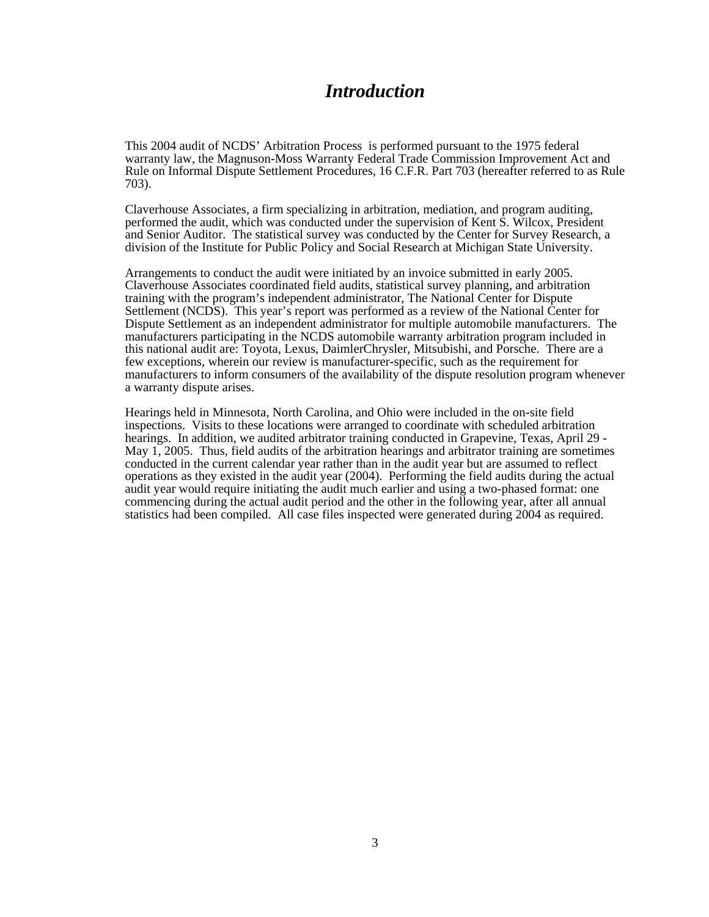# *Introduction*

This 2004 audit of NCDS' Arbitration Process is performed pursuant to the 1975 federal warranty law, the Magnuson-Moss Warranty Federal Trade Commission Improvement Act and Rule on Informal Dispute Settlement Procedures, 16 C.F.R. Part 703 (hereafter referred to as Rule 703).

Claverhouse Associates, a firm specializing in arbitration, mediation, and program auditing, performed the audit, which was conducted under the supervision of Kent S. Wilcox, President and Senior Auditor. The statistical survey was conducted by the Center for Survey Research, a division of the Institute for Public Policy and Social Research at Michigan State University.

Arrangements to conduct the audit were initiated by an invoice submitted in early 2005. Claverhouse Associates coordinated field audits, statistical survey planning, and arbitration training with the program's independent administrator, The National Center for Dispute Settlement (NCDS). This year's report was performed as a review of the National Center for Dispute Settlement as an independent administrator for multiple automobile manufacturers. The manufacturers participating in the NCDS automobile warranty arbitration program included in this national audit are: Toyota, Lexus, DaimlerChrysler, Mitsubishi, and Porsche. There are a few exceptions, wherein our review is manufacturer-specific, such as the requirement for manufacturers to inform consumers of the availability of the dispute resolution program whenever a warranty dispute arises.

Hearings held in Minnesota, North Carolina, and Ohio were included in the on-site field inspections. Visits to these locations were arranged to coordinate with scheduled arbitration hearings. In addition, we audited arbitrator training conducted in Grapevine, Texas, April 29 - May 1, 2005. Thus, field audits of the arbitration hearings and arbitrator training are sometimes conducted in the current calendar year rather than in the audit year but are assumed to reflect operations as they existed in the audit year (2004). Performing the field audits during the actual audit year would require initiating the audit much earlier and using a two-phased format: one commencing during the actual audit period and the other in the following year, after all annual statistics had been compiled. All case files inspected were generated during 2004 as required.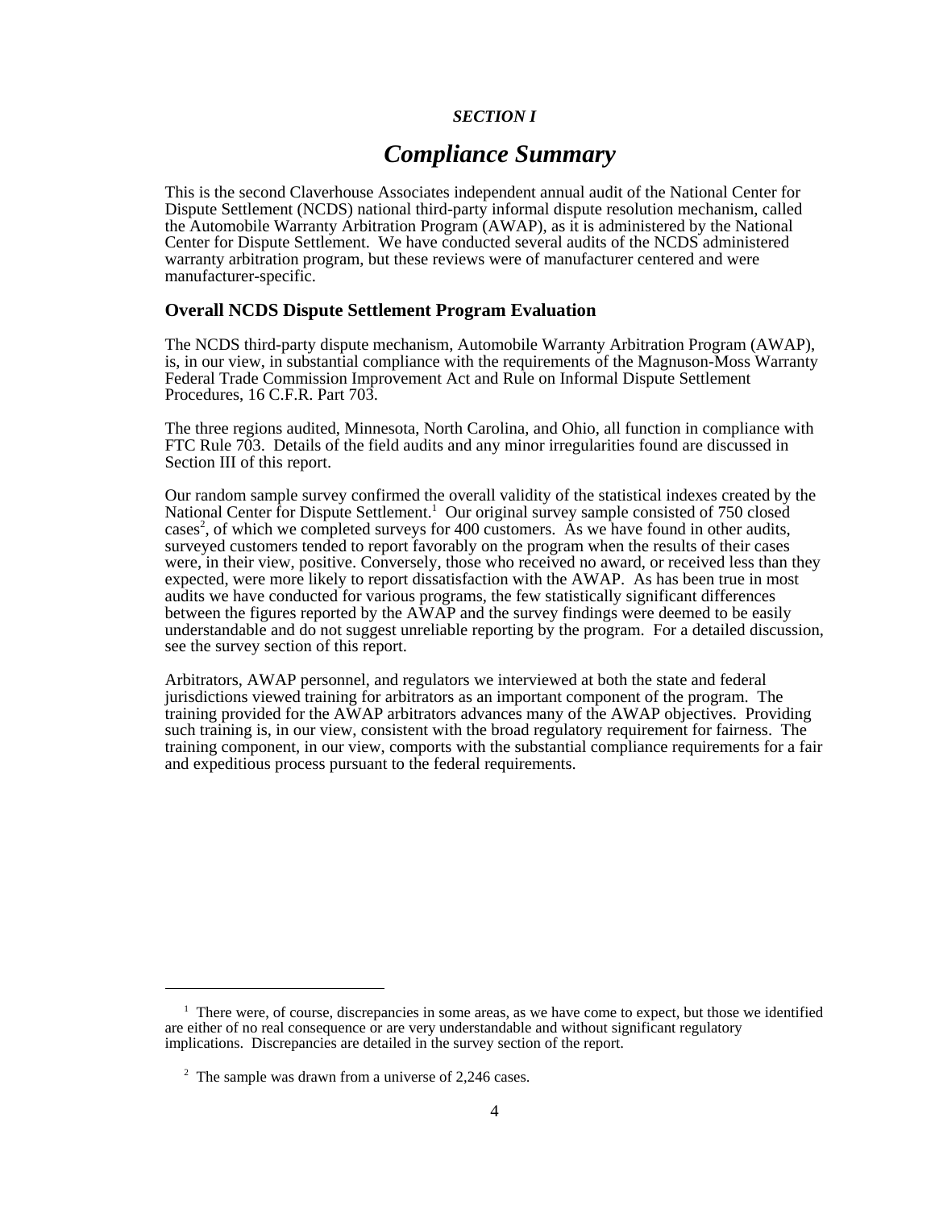*SECTION I*

# *Compliance Summary*

This is the second Claverhouse Associates independent annual audit of the National Center for Dispute Settlement (NCDS) national third-party informal dispute resolution mechanism, called the Automobile Warranty Arbitration Program (AWAP), as it is administered by the National Center for Dispute Settlement. We have conducted several audits of the NCDS administered warranty arbitration program, but these reviews were of manufacturer centered and were manufacturer-specific.

## Overall NCDS Dispute Settlement Program Evaluation

The NCDS third-party dispute mechanism, Automobile Warranty Arbitration Program (AWAP), is, in our view, in substantial compliance with the requirements of the Magnuson-Moss Warranty Federal Trade Commission Improvement Act and Rule on Informal Dispute Settlement Procedures, 16 C.F.R. Part 703.

The three regions audited, Minnesota, North Carolina, and Ohio, all function in compliance with FTC Rule 703. Details of the field audits and any minor irregularities found are discussed in Section III of this report.

Our random sample survey confirmed the overall validity of the statistical indexes created by the National Center for Dispute Settlement.[1] Our original survey sample consisted of 750 closed cases[2], of which we completed surveys for 400 customers. As we have found in other audits, surveyed customers tended to report favorably on the program when the results of their cases were, in their view, positive. Conversely, those who received no award, or received less than they expected, were more likely to report dissatisfaction with the AWAP. As has been true in most audits we have conducted for various programs, the few statistically significant differences between the figures reported by the AWAP and the survey findings were deemed to be easily understandable and do not suggest unreliable reporting by the program. For a detailed discussion, see the survey section of this report.

Arbitrators, AWAP personnel, and regulators we interviewed at both the state and federal jurisdictions viewed training for arbitrators as an important component of the program. The training provided for the AWAP arbitrators advances many of the AWAP objectives. Providing such training is, in our view, consistent with the broad regulatory requirement for fairness. The training component, in our view, comports with the substantial compliance requirements for a fair and expeditious process pursuant to the federal requirements.

---

[1] There were, of course, discrepancies in some areas, as we have come to expect, but those we identified are either of no real consequence or are very understandable and without significant regulatory implications. Discrepancies are detailed in the survey section of the report.

[2] The sample was drawn from a universe of 2,246 cases.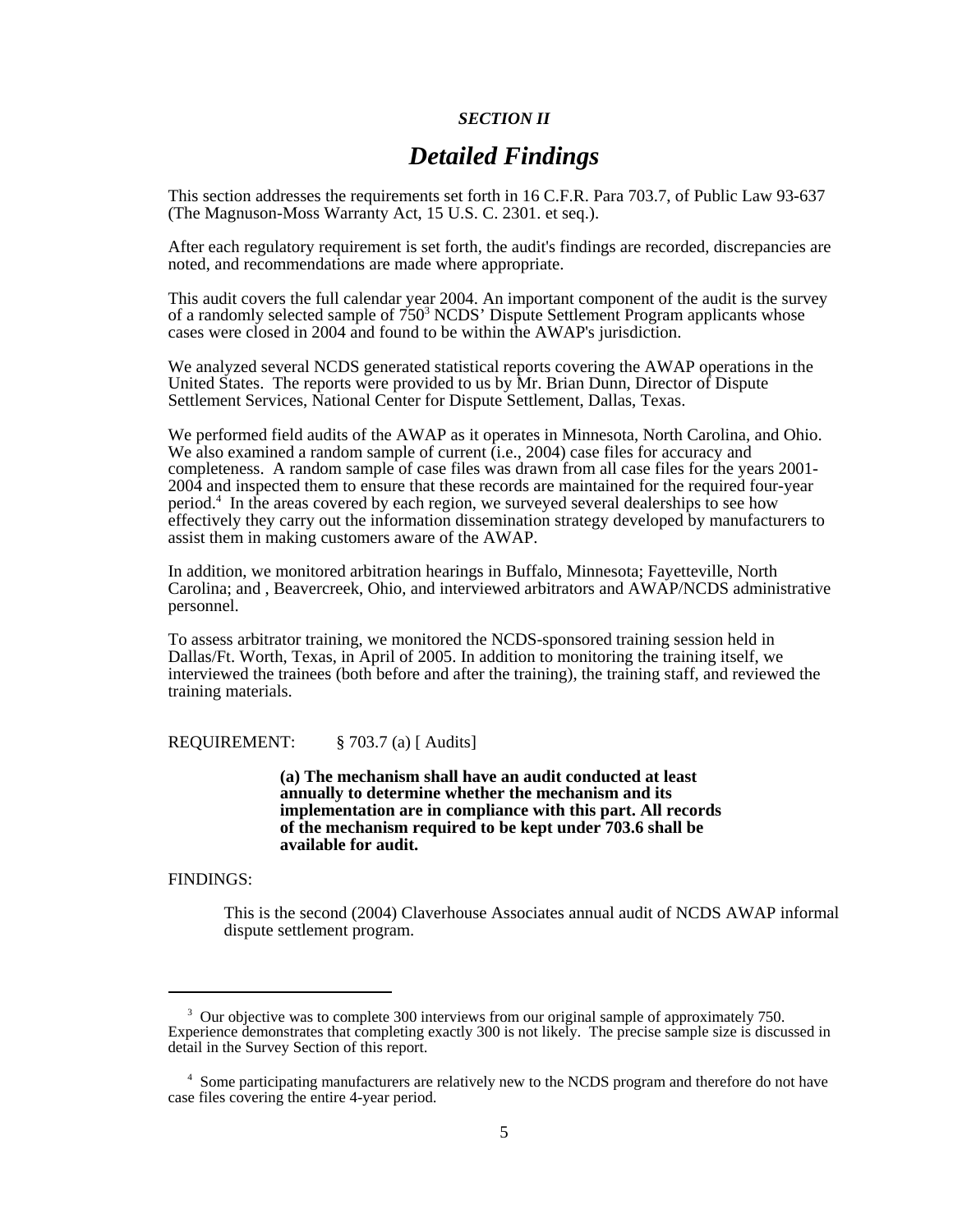*SECTION II*

# *Detailed Findings*

This section addresses the requirements set forth in 16 C.F.R. Para 703.7, of Public Law 93-637 (The Magnuson-Moss Warranty Act, 15 U.S. C. 2301. et seq.).

After each regulatory requirement is set forth, the audit's findings are recorded, discrepancies are noted, and recommendations are made where appropriate.

This audit covers the full calendar year 2004. An important component of the audit is the survey of a randomly selected sample of 750[3] NCDS' Dispute Settlement Program applicants whose cases were closed in 2004 and found to be within the AWAP's jurisdiction.

We analyzed several NCDS generated statistical reports covering the AWAP operations in the United States. The reports were provided to us by Mr. Brian Dunn, Director of Dispute Settlement Services, National Center for Dispute Settlement, Dallas, Texas.

We performed field audits of the AWAP as it operates in Minnesota, North Carolina, and Ohio. We also examined a random sample of current (i.e., 2004) case files for accuracy and completeness. A random sample of case files was drawn from all case files for the years 2001-2004 and inspected them to ensure that these records are maintained for the required four-year period.[4] In the areas covered by each region, we surveyed several dealerships to see how effectively they carry out the information dissemination strategy developed by manufacturers to assist them in making customers aware of the AWAP.

In addition, we monitored arbitration hearings in Buffalo, Minnesota; Fayetteville, North Carolina; and , Beavercreek, Ohio, and interviewed arbitrators and AWAP/NCDS administrative personnel.

To assess arbitrator training, we monitored the NCDS-sponsored training session held in Dallas/Ft. Worth, Texas, in April of 2005. In addition to monitoring the training itself, we interviewed the trainees (both before and after the training), the training staff, and reviewed the training materials.

REQUIREMENT: § 703.7 (a) [ Audits]

> **(a) The mechanism shall have an audit conducted at least annually to determine whether the mechanism and its implementation are in compliance with this part. All records of the mechanism required to be kept under 703.6 shall be available for audit.**

FINDINGS:

> This is the second (2004) Claverhouse Associates annual audit of NCDS AWAP informal dispute settlement program.

---

[3] Our objective was to complete 300 interviews from our original sample of approximately 750. Experience demonstrates that completing exactly 300 is not likely. The precise sample size is discussed in detail in the Survey Section of this report.

[4] Some participating manufacturers are relatively new to the NCDS program and therefore do not have case files covering the entire 4-year period.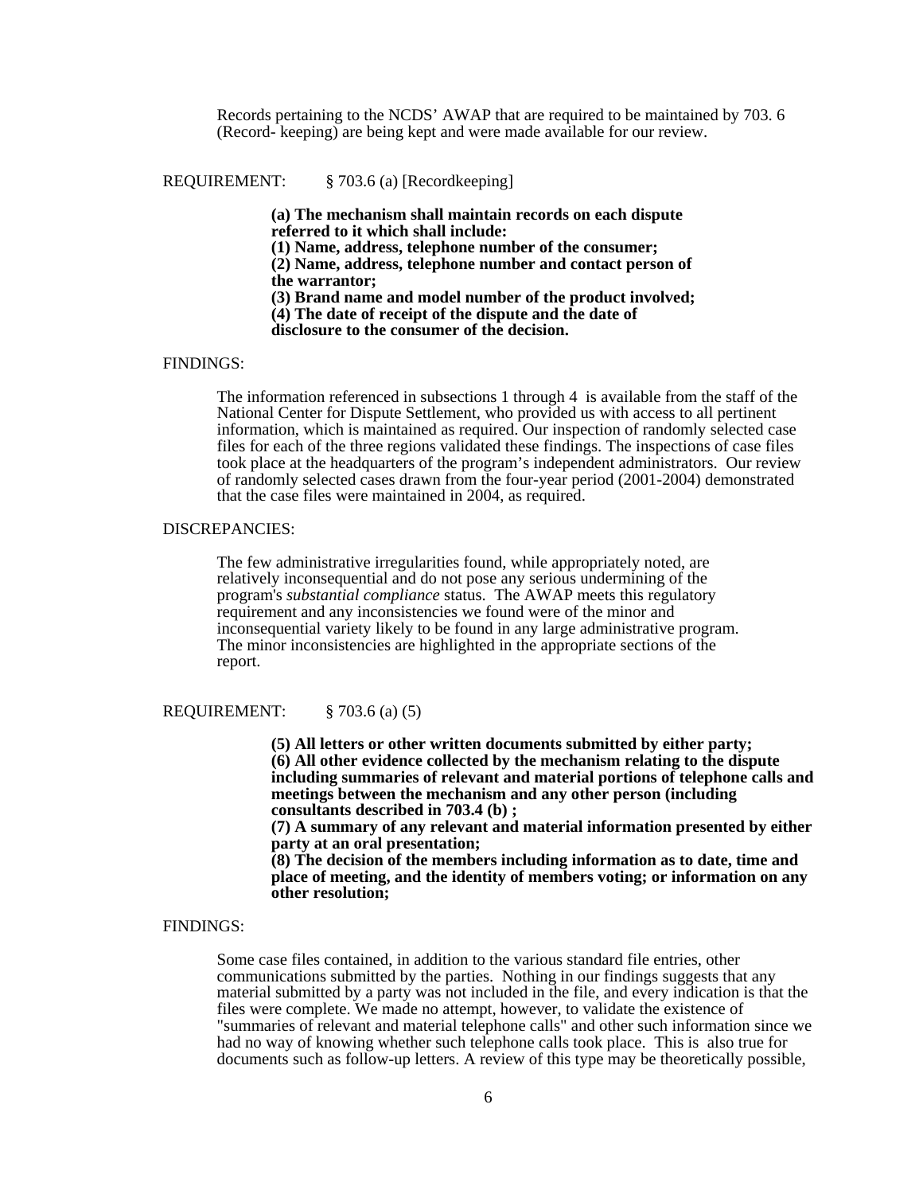Records pertaining to the NCDS' AWAP that are required to be maintained by 703. 6 (Record- keeping) are being kept and were made available for our review.

REQUIREMENT: § 703.6 (a) [Recordkeeping]

> **(a) The mechanism shall maintain records on each dispute referred to it which shall include:**
> **(1) Name, address, telephone number of the consumer;**
> **(2) Name, address, telephone number and contact person of the warrantor;**
> **(3) Brand name and model number of the product involved;**
> **(4) The date of receipt of the dispute and the date of disclosure to the consumer of the decision.**

FINDINGS:

The information referenced in subsections 1 through 4 is available from the staff of the National Center for Dispute Settlement, who provided us with access to all pertinent information, which is maintained as required. Our inspection of randomly selected case files for each of the three regions validated these findings. The inspections of case files took place at the headquarters of the program's independent administrators. Our review of randomly selected cases drawn from the four-year period (2001-2004) demonstrated that the case files were maintained in 2004, as required.

DISCREPANCIES:

The few administrative irregularities found, while appropriately noted, are relatively inconsequential and do not pose any serious undermining of the program's *substantial compliance* status. The AWAP meets this regulatory requirement and any inconsistencies we found were of the minor and inconsequential variety likely to be found in any large administrative program. The minor inconsistencies are highlighted in the appropriate sections of the report.

REQUIREMENT: § 703.6 (a) (5)

> **(5) All letters or other written documents submitted by either party;**
> **(6) All other evidence collected by the mechanism relating to the dispute including summaries of relevant and material portions of telephone calls and meetings between the mechanism and any other person (including consultants described in 703.4 (b) ;**
> **(7) A summary of any relevant and material information presented by either party at an oral presentation;**
> **(8) The decision of the members including information as to date, time and place of meeting, and the identity of members voting; or information on any other resolution;**

FINDINGS:

Some case files contained, in addition to the various standard file entries, other communications submitted by the parties. Nothing in our findings suggests that any material submitted by a party was not included in the file, and every indication is that the files were complete. We made no attempt, however, to validate the existence of "summaries of relevant and material telephone calls" and other such information since we had no way of knowing whether such telephone calls took place. This is also true for documents such as follow-up letters. A review of this type may be theoretically possible,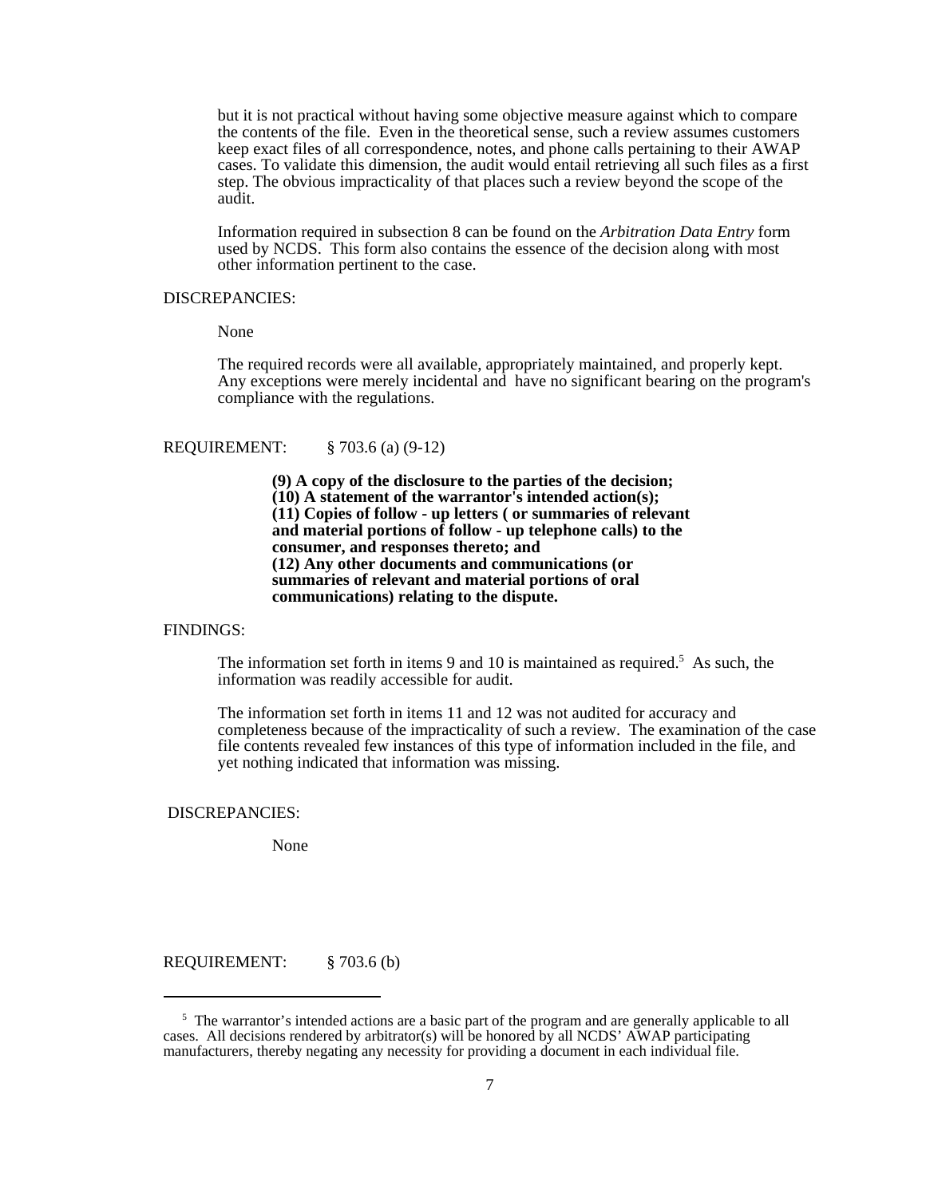but it is not practical without having some objective measure against which to compare the contents of the file. Even in the theoretical sense, such a review assumes customers keep exact files of all correspondence, notes, and phone calls pertaining to their AWAP cases. To validate this dimension, the audit would entail retrieving all such files as a first step. The obvious impracticality of that places such a review beyond the scope of the audit.

Information required in subsection 8 can be found on the *Arbitration Data Entry* form used by NCDS. This form also contains the essence of the decision along with most other information pertinent to the case.

DISCREPANCIES:

None

The required records were all available, appropriately maintained, and properly kept. Any exceptions were merely incidental and have no significant bearing on the program's compliance with the regulations.

REQUIREMENT: § 703.6 (a) (9-12)

**(9) A copy of the disclosure to the parties of the decision;**
**(10) A statement of the warrantor's intended action(s);**
**(11) Copies of follow - up letters ( or summaries of relevant and material portions of follow - up telephone calls) to the consumer, and responses thereto; and**
**(12) Any other documents and communications (or summaries of relevant and material portions of oral communications) relating to the dispute.**

FINDINGS:

The information set forth in items 9 and 10 is maintained as required.[5] As such, the information was readily accessible for audit.

The information set forth in items 11 and 12 was not audited for accuracy and completeness because of the impracticality of such a review. The examination of the case file contents revealed few instances of this type of information included in the file, and yet nothing indicated that information was missing.

DISCREPANCIES:

None

REQUIREMENT: § 703.6 (b)

---

[5] The warrantor's intended actions are a basic part of the program and are generally applicable to all cases. All decisions rendered by arbitrator(s) will be honored by all NCDS' AWAP participating manufacturers, thereby negating any necessity for providing a document in each individual file.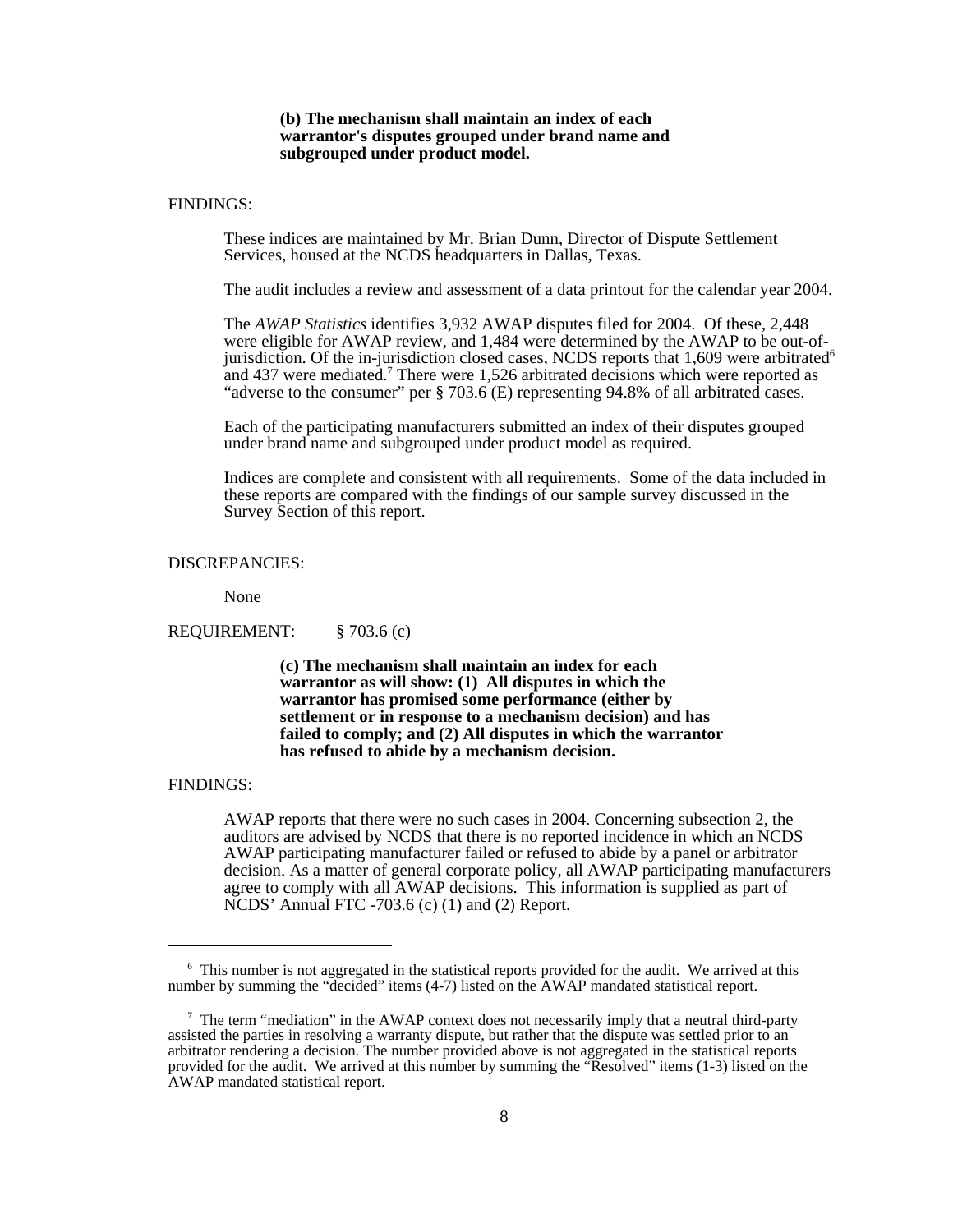**(b) The mechanism shall maintain an index of each warrantor's disputes grouped under brand name and subgrouped under product model.**

FINDINGS:

These indices are maintained by Mr. Brian Dunn, Director of Dispute Settlement Services, housed at the NCDS headquarters in Dallas, Texas.

The audit includes a review and assessment of a data printout for the calendar year 2004.

The *AWAP Statistics* identifies 3,932 AWAP disputes filed for 2004. Of these, 2,448 were eligible for AWAP review, and 1,484 were determined by the AWAP to be out-of-jurisdiction. Of the in-jurisdiction closed cases, NCDS reports that 1,609 were arbitrated[6] and 437 were mediated.[7] There were 1,526 arbitrated decisions which were reported as "adverse to the consumer" per § 703.6 (E) representing 94.8% of all arbitrated cases.

Each of the participating manufacturers submitted an index of their disputes grouped under brand name and subgrouped under product model as required.

Indices are complete and consistent with all requirements. Some of the data included in these reports are compared with the findings of our sample survey discussed in the Survey Section of this report.

DISCREPANCIES:

None

REQUIREMENT: § 703.6 (c)

**(c) The mechanism shall maintain an index for each warrantor as will show: (1) All disputes in which the warrantor has promised some performance (either by settlement or in response to a mechanism decision) and has failed to comply; and (2) All disputes in which the warrantor has refused to abide by a mechanism decision.**

FINDINGS:

AWAP reports that there were no such cases in 2004. Concerning subsection 2, the auditors are advised by NCDS that there is no reported incidence in which an NCDS AWAP participating manufacturer failed or refused to abide by a panel or arbitrator decision. As a matter of general corporate policy, all AWAP participating manufacturers agree to comply with all AWAP decisions. This information is supplied as part of NCDS' Annual FTC -703.6 (c) (1) and (2) Report.

---

[6] This number is not aggregated in the statistical reports provided for the audit. We arrived at this number by summing the "decided" items (4-7) listed on the AWAP mandated statistical report.

[7] The term "mediation" in the AWAP context does not necessarily imply that a neutral third-party assisted the parties in resolving a warranty dispute, but rather that the dispute was settled prior to an arbitrator rendering a decision. The number provided above is not aggregated in the statistical reports provided for the audit. We arrived at this number by summing the "Resolved" items (1-3) listed on the AWAP mandated statistical report.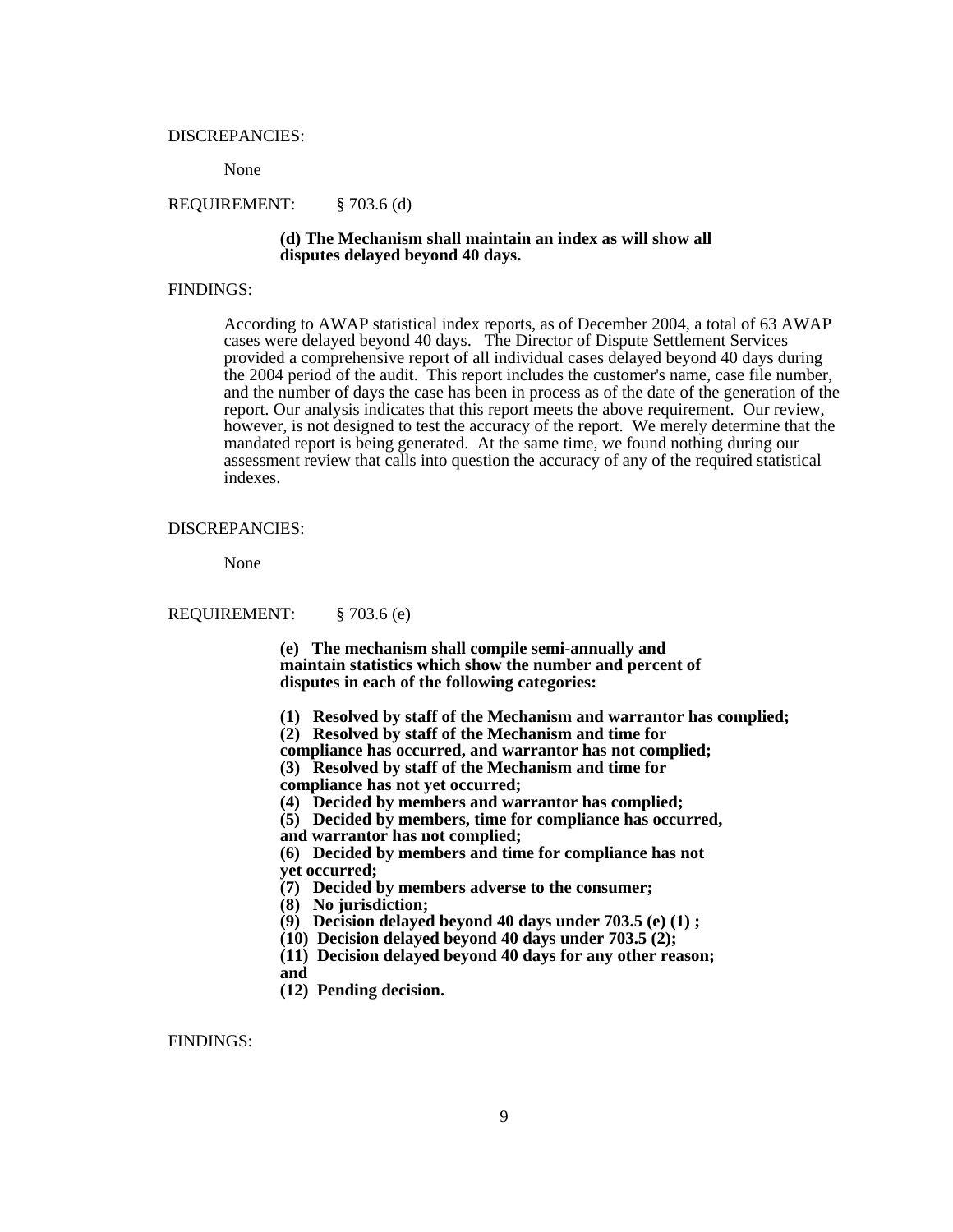DISCREPANCIES:

None

REQUIREMENT: § 703.6 (d)

**(d) The Mechanism shall maintain an index as will show all disputes delayed beyond 40 days.**

FINDINGS:

According to AWAP statistical index reports, as of December 2004, a total of 63 AWAP cases were delayed beyond 40 days. The Director of Dispute Settlement Services provided a comprehensive report of all individual cases delayed beyond 40 days during the 2004 period of the audit. This report includes the customer's name, case file number, and the number of days the case has been in process as of the date of the generation of the report. Our analysis indicates that this report meets the above requirement. Our review, however, is not designed to test the accuracy of the report. We merely determine that the mandated report is being generated. At the same time, we found nothing during our assessment review that calls into question the accuracy of any of the required statistical indexes.

DISCREPANCIES:

None

REQUIREMENT: § 703.6 (e)

**(e) The mechanism shall compile semi-annually and maintain statistics which show the number and percent of disputes in each of the following categories:**

**(1) Resolved by staff of the Mechanism and warrantor has complied;**
**(2) Resolved by staff of the Mechanism and time for compliance has occurred, and warrantor has not complied;**
**(3) Resolved by staff of the Mechanism and time for compliance has not yet occurred;**
**(4) Decided by members and warrantor has complied;**
**(5) Decided by members, time for compliance has occurred, and warrantor has not complied;**
**(6) Decided by members and time for compliance has not yet occurred;**
**(7) Decided by members adverse to the consumer;**
**(8) No jurisdiction;**
**(9) Decision delayed beyond 40 days under 703.5 (e) (1) ;**
**(10) Decision delayed beyond 40 days under 703.5 (2);**
**(11) Decision delayed beyond 40 days for any other reason; and**
**(12) Pending decision.**

FINDINGS: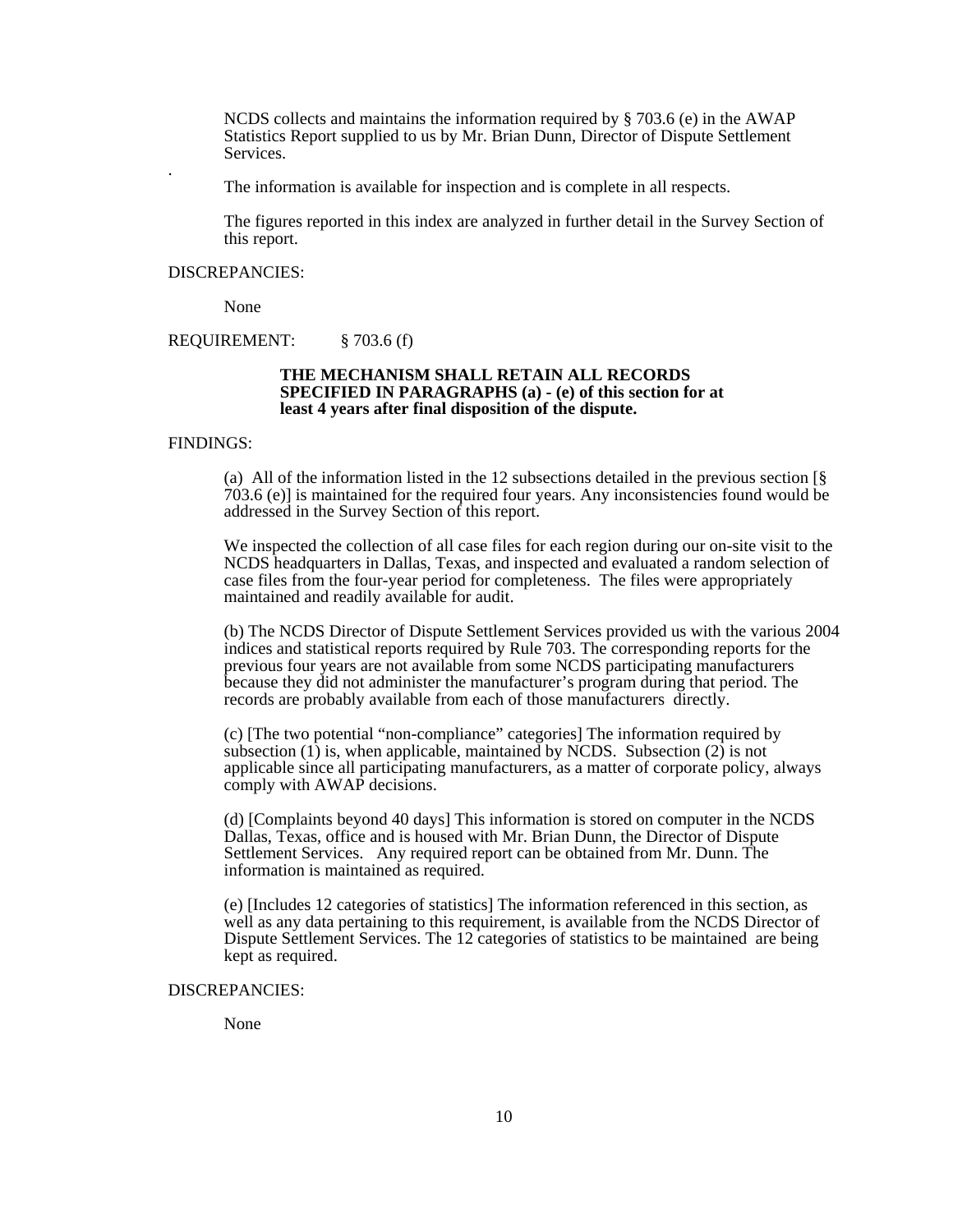NCDS collects and maintains the information required by § 703.6 (e) in the AWAP Statistics Report supplied to us by Mr. Brian Dunn, Director of Dispute Settlement Services.

The information is available for inspection and is complete in all respects.

The figures reported in this index are analyzed in further detail in the Survey Section of this report.

DISCREPANCIES:

None

REQUIREMENT: § 703.6 (f)

**THE MECHANISM SHALL RETAIN ALL RECORDS SPECIFIED IN PARAGRAPHS (a) - (e) of this section for at least 4 years after final disposition of the dispute.**

FINDINGS:

(a) All of the information listed in the 12 subsections detailed in the previous section [§ 703.6 (e)] is maintained for the required four years. Any inconsistencies found would be addressed in the Survey Section of this report.

We inspected the collection of all case files for each region during our on-site visit to the NCDS headquarters in Dallas, Texas, and inspected and evaluated a random selection of case files from the four-year period for completeness. The files were appropriately maintained and readily available for audit.

(b) The NCDS Director of Dispute Settlement Services provided us with the various 2004 indices and statistical reports required by Rule 703. The corresponding reports for the previous four years are not available from some NCDS participating manufacturers because they did not administer the manufacturer's program during that period. The records are probably available from each of those manufacturers directly.

(c) [The two potential "non-compliance" categories] The information required by subsection (1) is, when applicable, maintained by NCDS. Subsection (2) is not applicable since all participating manufacturers, as a matter of corporate policy, always comply with AWAP decisions.

(d) [Complaints beyond 40 days] This information is stored on computer in the NCDS Dallas, Texas, office and is housed with Mr. Brian Dunn, the Director of Dispute Settlement Services. Any required report can be obtained from Mr. Dunn. The information is maintained as required.

(e) [Includes 12 categories of statistics] The information referenced in this section, as well as any data pertaining to this requirement, is available from the NCDS Director of Dispute Settlement Services. The 12 categories of statistics to be maintained are being kept as required.

DISCREPANCIES:

None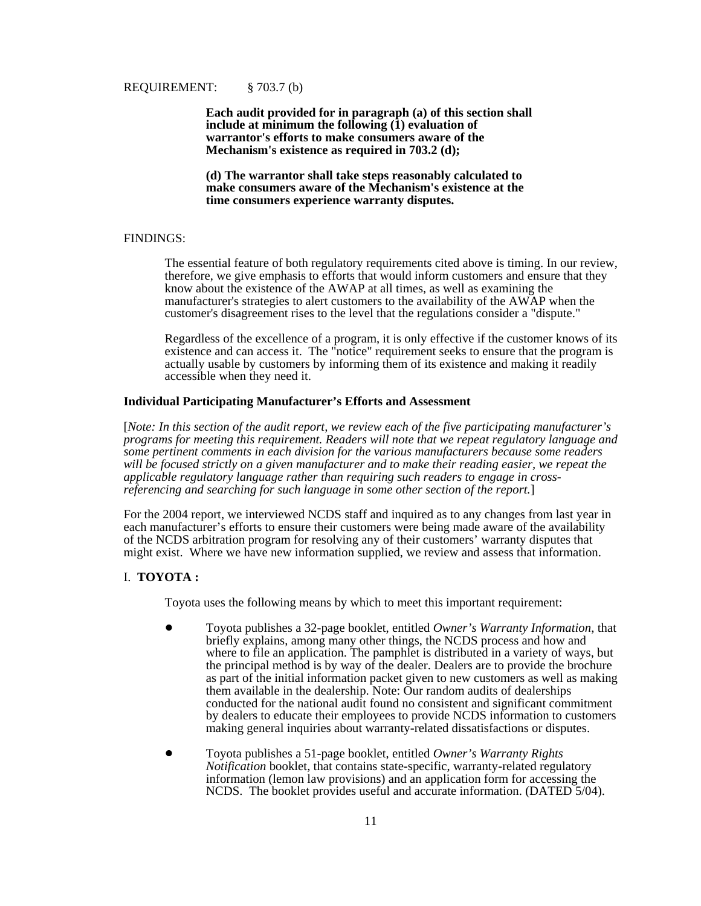REQUIREMENT: § 703.7 (b)

**Each audit provided for in paragraph (a) of this section shall include at minimum the following (1) evaluation of warrantor's efforts to make consumers aware of the Mechanism's existence as required in 703.2 (d);**

**(d) The warrantor shall take steps reasonably calculated to make consumers aware of the Mechanism's existence at the time consumers experience warranty disputes.**

FINDINGS:

The essential feature of both regulatory requirements cited above is timing. In our review, therefore, we give emphasis to efforts that would inform customers and ensure that they know about the existence of the AWAP at all times, as well as examining the manufacturer's strategies to alert customers to the availability of the AWAP when the customer's disagreement rises to the level that the regulations consider a "dispute."

Regardless of the excellence of a program, it is only effective if the customer knows of its existence and can access it. The "notice" requirement seeks to ensure that the program is actually usable by customers by informing them of its existence and making it readily accessible when they need it.

**Individual Participating Manufacturer's Efforts and Assessment**

[*Note: In this section of the audit report, we review each of the five participating manufacturer's programs for meeting this requirement. Readers will note that we repeat regulatory language and some pertinent comments in each division for the various manufacturers because some readers will be focused strictly on a given manufacturer and to make their reading easier, we repeat the applicable regulatory language rather than requiring such readers to engage in cross-referencing and searching for such language in some other section of the report.*]

For the 2004 report, we interviewed NCDS staff and inquired as to any changes from last year in each manufacturer's efforts to ensure their customers were being made aware of the availability of the NCDS arbitration program for resolving any of their customers' warranty disputes that might exist. Where we have new information supplied, we review and assess that information.

I. **TOYOTA :**

Toyota uses the following means by which to meet this important requirement:

- Toyota publishes a 32-page booklet, entitled *Owner's Warranty Information*, that briefly explains, among many other things, the NCDS process and how and where to file an application. The pamphlet is distributed in a variety of ways, but the principal method is by way of the dealer. Dealers are to provide the brochure as part of the initial information packet given to new customers as well as making them available in the dealership. Note: Our random audits of dealerships conducted for the national audit found no consistent and significant commitment by dealers to educate their employees to provide NCDS information to customers making general inquiries about warranty-related dissatisfactions or disputes.

- Toyota publishes a 51-page booklet, entitled *Owner's Warranty Rights Notification* booklet, that contains state-specific, warranty-related regulatory information (lemon law provisions) and an application form for accessing the NCDS. The booklet provides useful and accurate information. (DATED 5/04).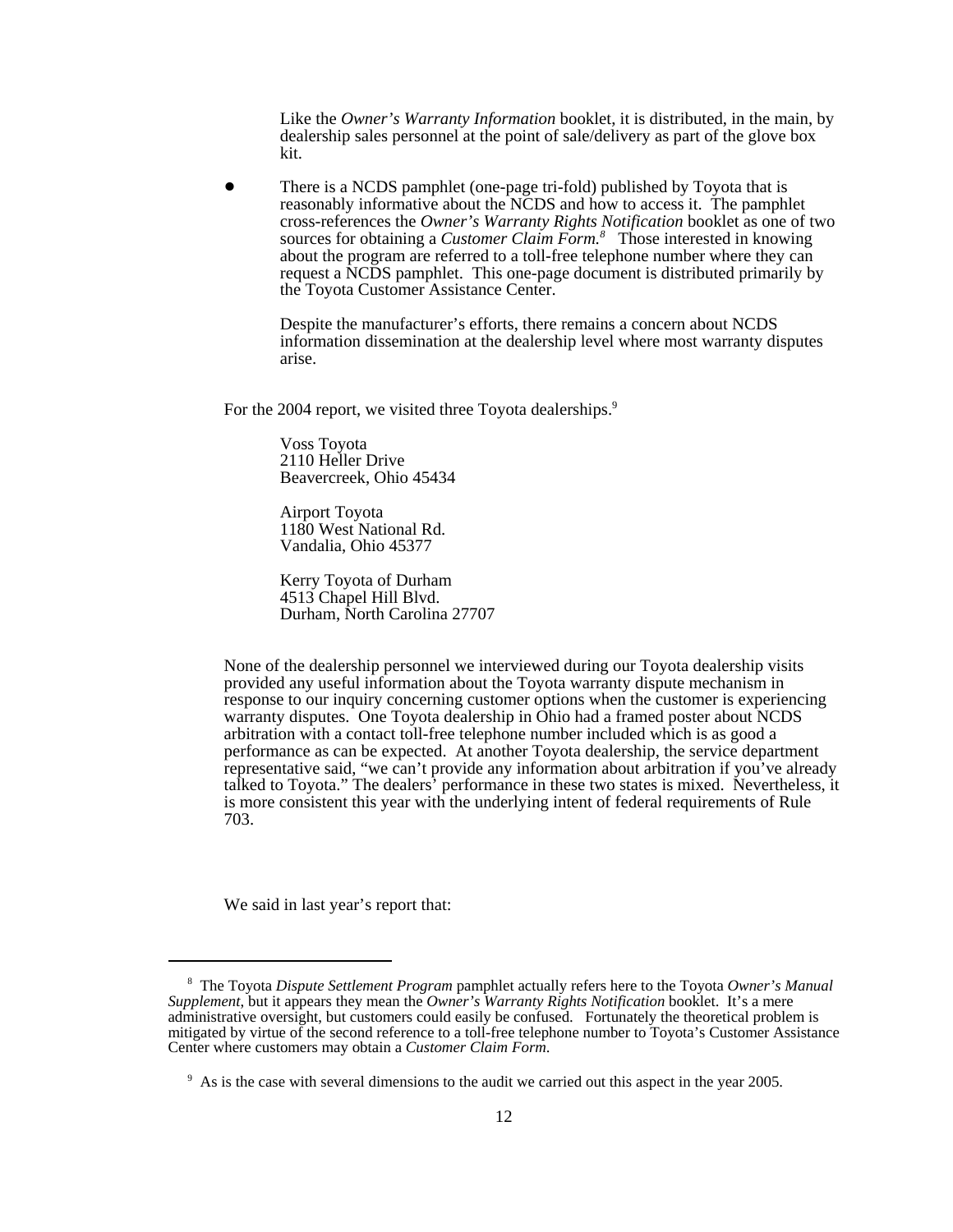Like the *Owner's Warranty Information* booklet, it is distributed, in the main, by dealership sales personnel at the point of sale/delivery as part of the glove box kit.

- There is a NCDS pamphlet (one-page tri-fold) published by Toyota that is reasonably informative about the NCDS and how to access it. The pamphlet cross-references the *Owner's Warranty Rights Notification* booklet as one of two sources for obtaining a *Customer Claim Form.*[8] Those interested in knowing about the program are referred to a toll-free telephone number where they can request a NCDS pamphlet. This one-page document is distributed primarily by the Toyota Customer Assistance Center.

  Despite the manufacturer's efforts, there remains a concern about NCDS information dissemination at the dealership level where most warranty disputes arise.

For the 2004 report, we visited three Toyota dealerships.[9]

> Voss Toyota
> 2110 Heller Drive
> Beavercreek, Ohio 45434
>
> Airport Toyota
> 1180 West National Rd.
> Vandalia, Ohio 45377
>
> Kerry Toyota of Durham
> 4513 Chapel Hill Blvd.
> Durham, North Carolina 27707

None of the dealership personnel we interviewed during our Toyota dealership visits provided any useful information about the Toyota warranty dispute mechanism in response to our inquiry concerning customer options when the customer is experiencing warranty disputes. One Toyota dealership in Ohio had a framed poster about NCDS arbitration with a contact toll-free telephone number included which is as good a performance as can be expected. At another Toyota dealership, the service department representative said, "we can't provide any information about arbitration if you've already talked to Toyota." The dealers' performance in these two states is mixed. Nevertheless, it is more consistent this year with the underlying intent of federal requirements of Rule 703.

We said in last year's report that:

---

[8] The Toyota *Dispute Settlement Program* pamphlet actually refers here to the Toyota *Owner's Manual Supplement*, but it appears they mean the *Owner's Warranty Rights Notification* booklet. It's a mere administrative oversight, but customers could easily be confused. Fortunately the theoretical problem is mitigated by virtue of the second reference to a toll-free telephone number to Toyota's Customer Assistance Center where customers may obtain a *Customer Claim Form*.

[9] As is the case with several dimensions to the audit we carried out this aspect in the year 2005.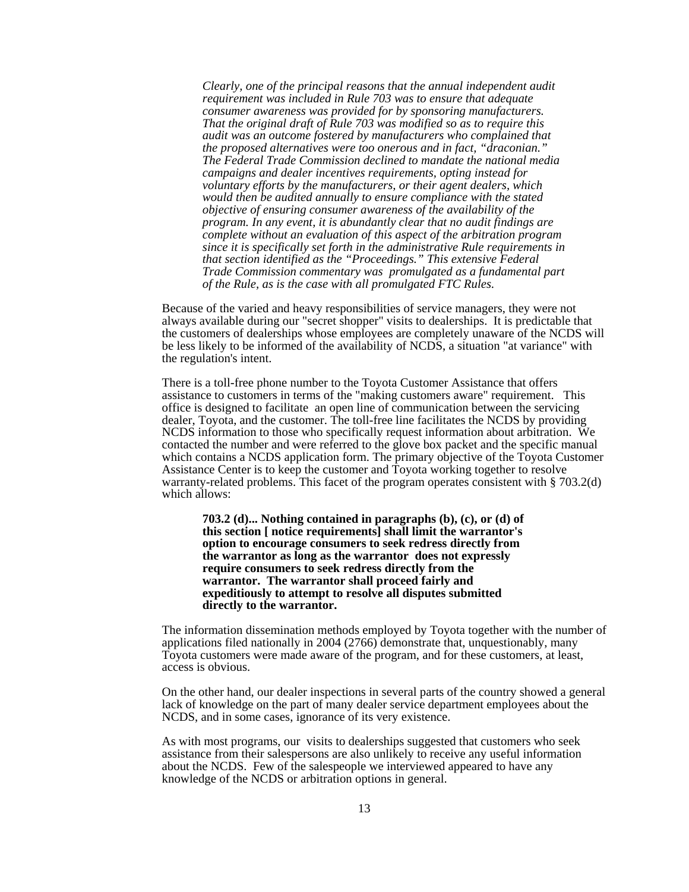> *Clearly, one of the principal reasons that the annual independent audit requirement was included in Rule 703 was to ensure that adequate consumer awareness was provided for by sponsoring manufacturers. That the original draft of Rule 703 was modified so as to require this audit was an outcome fostered by manufacturers who complained that the proposed alternatives were too onerous and in fact, "draconian." The Federal Trade Commission declined to mandate the national media campaigns and dealer incentives requirements, opting instead for voluntary efforts by the manufacturers, or their agent dealers, which would then be audited annually to ensure compliance with the stated objective of ensuring consumer awareness of the availability of the program. In any event, it is abundantly clear that no audit findings are complete without an evaluation of this aspect of the arbitration program since it is specifically set forth in the administrative Rule requirements in that section identified as the "Proceedings." This extensive Federal Trade Commission commentary was promulgated as a fundamental part of the Rule, as is the case with all promulgated FTC Rules.*

Because of the varied and heavy responsibilities of service managers, they were not always available during our "secret shopper" visits to dealerships. It is predictable that the customers of dealerships whose employees are completely unaware of the NCDS will be less likely to be informed of the availability of NCDS, a situation "at variance" with the regulation's intent.

There is a toll-free phone number to the Toyota Customer Assistance that offers assistance to customers in terms of the "making customers aware" requirement. This office is designed to facilitate an open line of communication between the servicing dealer, Toyota, and the customer. The toll-free line facilitates the NCDS by providing NCDS information to those who specifically request information about arbitration. We contacted the number and were referred to the glove box packet and the specific manual which contains a NCDS application form. The primary objective of the Toyota Customer Assistance Center is to keep the customer and Toyota working together to resolve warranty-related problems. This facet of the program operates consistent with § 703.2(d) which allows:

> **703.2 (d)... Nothing contained in paragraphs (b), (c), or (d) of this section [ notice requirements] shall limit the warrantor's option to encourage consumers to seek redress directly from the warrantor as long as the warrantor does not expressly require consumers to seek redress directly from the warrantor. The warrantor shall proceed fairly and expeditiously to attempt to resolve all disputes submitted directly to the warrantor.**

The information dissemination methods employed by Toyota together with the number of applications filed nationally in 2004 (2766) demonstrate that, unquestionably, many Toyota customers were made aware of the program, and for these customers, at least, access is obvious.

On the other hand, our dealer inspections in several parts of the country showed a general lack of knowledge on the part of many dealer service department employees about the NCDS, and in some cases, ignorance of its very existence.

As with most programs, our visits to dealerships suggested that customers who seek assistance from their salespersons are also unlikely to receive any useful information about the NCDS. Few of the salespeople we interviewed appeared to have any knowledge of the NCDS or arbitration options in general.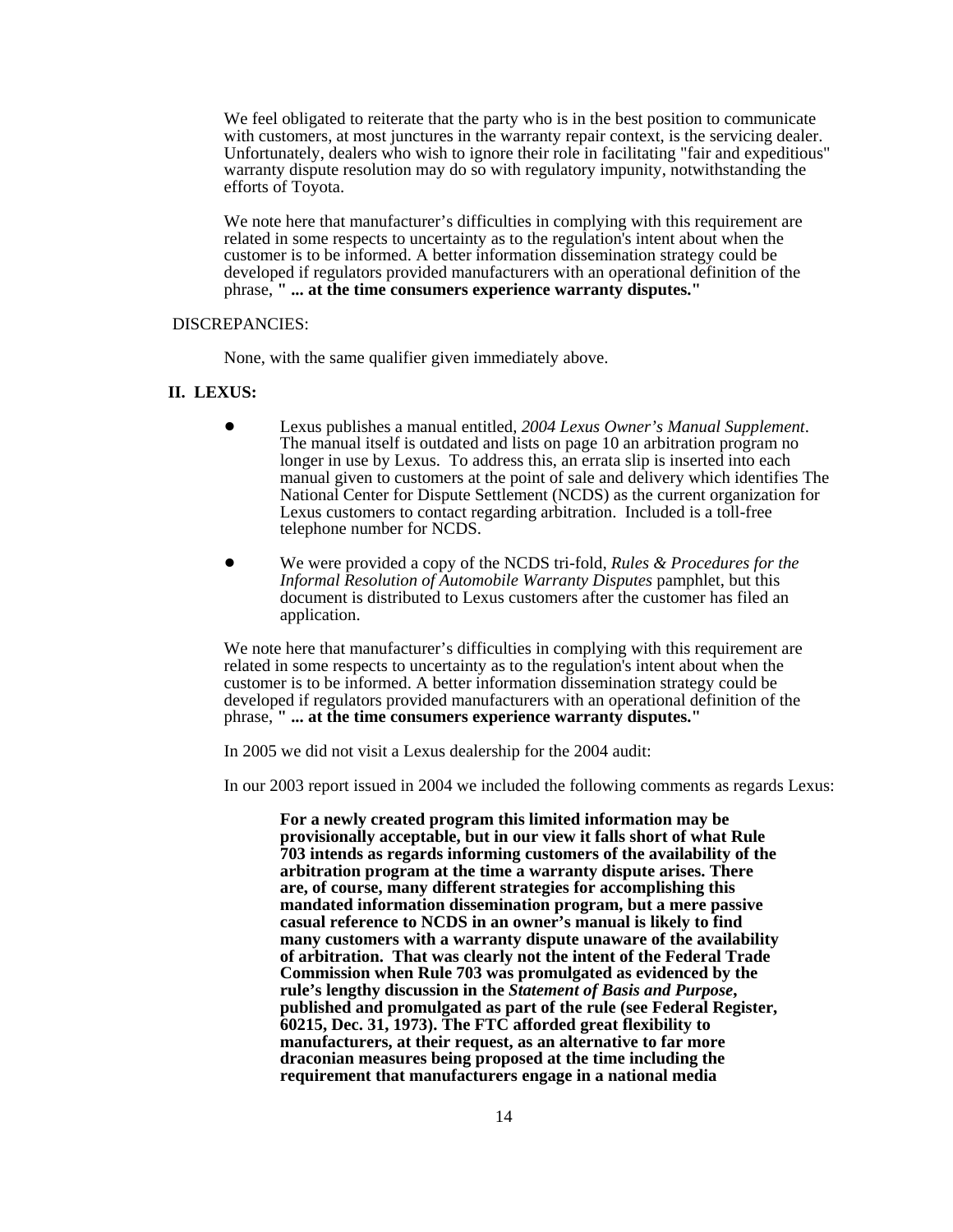We feel obligated to reiterate that the party who is in the best position to communicate with customers, at most junctures in the warranty repair context, is the servicing dealer. Unfortunately, dealers who wish to ignore their role in facilitating "fair and expeditious" warranty dispute resolution may do so with regulatory impunity, notwithstanding the efforts of Toyota.

We note here that manufacturer's difficulties in complying with this requirement are related in some respects to uncertainty as to the regulation's intent about when the customer is to be informed. A better information dissemination strategy could be developed if regulators provided manufacturers with an operational definition of the phrase, **" ... at the time consumers experience warranty disputes."**

DISCREPANCIES:

None, with the same qualifier given immediately above.

## II. LEXUS:

- Lexus publishes a manual entitled, *2004 Lexus Owner's Manual Supplement*. The manual itself is outdated and lists on page 10 an arbitration program no longer in use by Lexus. To address this, an errata slip is inserted into each manual given to customers at the point of sale and delivery which identifies The National Center for Dispute Settlement (NCDS) as the current organization for Lexus customers to contact regarding arbitration. Included is a toll-free telephone number for NCDS.

- We were provided a copy of the NCDS tri-fold, *Rules & Procedures for the Informal Resolution of Automobile Warranty Disputes* pamphlet, but this document is distributed to Lexus customers after the customer has filed an application.

We note here that manufacturer's difficulties in complying with this requirement are related in some respects to uncertainty as to the regulation's intent about when the customer is to be informed. A better information dissemination strategy could be developed if regulators provided manufacturers with an operational definition of the phrase, **" ... at the time consumers experience warranty disputes."**

In 2005 we did not visit a Lexus dealership for the 2004 audit:

In our 2003 report issued in 2004 we included the following comments as regards Lexus:

> **For a newly created program this limited information may be provisionally acceptable, but in our view it falls short of what Rule 703 intends as regards informing customers of the availability of the arbitration program at the time a warranty dispute arises. There are, of course, many different strategies for accomplishing this mandated information dissemination program, but a mere passive casual reference to NCDS in an owner's manual is likely to find many customers with a warranty dispute unaware of the availability of arbitration. That was clearly not the intent of the Federal Trade Commission when Rule 703 was promulgated as evidenced by the rule's lengthy discussion in the *Statement of Basis and Purpose*, published and promulgated as part of the rule (see Federal Register, 60215, Dec. 31, 1973). The FTC afforded great flexibility to manufacturers, at their request, as an alternative to far more draconian measures being proposed at the time including the requirement that manufacturers engage in a national media**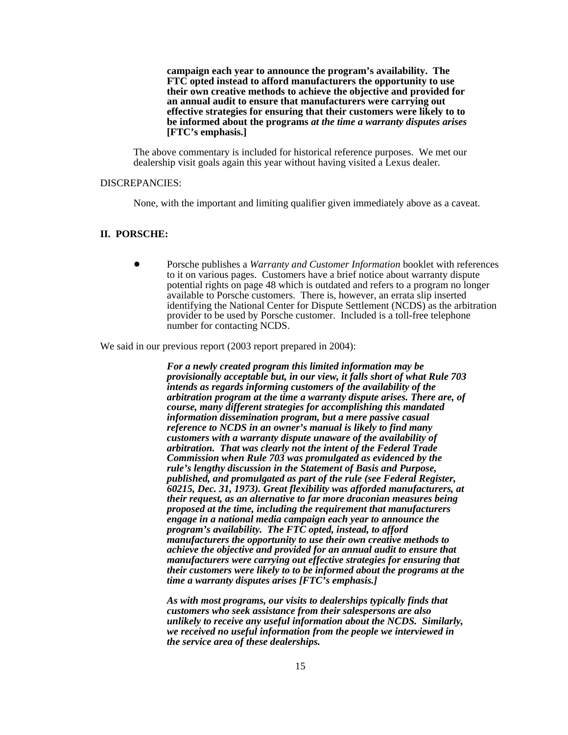**campaign each year to announce the program's availability. The FTC opted instead to afford manufacturers the opportunity to use their own creative methods to achieve the objective and provided for an annual audit to ensure that manufacturers were carrying out effective strategies for ensuring that their customers were likely to to be informed about the programs *at the time a warranty disputes arises* [FTC's emphasis.]**

The above commentary is included for historical reference purposes. We met our dealership visit goals again this year without having visited a Lexus dealer.

DISCREPANCIES:

None, with the important and limiting qualifier given immediately above as a caveat.

## II. PORSCHE:

- Porsche publishes a *Warranty and Customer Information* booklet with references to it on various pages. Customers have a brief notice about warranty dispute potential rights on page 48 which is outdated and refers to a program no longer available to Porsche customers. There is, however, an errata slip inserted identifying the National Center for Dispute Settlement (NCDS) as the arbitration provider to be used by Porsche customer. Included is a toll-free telephone number for contacting NCDS.

We said in our previous report (2003 report prepared in 2004):

> ***For a newly created program this limited information may be provisionally acceptable but, in our view, it falls short of what Rule 703 intends as regards informing customers of the availability of the arbitration program at the time a warranty dispute arises. There are, of course, many different strategies for accomplishing this mandated information dissemination program, but a mere passive casual reference to NCDS in an owner's manual is likely to find many customers with a warranty dispute unaware of the availability of arbitration. That was clearly not the intent of the Federal Trade Commission when Rule 703 was promulgated as evidenced by the rule's lengthy discussion in the Statement of Basis and Purpose, published, and promulgated as part of the rule (see Federal Register, 60215, Dec. 31, 1973). Great flexibility was afforded manufacturers, at their request, as an alternative to far more draconian measures being proposed at the time, including the requirement that manufacturers engage in a national media campaign each year to announce the program's availability. The FTC opted, instead, to afford manufacturers the opportunity to use their own creative methods to achieve the objective and provided for an annual audit to ensure that manufacturers were carrying out effective strategies for ensuring that their customers were likely to to be informed about the programs at the time a warranty disputes arises [FTC's emphasis.]***
>
> ***As with most programs, our visits to dealerships typically finds that customers who seek assistance from their salespersons are also unlikely to receive any useful information about the NCDS. Similarly, we received no useful information from the people we interviewed in the service area of these dealerships.***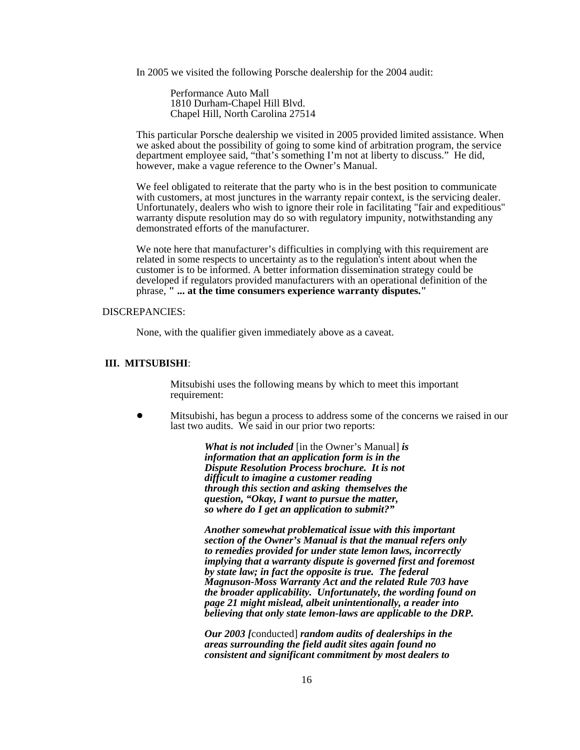In 2005 we visited the following Porsche dealership for the 2004 audit:

> Performance Auto Mall
> 1810 Durham-Chapel Hill Blvd.
> Chapel Hill, North Carolina 27514

This particular Porsche dealership we visited in 2005 provided limited assistance. When we asked about the possibility of going to some kind of arbitration program, the service department employee said, "that's something I'm not at liberty to discuss." He did, however, make a vague reference to the Owner's Manual.

We feel obligated to reiterate that the party who is in the best position to communicate with customers, at most junctures in the warranty repair context, is the servicing dealer. Unfortunately, dealers who wish to ignore their role in facilitating "fair and expeditious" warranty dispute resolution may do so with regulatory impunity, notwithstanding any demonstrated efforts of the manufacturer.

We note here that manufacturer's difficulties in complying with this requirement are related in some respects to uncertainty as to the regulation's intent about when the customer is to be informed. A better information dissemination strategy could be developed if regulators provided manufacturers with an operational definition of the phrase, **" ... at the time consumers experience warranty disputes."**

DISCREPANCIES:

None, with the qualifier given immediately above as a caveat.

**III. MITSUBISHI**:

Mitsubishi uses the following means by which to meet this important requirement:

- Mitsubishi, has begun a process to address some of the concerns we raised in our last two audits. We said in our prior two reports:

  > ***What is not included*** [in the Owner's Manual] ***is information that an application form is in the Dispute Resolution Process brochure. It is not difficult to imagine a customer reading through this section and asking themselves the question, "Okay, I want to pursue the matter, so where do I get an application to submit?"***
  >
  > ***Another somewhat problematical issue with this important section of the Owner's Manual is that the manual refers only to remedies provided for under state lemon laws, incorrectly implying that a warranty dispute is governed first and foremost by state law; in fact the opposite is true. The federal Magnuson-Moss Warranty Act and the related Rule 703 have the broader applicability. Unfortunately, the wording found on page 21 might mislead, albeit unintentionally, a reader into believing that only state lemon-laws are applicable to the DRP.***
  >
  > ***Our 2003 [***conducted] ***random audits of dealerships in the areas surrounding the field audit sites again found no consistent and significant commitment by most dealers to***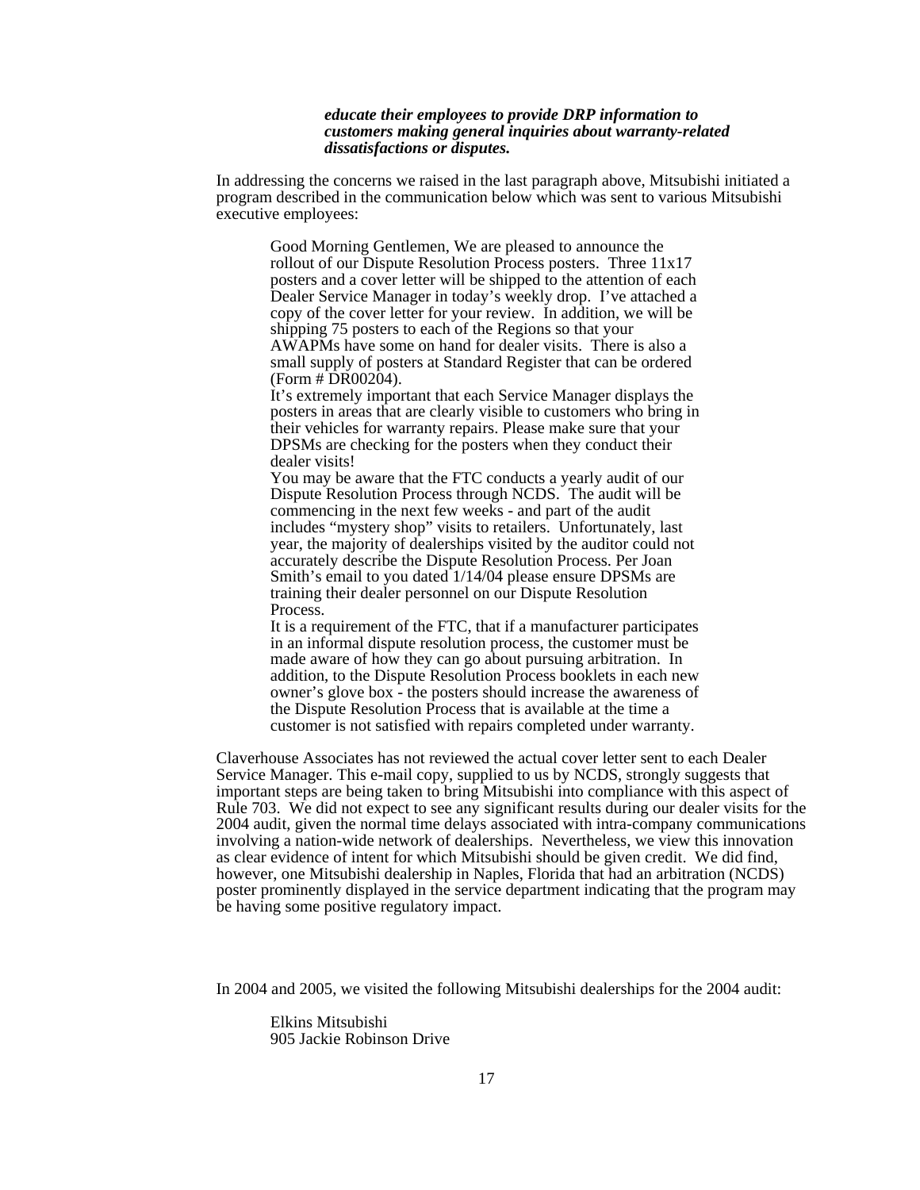> ***educate their employees to provide DRP information to customers making general inquiries about warranty-related dissatisfactions or disputes.***

In addressing the concerns we raised in the last paragraph above, Mitsubishi initiated a program described in the communication below which was sent to various Mitsubishi executive employees:

> Good Morning Gentlemen, We are pleased to announce the rollout of our Dispute Resolution Process posters. Three 11x17 posters and a cover letter will be shipped to the attention of each Dealer Service Manager in today's weekly drop. I've attached a copy of the cover letter for your review. In addition, we will be shipping 75 posters to each of the Regions so that your AWAPMs have some on hand for dealer visits. There is also a small supply of posters at Standard Register that can be ordered (Form # DR00204).
>
> It's extremely important that each Service Manager displays the posters in areas that are clearly visible to customers who bring in their vehicles for warranty repairs. Please make sure that your DPSMs are checking for the posters when they conduct their dealer visits!
>
> You may be aware that the FTC conducts a yearly audit of our Dispute Resolution Process through NCDS. The audit will be commencing in the next few weeks - and part of the audit includes "mystery shop" visits to retailers. Unfortunately, last year, the majority of dealerships visited by the auditor could not accurately describe the Dispute Resolution Process. Per Joan Smith's email to you dated 1/14/04 please ensure DPSMs are training their dealer personnel on our Dispute Resolution Process.
>
> It is a requirement of the FTC, that if a manufacturer participates in an informal dispute resolution process, the customer must be made aware of how they can go about pursuing arbitration. In addition, to the Dispute Resolution Process booklets in each new owner's glove box - the posters should increase the awareness of the Dispute Resolution Process that is available at the time a customer is not satisfied with repairs completed under warranty.

Claverhouse Associates has not reviewed the actual cover letter sent to each Dealer Service Manager. This e-mail copy, supplied to us by NCDS, strongly suggests that important steps are being taken to bring Mitsubishi into compliance with this aspect of Rule 703. We did not expect to see any significant results during our dealer visits for the 2004 audit, given the normal time delays associated with intra-company communications involving a nation-wide network of dealerships. Nevertheless, we view this innovation as clear evidence of intent for which Mitsubishi should be given credit. We did find, however, one Mitsubishi dealership in Naples, Florida that had an arbitration (NCDS) poster prominently displayed in the service department indicating that the program may be having some positive regulatory impact.

In 2004 and 2005, we visited the following Mitsubishi dealerships for the 2004 audit:

> Elkins Mitsubishi
> 905 Jackie Robinson Drive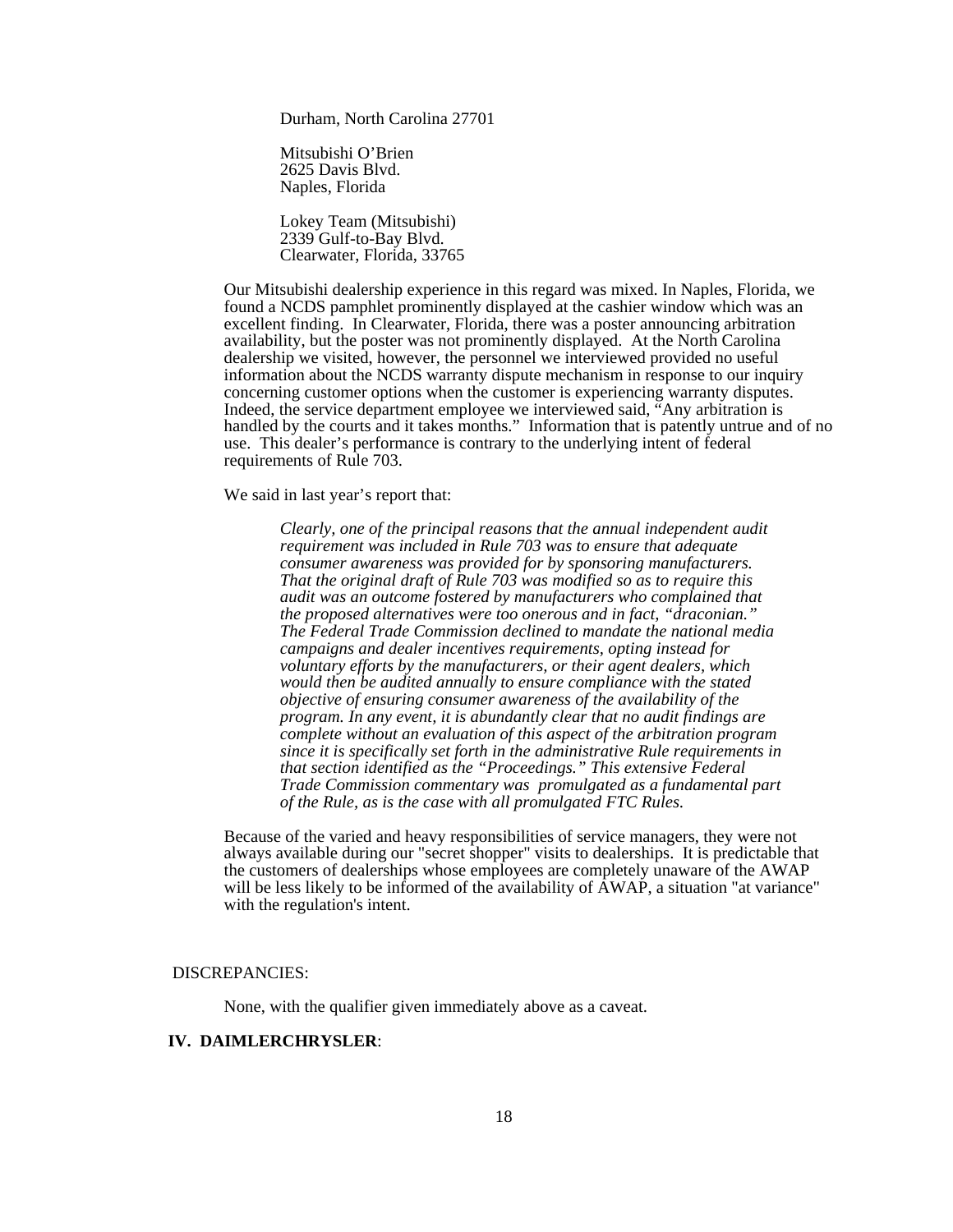Durham, North Carolina 27701

Mitsubishi O'Brien
2625 Davis Blvd.
Naples, Florida

Lokey Team (Mitsubishi)
2339 Gulf-to-Bay Blvd.
Clearwater, Florida, 33765

Our Mitsubishi dealership experience in this regard was mixed. In Naples, Florida, we found a NCDS pamphlet prominently displayed at the cashier window which was an excellent finding. In Clearwater, Florida, there was a poster announcing arbitration availability, but the poster was not prominently displayed. At the North Carolina dealership we visited, however, the personnel we interviewed provided no useful information about the NCDS warranty dispute mechanism in response to our inquiry concerning customer options when the customer is experiencing warranty disputes. Indeed, the service department employee we interviewed said, "Any arbitration is handled by the courts and it takes months." Information that is patently untrue and of no use. This dealer's performance is contrary to the underlying intent of federal requirements of Rule 703.

We said in last year's report that:

> *Clearly, one of the principal reasons that the annual independent audit requirement was included in Rule 703 was to ensure that adequate consumer awareness was provided for by sponsoring manufacturers. That the original draft of Rule 703 was modified so as to require this audit was an outcome fostered by manufacturers who complained that the proposed alternatives were too onerous and in fact, "draconian." The Federal Trade Commission declined to mandate the national media campaigns and dealer incentives requirements, opting instead for voluntary efforts by the manufacturers, or their agent dealers, which would then be audited annually to ensure compliance with the stated objective of ensuring consumer awareness of the availability of the program. In any event, it is abundantly clear that no audit findings are complete without an evaluation of this aspect of the arbitration program since it is specifically set forth in the administrative Rule requirements in that section identified as the "Proceedings." This extensive Federal Trade Commission commentary was promulgated as a fundamental part of the Rule, as is the case with all promulgated FTC Rules.*

Because of the varied and heavy responsibilities of service managers, they were not always available during our "secret shopper" visits to dealerships. It is predictable that the customers of dealerships whose employees are completely unaware of the AWAP will be less likely to be informed of the availability of AWAP, a situation "at variance" with the regulation's intent.

DISCREPANCIES:

None, with the qualifier given immediately above as a caveat.

## IV. DAIMLERCHRYSLER: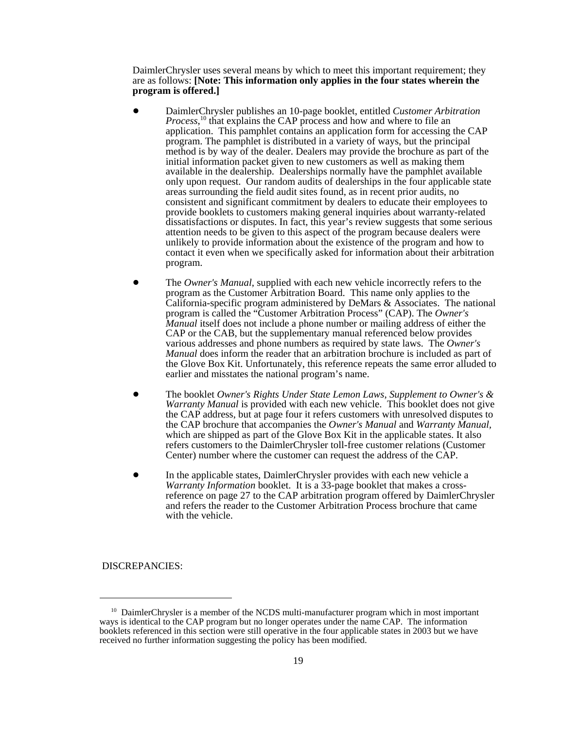DaimlerChrysler uses several means by which to meet this important requirement; they are as follows: **[Note: This information only applies in the four states wherein the program is offered.]**

- DaimlerChrysler publishes an 10-page booklet, entitled *Customer Arbitration Process*,[10] that explains the CAP process and how and where to file an application. This pamphlet contains an application form for accessing the CAP program. The pamphlet is distributed in a variety of ways, but the principal method is by way of the dealer. Dealers may provide the brochure as part of the initial information packet given to new customers as well as making them available in the dealership. Dealerships normally have the pamphlet available only upon request. Our random audits of dealerships in the four applicable state areas surrounding the field audit sites found, as in recent prior audits, no consistent and significant commitment by dealers to educate their employees to provide booklets to customers making general inquiries about warranty-related dissatisfactions or disputes. In fact, this year's review suggests that some serious attention needs to be given to this aspect of the program because dealers were unlikely to provide information about the existence of the program and how to contact it even when we specifically asked for information about their arbitration program.

- The *Owner's Manual*, supplied with each new vehicle incorrectly refers to the program as the Customer Arbitration Board. This name only applies to the California-specific program administered by DeMars & Associates. The national program is called the "Customer Arbitration Process" (CAP). The *Owner's Manual* itself does not include a phone number or mailing address of either the CAP or the CAB, but the supplementary manual referenced below provides various addresses and phone numbers as required by state laws. The *Owner's Manual* does inform the reader that an arbitration brochure is included as part of the Glove Box Kit. Unfortunately, this reference repeats the same error alluded to earlier and misstates the national program's name.

- The booklet *Owner's Rights Under State Lemon Laws*, *Supplement to Owner's & Warranty Manual* is provided with each new vehicle. This booklet does not give the CAP address, but at page four it refers customers with unresolved disputes to the CAP brochure that accompanies the *Owner's Manual* and *Warranty Manual*, which are shipped as part of the Glove Box Kit in the applicable states. It also refers customers to the DaimlerChrysler toll-free customer relations (Customer Center) number where the customer can request the address of the CAP.

- In the applicable states, DaimlerChrysler provides with each new vehicle a *Warranty Information* booklet. It is a 33-page booklet that makes a cross-reference on page 27 to the CAP arbitration program offered by DaimlerChrysler and refers the reader to the Customer Arbitration Process brochure that came with the vehicle.

DISCREPANCIES:

---

[10] DaimlerChrysler is a member of the NCDS multi-manufacturer program which in most important ways is identical to the CAP program but no longer operates under the name CAP. The information booklets referenced in this section were still operative in the four applicable states in 2003 but we have received no further information suggesting the policy has been modified.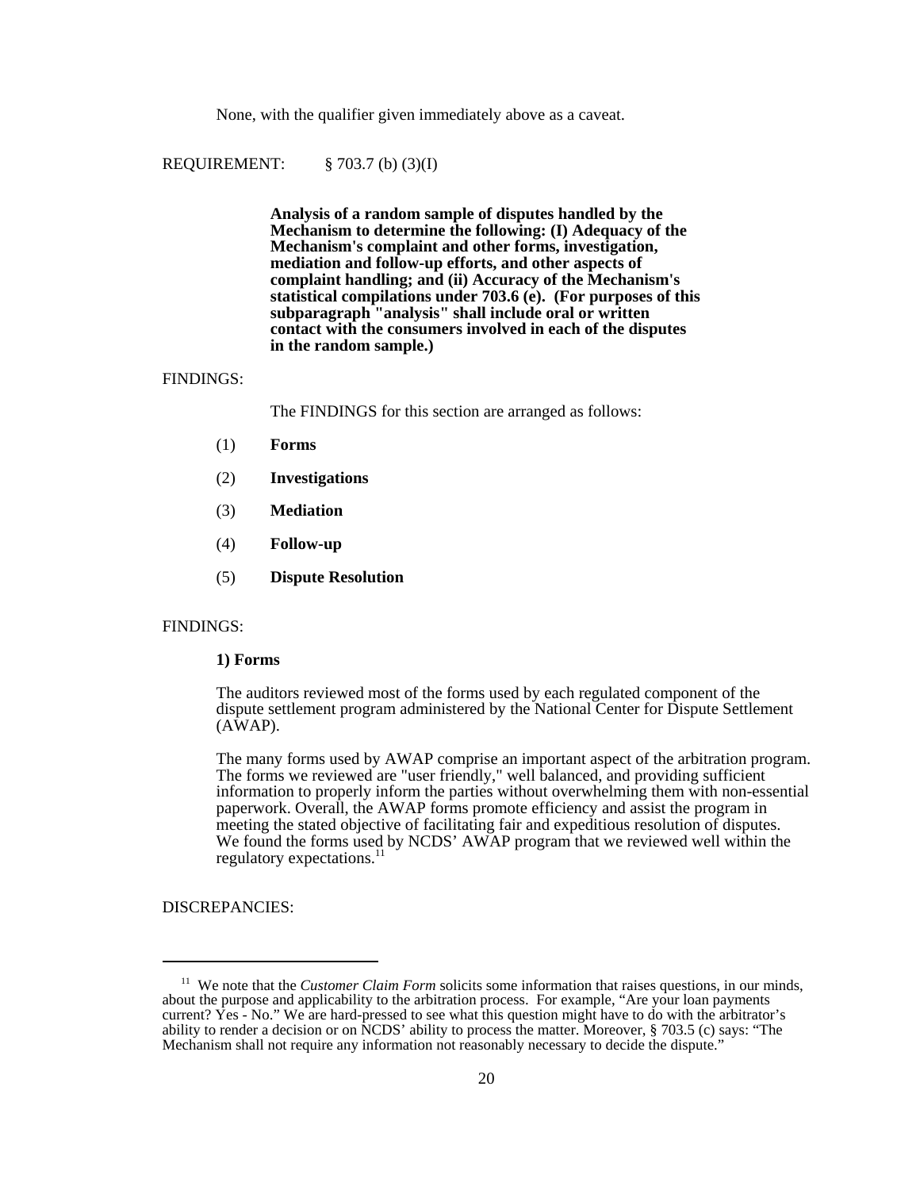None, with the qualifier given immediately above as a caveat.

REQUIREMENT: § 703.7 (b) (3)(I)

**Analysis of a random sample of disputes handled by the Mechanism to determine the following: (I) Adequacy of the Mechanism's complaint and other forms, investigation, mediation and follow-up efforts, and other aspects of complaint handling; and (ii) Accuracy of the Mechanism's statistical compilations under 703.6 (e). (For purposes of this subparagraph "analysis" shall include oral or written contact with the consumers involved in each of the disputes in the random sample.)**

FINDINGS:

The FINDINGS for this section are arranged as follows:

(1) **Forms**

(2) **Investigations**

(3) **Mediation**

(4) **Follow-up**

(5) **Dispute Resolution**

FINDINGS:

**1) Forms**

The auditors reviewed most of the forms used by each regulated component of the dispute settlement program administered by the National Center for Dispute Settlement (AWAP).

The many forms used by AWAP comprise an important aspect of the arbitration program. The forms we reviewed are "user friendly," well balanced, and providing sufficient information to properly inform the parties without overwhelming them with non-essential paperwork. Overall, the AWAP forms promote efficiency and assist the program in meeting the stated objective of facilitating fair and expeditious resolution of disputes. We found the forms used by NCDS' AWAP program that we reviewed well within the regulatory expectations.[11]

DISCREPANCIES:

[11] We note that the *Customer Claim Form* solicits some information that raises questions, in our minds, about the purpose and applicability to the arbitration process. For example, "Are your loan payments current? Yes - No." We are hard-pressed to see what this question might have to do with the arbitrator's ability to render a decision or on NCDS' ability to process the matter. Moreover, § 703.5 (c) says: "The Mechanism shall not require any information not reasonably necessary to decide the dispute."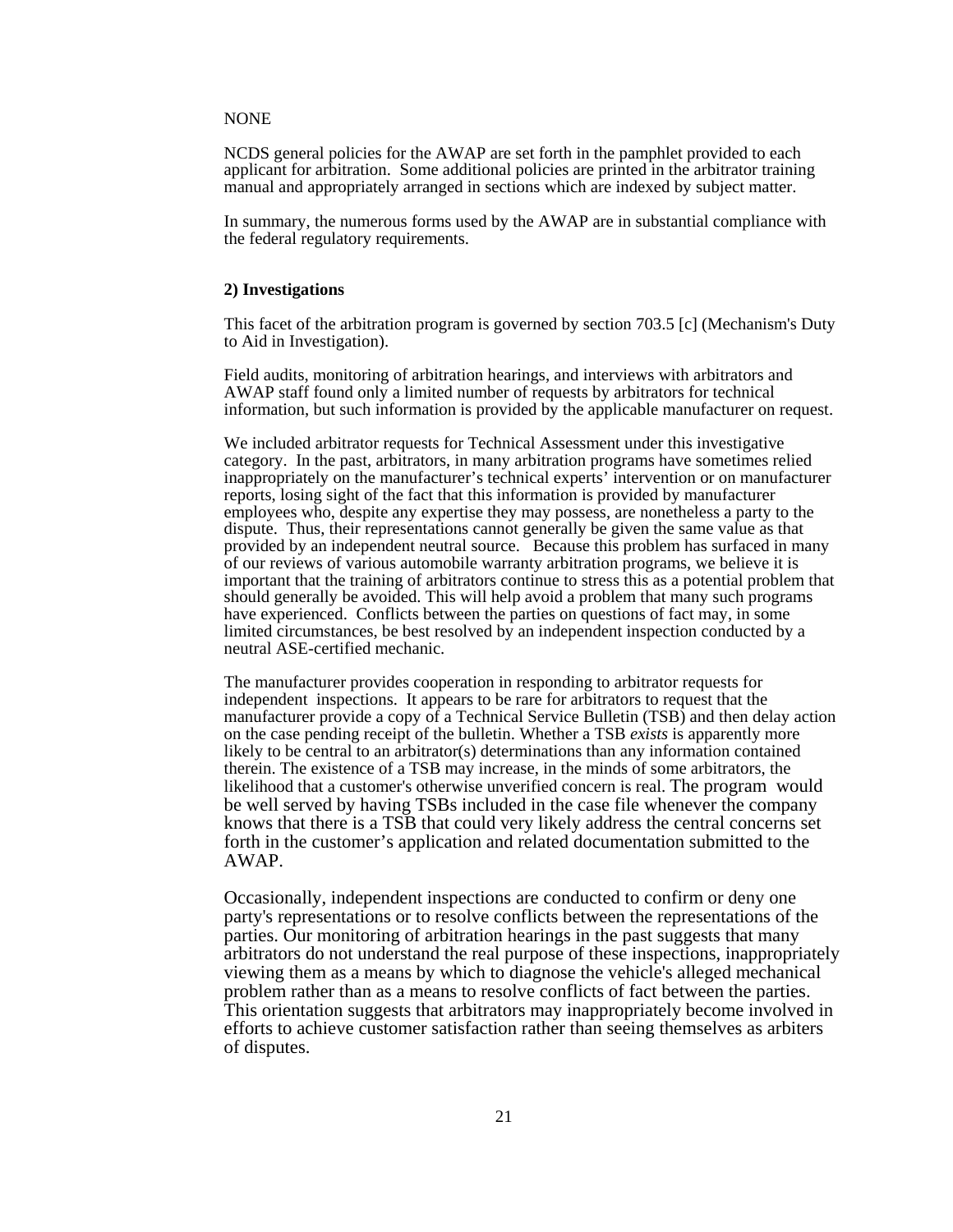NONE

NCDS general policies for the AWAP are set forth in the pamphlet provided to each applicant for arbitration. Some additional policies are printed in the arbitrator training manual and appropriately arranged in sections which are indexed by subject matter.

In summary, the numerous forms used by the AWAP are in substantial compliance with the federal regulatory requirements.

**2) Investigations**

This facet of the arbitration program is governed by section 703.5 [c] (Mechanism's Duty to Aid in Investigation).

Field audits, monitoring of arbitration hearings, and interviews with arbitrators and AWAP staff found only a limited number of requests by arbitrators for technical information, but such information is provided by the applicable manufacturer on request.

We included arbitrator requests for Technical Assessment under this investigative category. In the past, arbitrators, in many arbitration programs have sometimes relied inappropriately on the manufacturer's technical experts' intervention or on manufacturer reports, losing sight of the fact that this information is provided by manufacturer employees who, despite any expertise they may possess, are nonetheless a party to the dispute. Thus, their representations cannot generally be given the same value as that provided by an independent neutral source. Because this problem has surfaced in many of our reviews of various automobile warranty arbitration programs, we believe it is important that the training of arbitrators continue to stress this as a potential problem that should generally be avoided. This will help avoid a problem that many such programs have experienced. Conflicts between the parties on questions of fact may, in some limited circumstances, be best resolved by an independent inspection conducted by a neutral ASE-certified mechanic.

The manufacturer provides cooperation in responding to arbitrator requests for independent inspections. It appears to be rare for arbitrators to request that the manufacturer provide a copy of a Technical Service Bulletin (TSB) and then delay action on the case pending receipt of the bulletin. Whether a TSB *exists* is apparently more likely to be central to an arbitrator(s) determinations than any information contained therein. The existence of a TSB may increase, in the minds of some arbitrators, the likelihood that a customer's otherwise unverified concern is real. The program would be well served by having TSBs included in the case file whenever the company knows that there is a TSB that could very likely address the central concerns set forth in the customer's application and related documentation submitted to the AWAP.

Occasionally, independent inspections are conducted to confirm or deny one party's representations or to resolve conflicts between the representations of the parties. Our monitoring of arbitration hearings in the past suggests that many arbitrators do not understand the real purpose of these inspections, inappropriately viewing them as a means by which to diagnose the vehicle's alleged mechanical problem rather than as a means to resolve conflicts of fact between the parties. This orientation suggests that arbitrators may inappropriately become involved in efforts to achieve customer satisfaction rather than seeing themselves as arbiters of disputes.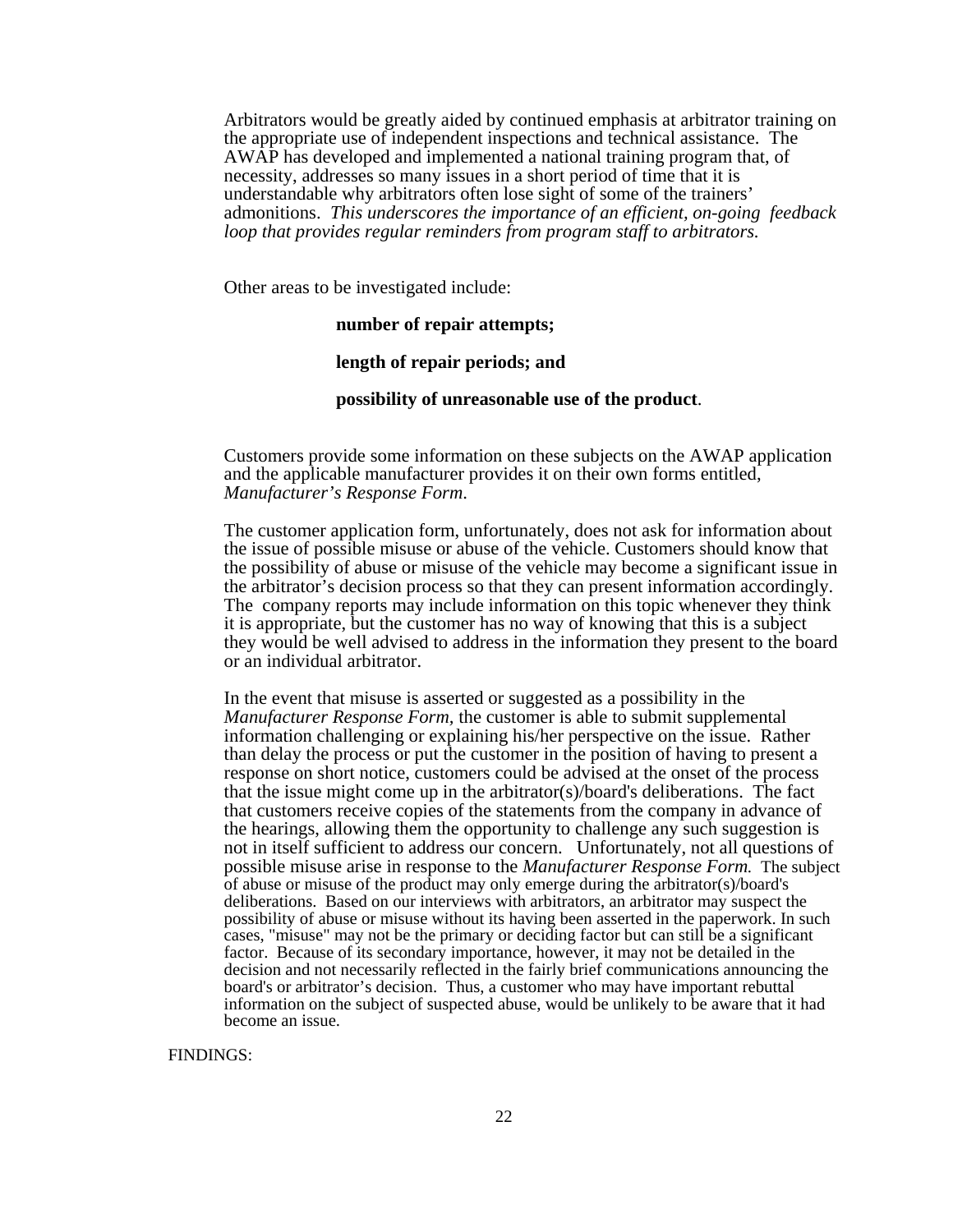Arbitrators would be greatly aided by continued emphasis at arbitrator training on the appropriate use of independent inspections and technical assistance. The AWAP has developed and implemented a national training program that, of necessity, addresses so many issues in a short period of time that it is understandable why arbitrators often lose sight of some of the trainers' admonitions. *This underscores the importance of an efficient, on-going feedback loop that provides regular reminders from program staff to arbitrators.*

Other areas to be investigated include:

**number of repair attempts;**

**length of repair periods; and**

**possibility of unreasonable use of the product**.

Customers provide some information on these subjects on the AWAP application and the applicable manufacturer provides it on their own forms entitled, *Manufacturer's Response Form*.

The customer application form, unfortunately, does not ask for information about the issue of possible misuse or abuse of the vehicle. Customers should know that the possibility of abuse or misuse of the vehicle may become a significant issue in the arbitrator's decision process so that they can present information accordingly. The company reports may include information on this topic whenever they think it is appropriate, but the customer has no way of knowing that this is a subject they would be well advised to address in the information they present to the board or an individual arbitrator.

In the event that misuse is asserted or suggested as a possibility in the *Manufacturer Response Form*, the customer is able to submit supplemental information challenging or explaining his/her perspective on the issue. Rather than delay the process or put the customer in the position of having to present a response on short notice, customers could be advised at the onset of the process that the issue might come up in the arbitrator(s)/board's deliberations. The fact that customers receive copies of the statements from the company in advance of the hearings, allowing them the opportunity to challenge any such suggestion is not in itself sufficient to address our concern. Unfortunately, not all questions of possible misuse arise in response to the *Manufacturer Response Form.* The subject of abuse or misuse of the product may only emerge during the arbitrator(s)/board's deliberations. Based on our interviews with arbitrators, an arbitrator may suspect the possibility of abuse or misuse without its having been asserted in the paperwork. In such cases, "misuse" may not be the primary or deciding factor but can still be a significant factor. Because of its secondary importance, however, it may not be detailed in the decision and not necessarily reflected in the fairly brief communications announcing the board's or arbitrator's decision. Thus, a customer who may have important rebuttal information on the subject of suspected abuse, would be unlikely to be aware that it had become an issue.

FINDINGS: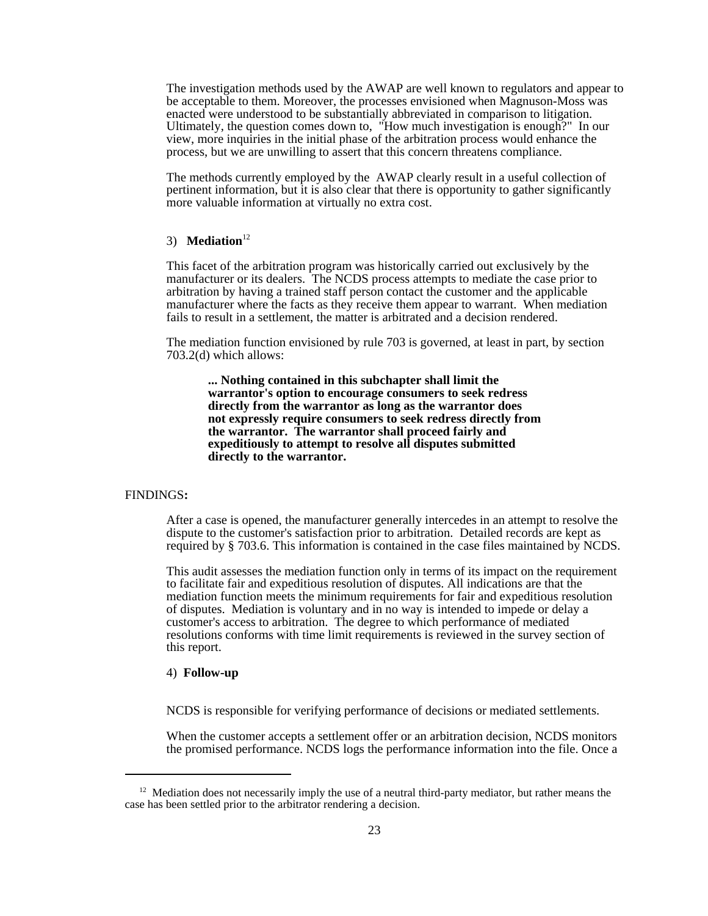The investigation methods used by the AWAP are well known to regulators and appear to be acceptable to them. Moreover, the processes envisioned when Magnuson-Moss was enacted were understood to be substantially abbreviated in comparison to litigation. Ultimately, the question comes down to, "How much investigation is enough?" In our view, more inquiries in the initial phase of the arbitration process would enhance the process, but we are unwilling to assert that this concern threatens compliance.

The methods currently employed by the AWAP clearly result in a useful collection of pertinent information, but it is also clear that there is opportunity to gather significantly more valuable information at virtually no extra cost.

### 3) **Mediation**[12]

This facet of the arbitration program was historically carried out exclusively by the manufacturer or its dealers. The NCDS process attempts to mediate the case prior to arbitration by having a trained staff person contact the customer and the applicable manufacturer where the facts as they receive them appear to warrant. When mediation fails to result in a settlement, the matter is arbitrated and a decision rendered.

The mediation function envisioned by rule 703 is governed, at least in part, by section 703.2(d) which allows:

> **... Nothing contained in this subchapter shall limit the warrantor's option to encourage consumers to seek redress directly from the warrantor as long as the warrantor does not expressly require consumers to seek redress directly from the warrantor. The warrantor shall proceed fairly and expeditiously to attempt to resolve all disputes submitted directly to the warrantor.**

FINDINGS**:**

After a case is opened, the manufacturer generally intercedes in an attempt to resolve the dispute to the customer's satisfaction prior to arbitration. Detailed records are kept as required by § 703.6. This information is contained in the case files maintained by NCDS.

This audit assesses the mediation function only in terms of its impact on the requirement to facilitate fair and expeditious resolution of disputes. All indications are that the mediation function meets the minimum requirements for fair and expeditious resolution of disputes. Mediation is voluntary and in no way is intended to impede or delay a customer's access to arbitration. The degree to which performance of mediated resolutions conforms with time limit requirements is reviewed in the survey section of this report.

### 4) **Follow-up**

NCDS is responsible for verifying performance of decisions or mediated settlements.

When the customer accepts a settlement offer or an arbitration decision, NCDS monitors the promised performance. NCDS logs the performance information into the file. Once a

---

[12] Mediation does not necessarily imply the use of a neutral third-party mediator, but rather means the case has been settled prior to the arbitrator rendering a decision.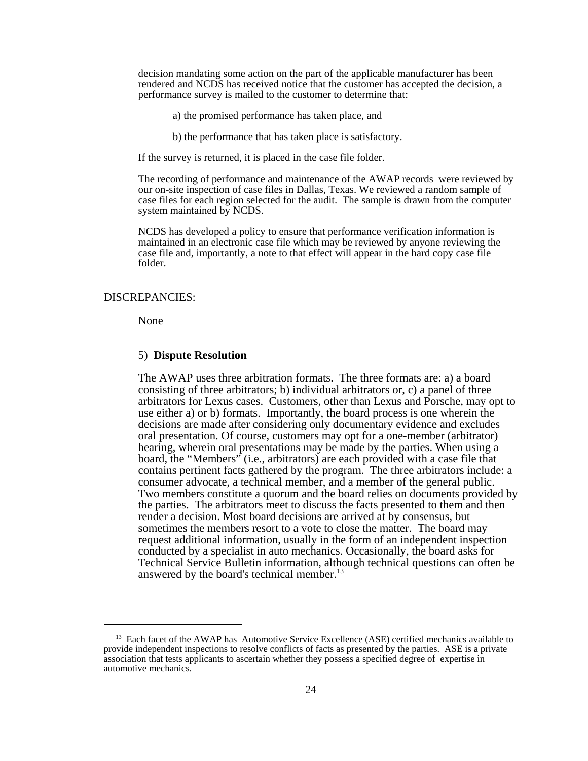decision mandating some action on the part of the applicable manufacturer has been rendered and NCDS has received notice that the customer has accepted the decision, a performance survey is mailed to the customer to determine that:

a) the promised performance has taken place, and

b) the performance that has taken place is satisfactory.

If the survey is returned, it is placed in the case file folder.

The recording of performance and maintenance of the AWAP records were reviewed by our on-site inspection of case files in Dallas, Texas. We reviewed a random sample of case files for each region selected for the audit. The sample is drawn from the computer system maintained by NCDS.

NCDS has developed a policy to ensure that performance verification information is maintained in an electronic case file which may be reviewed by anyone reviewing the case file and, importantly, a note to that effect will appear in the hard copy case file folder.

DISCREPANCIES:

None

5) **Dispute Resolution**

The AWAP uses three arbitration formats. The three formats are: a) a board consisting of three arbitrators; b) individual arbitrators or, c) a panel of three arbitrators for Lexus cases. Customers, other than Lexus and Porsche, may opt to use either a) or b) formats. Importantly, the board process is one wherein the decisions are made after considering only documentary evidence and excludes oral presentation. Of course, customers may opt for a one-member (arbitrator) hearing, wherein oral presentations may be made by the parties. When using a board, the "Members" (i.e., arbitrators) are each provided with a case file that contains pertinent facts gathered by the program. The three arbitrators include: a consumer advocate, a technical member, and a member of the general public. Two members constitute a quorum and the board relies on documents provided by the parties. The arbitrators meet to discuss the facts presented to them and then render a decision. Most board decisions are arrived at by consensus, but sometimes the members resort to a vote to close the matter. The board may request additional information, usually in the form of an independent inspection conducted by a specialist in auto mechanics. Occasionally, the board asks for Technical Service Bulletin information, although technical questions can often be answered by the board's technical member.[13]

---

[13] Each facet of the AWAP has Automotive Service Excellence (ASE) certified mechanics available to provide independent inspections to resolve conflicts of facts as presented by the parties. ASE is a private association that tests applicants to ascertain whether they possess a specified degree of expertise in automotive mechanics.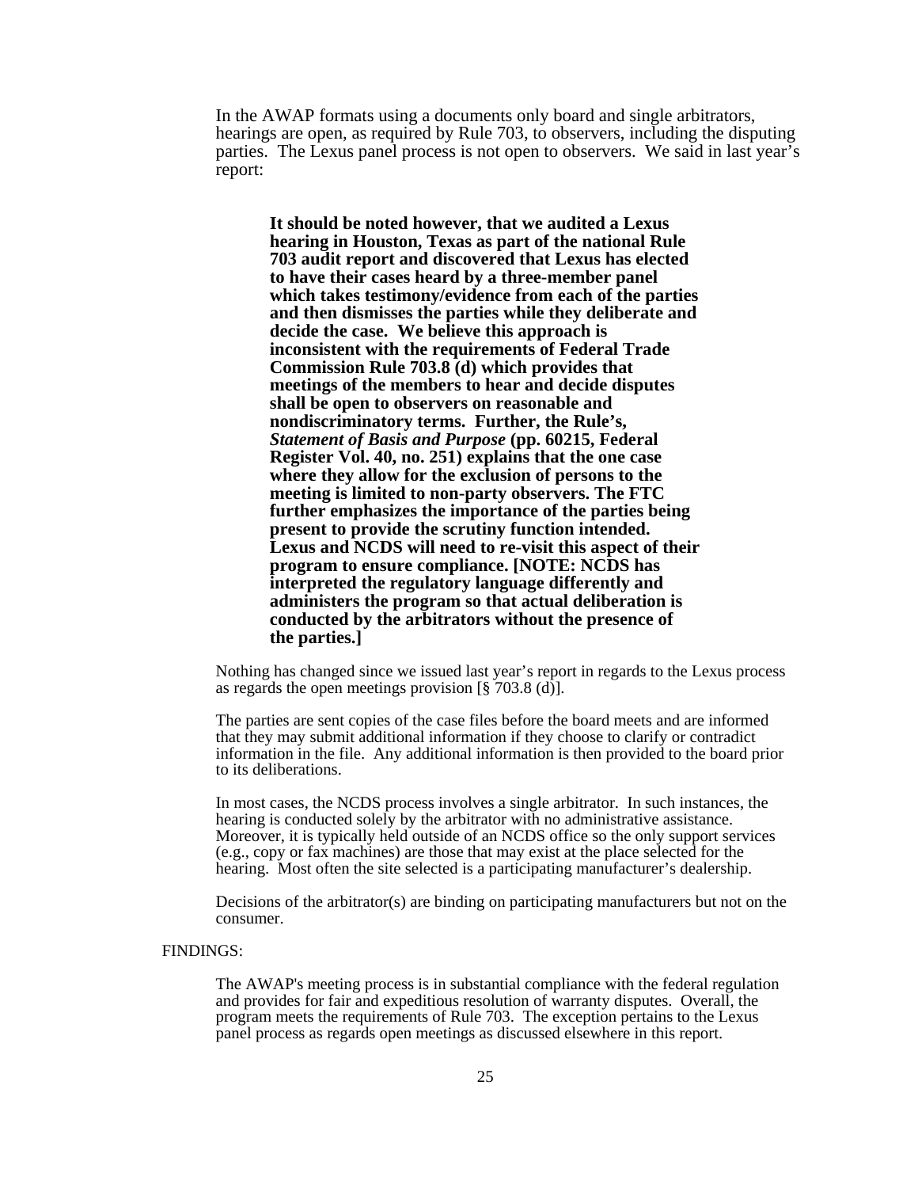In the AWAP formats using a documents only board and single arbitrators, hearings are open, as required by Rule 703, to observers, including the disputing parties. The Lexus panel process is not open to observers. We said in last year's report:

> **It should be noted however, that we audited a Lexus hearing in Houston, Texas as part of the national Rule 703 audit report and discovered that Lexus has elected to have their cases heard by a three-member panel which takes testimony/evidence from each of the parties and then dismisses the parties while they deliberate and decide the case. We believe this approach is inconsistent with the requirements of Federal Trade Commission Rule 703.8 (d) which provides that meetings of the members to hear and decide disputes shall be open to observers on reasonable and nondiscriminatory terms. Further, the Rule's, *Statement of Basis and Purpose* (pp. 60215, Federal Register Vol. 40, no. 251) explains that the one case where they allow for the exclusion of persons to the meeting is limited to non-party observers. The FTC further emphasizes the importance of the parties being present to provide the scrutiny function intended. Lexus and NCDS will need to re-visit this aspect of their program to ensure compliance. [NOTE: NCDS has interpreted the regulatory language differently and administers the program so that actual deliberation is conducted by the arbitrators without the presence of the parties.]**

Nothing has changed since we issued last year's report in regards to the Lexus process as regards the open meetings provision [§ 703.8 (d)].

The parties are sent copies of the case files before the board meets and are informed that they may submit additional information if they choose to clarify or contradict information in the file. Any additional information is then provided to the board prior to its deliberations.

In most cases, the NCDS process involves a single arbitrator. In such instances, the hearing is conducted solely by the arbitrator with no administrative assistance. Moreover, it is typically held outside of an NCDS office so the only support services (e.g., copy or fax machines) are those that may exist at the place selected for the hearing. Most often the site selected is a participating manufacturer's dealership.

Decisions of the arbitrator(s) are binding on participating manufacturers but not on the consumer.

FINDINGS:

The AWAP's meeting process is in substantial compliance with the federal regulation and provides for fair and expeditious resolution of warranty disputes. Overall, the program meets the requirements of Rule 703. The exception pertains to the Lexus panel process as regards open meetings as discussed elsewhere in this report.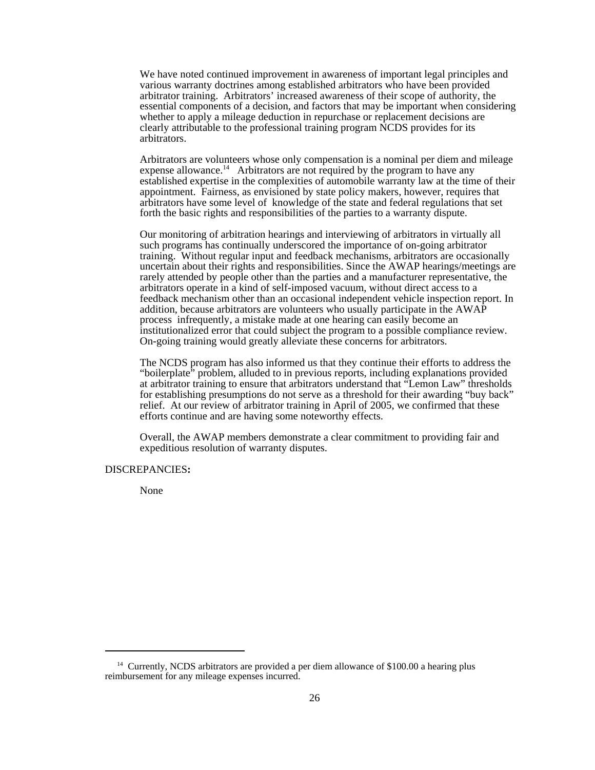We have noted continued improvement in awareness of important legal principles and various warranty doctrines among established arbitrators who have been provided arbitrator training. Arbitrators' increased awareness of their scope of authority, the essential components of a decision, and factors that may be important when considering whether to apply a mileage deduction in repurchase or replacement decisions are clearly attributable to the professional training program NCDS provides for its arbitrators.

Arbitrators are volunteers whose only compensation is a nominal per diem and mileage expense allowance.[14] Arbitrators are not required by the program to have any established expertise in the complexities of automobile warranty law at the time of their appointment. Fairness, as envisioned by state policy makers, however, requires that arbitrators have some level of knowledge of the state and federal regulations that set forth the basic rights and responsibilities of the parties to a warranty dispute.

Our monitoring of arbitration hearings and interviewing of arbitrators in virtually all such programs has continually underscored the importance of on-going arbitrator training. Without regular input and feedback mechanisms, arbitrators are occasionally uncertain about their rights and responsibilities. Since the AWAP hearings/meetings are rarely attended by people other than the parties and a manufacturer representative, the arbitrators operate in a kind of self-imposed vacuum, without direct access to a feedback mechanism other than an occasional independent vehicle inspection report. In addition, because arbitrators are volunteers who usually participate in the AWAP process infrequently, a mistake made at one hearing can easily become an institutionalized error that could subject the program to a possible compliance review. On-going training would greatly alleviate these concerns for arbitrators.

The NCDS program has also informed us that they continue their efforts to address the "boilerplate" problem, alluded to in previous reports, including explanations provided at arbitrator training to ensure that arbitrators understand that "Lemon Law" thresholds for establishing presumptions do not serve as a threshold for their awarding "buy back" relief. At our review of arbitrator training in April of 2005, we confirmed that these efforts continue and are having some noteworthy effects.

Overall, the AWAP members demonstrate a clear commitment to providing fair and expeditious resolution of warranty disputes.

DISCREPANCIES**:**

None

---

[14] Currently, NCDS arbitrators are provided a per diem allowance of $100.00 a hearing plus reimbursement for any mileage expenses incurred.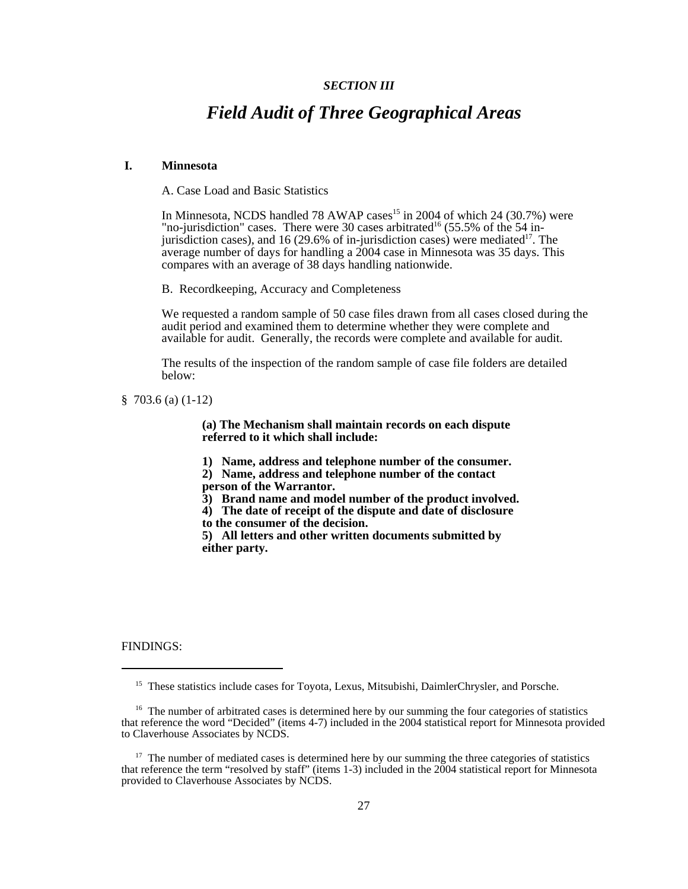*SECTION III*

# *Field Audit of Three Geographical Areas*

## I. Minnesota

A. Case Load and Basic Statistics

In Minnesota, NCDS handled 78 AWAP cases[15] in 2004 of which 24 (30.7%) were "no-jurisdiction" cases. There were 30 cases arbitrated[16] (55.5% of the 54 in-jurisdiction cases), and 16 (29.6% of in-jurisdiction cases) were mediated[17]. The average number of days for handling a 2004 case in Minnesota was 35 days. This compares with an average of 38 days handling nationwide.

B. Recordkeeping, Accuracy and Completeness

We requested a random sample of 50 case files drawn from all cases closed during the audit period and examined them to determine whether they were complete and available for audit. Generally, the records were complete and available for audit.

The results of the inspection of the random sample of case file folders are detailed below:

§ 703.6 (a) (1-12)

> **(a) The Mechanism shall maintain records on each dispute referred to it which shall include:**
>
> **1) Name, address and telephone number of the consumer.**
> **2) Name, address and telephone number of the contact person of the Warrantor.**
> **3) Brand name and model number of the product involved.**
> **4) The date of receipt of the dispute and date of disclosure to the consumer of the decision.**
> **5) All letters and other written documents submitted by either party.**

FINDINGS:

---

[15] These statistics include cases for Toyota, Lexus, Mitsubishi, DaimlerChrysler, and Porsche.

[16] The number of arbitrated cases is determined here by our summing the four categories of statistics that reference the word "Decided" (items 4-7) included in the 2004 statistical report for Minnesota provided to Claverhouse Associates by NCDS.

[17] The number of mediated cases is determined here by our summing the three categories of statistics that reference the term "resolved by staff" (items 1-3) included in the 2004 statistical report for Minnesota provided to Claverhouse Associates by NCDS.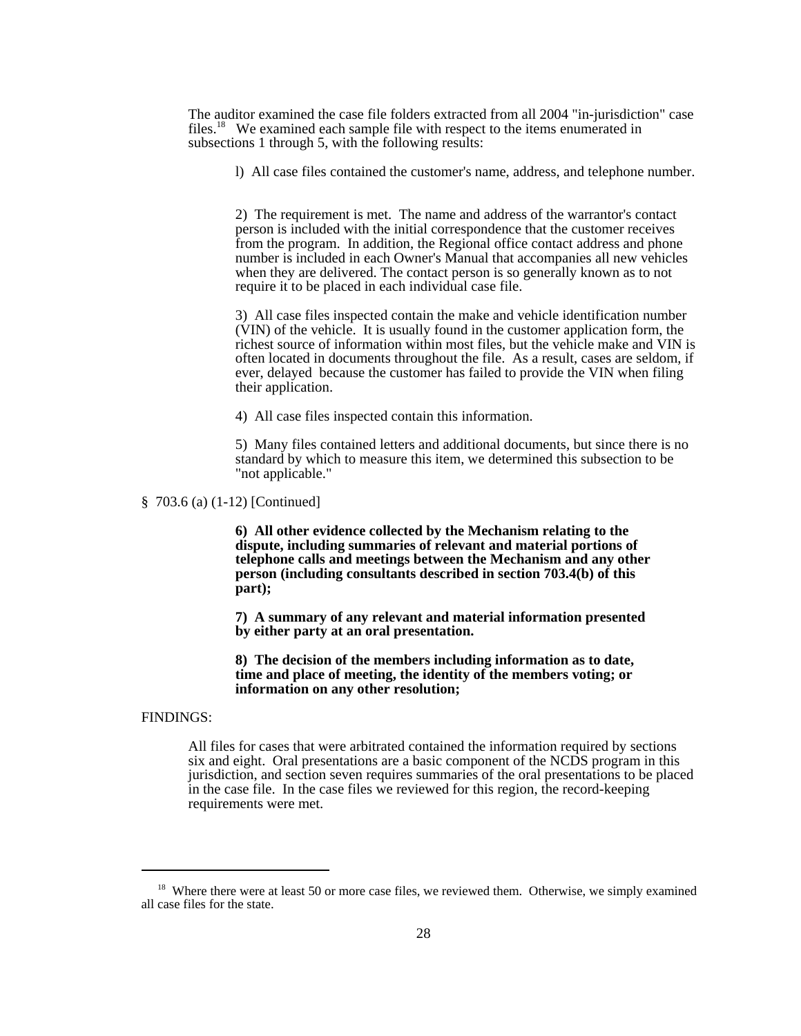The auditor examined the case file folders extracted from all 2004 "in-jurisdiction" case files.[18] We examined each sample file with respect to the items enumerated in subsections 1 through 5, with the following results:

l) All case files contained the customer's name, address, and telephone number.

2) The requirement is met. The name and address of the warrantor's contact person is included with the initial correspondence that the customer receives from the program. In addition, the Regional office contact address and phone number is included in each Owner's Manual that accompanies all new vehicles when they are delivered. The contact person is so generally known as to not require it to be placed in each individual case file.

3) All case files inspected contain the make and vehicle identification number (VIN) of the vehicle. It is usually found in the customer application form, the richest source of information within most files, but the vehicle make and VIN is often located in documents throughout the file. As a result, cases are seldom, if ever, delayed because the customer has failed to provide the VIN when filing their application.

4) All case files inspected contain this information.

5) Many files contained letters and additional documents, but since there is no standard by which to measure this item, we determined this subsection to be "not applicable."

§ 703.6 (a) (1-12) [Continued]

**6) All other evidence collected by the Mechanism relating to the dispute, including summaries of relevant and material portions of telephone calls and meetings between the Mechanism and any other person (including consultants described in section 703.4(b) of this part);**

**7) A summary of any relevant and material information presented by either party at an oral presentation.**

**8) The decision of the members including information as to date, time and place of meeting, the identity of the members voting; or information on any other resolution;**

FINDINGS:

All files for cases that were arbitrated contained the information required by sections six and eight. Oral presentations are a basic component of the NCDS program in this jurisdiction, and section seven requires summaries of the oral presentations to be placed in the case file. In the case files we reviewed for this region, the record-keeping requirements were met.

---

[18] Where there were at least 50 or more case files, we reviewed them. Otherwise, we simply examined all case files for the state.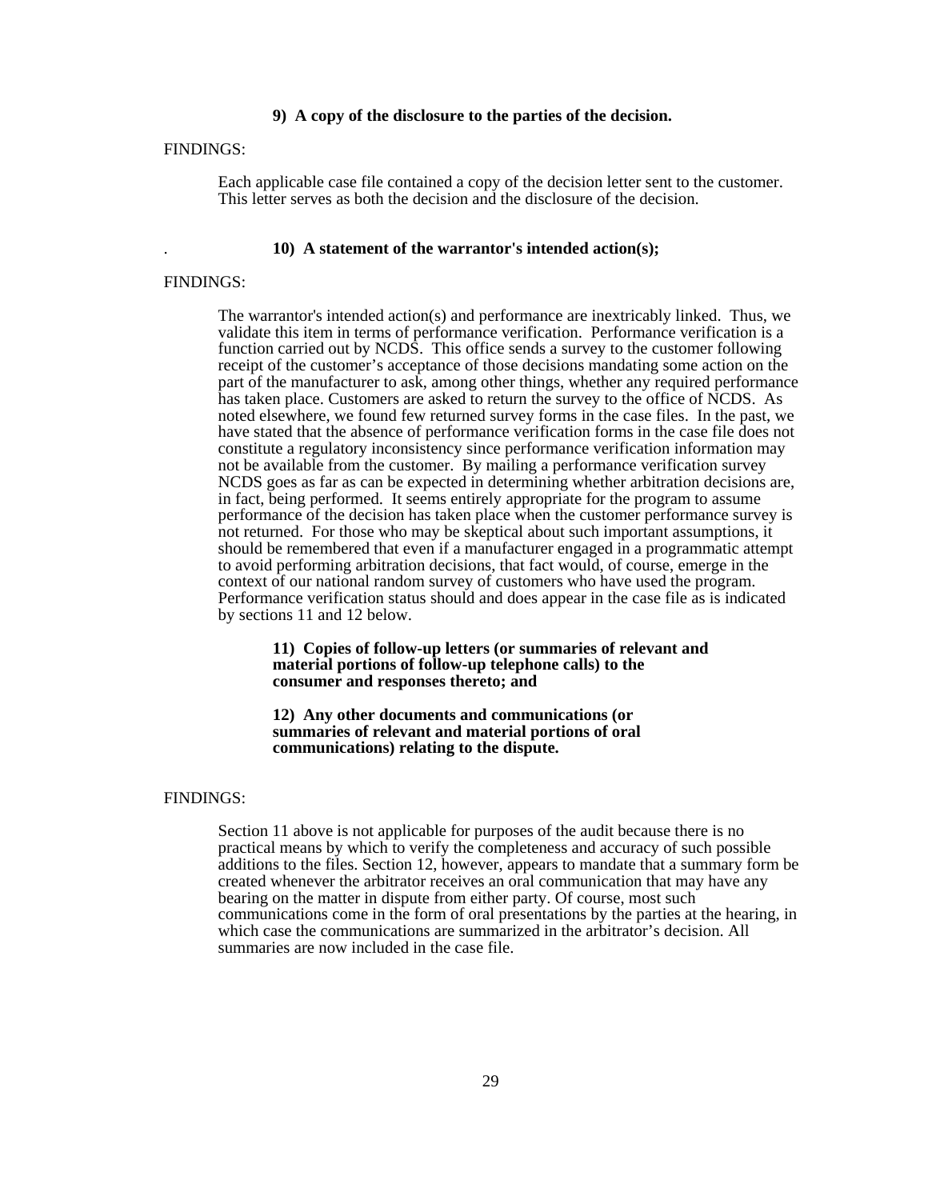**9) A copy of the disclosure to the parties of the decision.**

FINDINGS:

Each applicable case file contained a copy of the decision letter sent to the customer. This letter serves as both the decision and the disclosure of the decision.

. **10) A statement of the warrantor's intended action(s);**

FINDINGS:

The warrantor's intended action(s) and performance are inextricably linked. Thus, we validate this item in terms of performance verification. Performance verification is a function carried out by NCDS. This office sends a survey to the customer following receipt of the customer's acceptance of those decisions mandating some action on the part of the manufacturer to ask, among other things, whether any required performance has taken place. Customers are asked to return the survey to the office of NCDS. As noted elsewhere, we found few returned survey forms in the case files. In the past, we have stated that the absence of performance verification forms in the case file does not constitute a regulatory inconsistency since performance verification information may not be available from the customer. By mailing a performance verification survey NCDS goes as far as can be expected in determining whether arbitration decisions are, in fact, being performed. It seems entirely appropriate for the program to assume performance of the decision has taken place when the customer performance survey is not returned. For those who may be skeptical about such important assumptions, it should be remembered that even if a manufacturer engaged in a programmatic attempt to avoid performing arbitration decisions, that fact would, of course, emerge in the context of our national random survey of customers who have used the program. Performance verification status should and does appear in the case file as is indicated by sections 11 and 12 below.

**11) Copies of follow-up letters (or summaries of relevant and material portions of follow-up telephone calls) to the consumer and responses thereto; and**

**12) Any other documents and communications (or summaries of relevant and material portions of oral communications) relating to the dispute.**

FINDINGS:

Section 11 above is not applicable for purposes of the audit because there is no practical means by which to verify the completeness and accuracy of such possible additions to the files. Section 12, however, appears to mandate that a summary form be created whenever the arbitrator receives an oral communication that may have any bearing on the matter in dispute from either party. Of course, most such communications come in the form of oral presentations by the parties at the hearing, in which case the communications are summarized in the arbitrator's decision. All summaries are now included in the case file.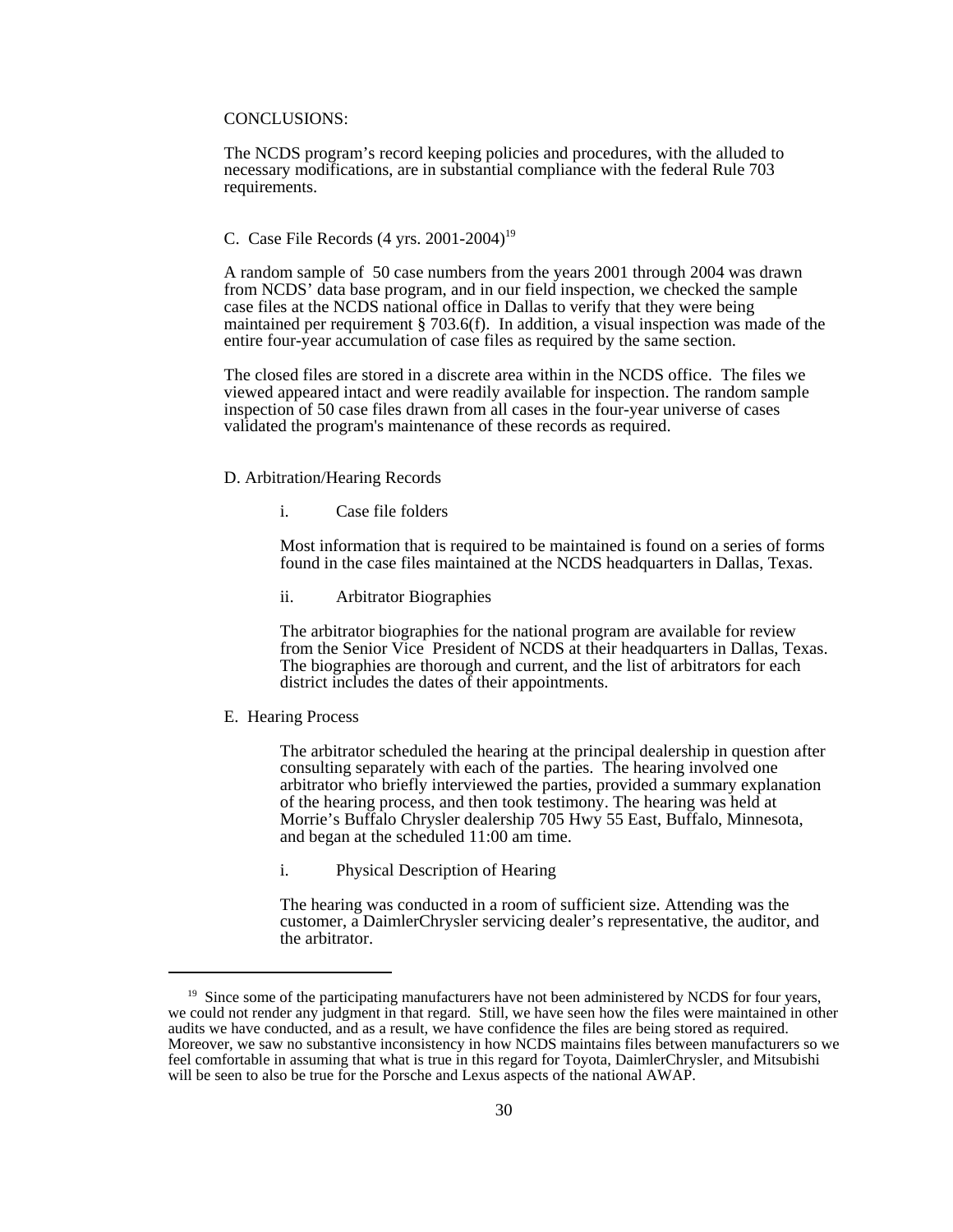CONCLUSIONS:

The NCDS program's record keeping policies and procedures, with the alluded to necessary modifications, are in substantial compliance with the federal Rule 703 requirements.

C. Case File Records (4 yrs. 2001-2004)[19]

A random sample of 50 case numbers from the years 2001 through 2004 was drawn from NCDS' data base program, and in our field inspection, we checked the sample case files at the NCDS national office in Dallas to verify that they were being maintained per requirement § 703.6(f). In addition, a visual inspection was made of the entire four-year accumulation of case files as required by the same section.

The closed files are stored in a discrete area within in the NCDS office. The files we viewed appeared intact and were readily available for inspection. The random sample inspection of 50 case files drawn from all cases in the four-year universe of cases validated the program's maintenance of these records as required.

D. Arbitration/Hearing Records

i. Case file folders

Most information that is required to be maintained is found on a series of forms found in the case files maintained at the NCDS headquarters in Dallas, Texas.

ii. Arbitrator Biographies

The arbitrator biographies for the national program are available for review from the Senior Vice President of NCDS at their headquarters in Dallas, Texas. The biographies are thorough and current, and the list of arbitrators for each district includes the dates of their appointments.

E. Hearing Process

The arbitrator scheduled the hearing at the principal dealership in question after consulting separately with each of the parties. The hearing involved one arbitrator who briefly interviewed the parties, provided a summary explanation of the hearing process, and then took testimony. The hearing was held at Morrie's Buffalo Chrysler dealership 705 Hwy 55 East, Buffalo, Minnesota, and began at the scheduled 11:00 am time.

i. Physical Description of Hearing

The hearing was conducted in a room of sufficient size. Attending was the customer, a DaimlerChrysler servicing dealer's representative, the auditor, and the arbitrator.

---

[19] Since some of the participating manufacturers have not been administered by NCDS for four years, we could not render any judgment in that regard. Still, we have seen how the files were maintained in other audits we have conducted, and as a result, we have confidence the files are being stored as required. Moreover, we saw no substantive inconsistency in how NCDS maintains files between manufacturers so we feel comfortable in assuming that what is true in this regard for Toyota, DaimlerChrysler, and Mitsubishi will be seen to also be true for the Porsche and Lexus aspects of the national AWAP.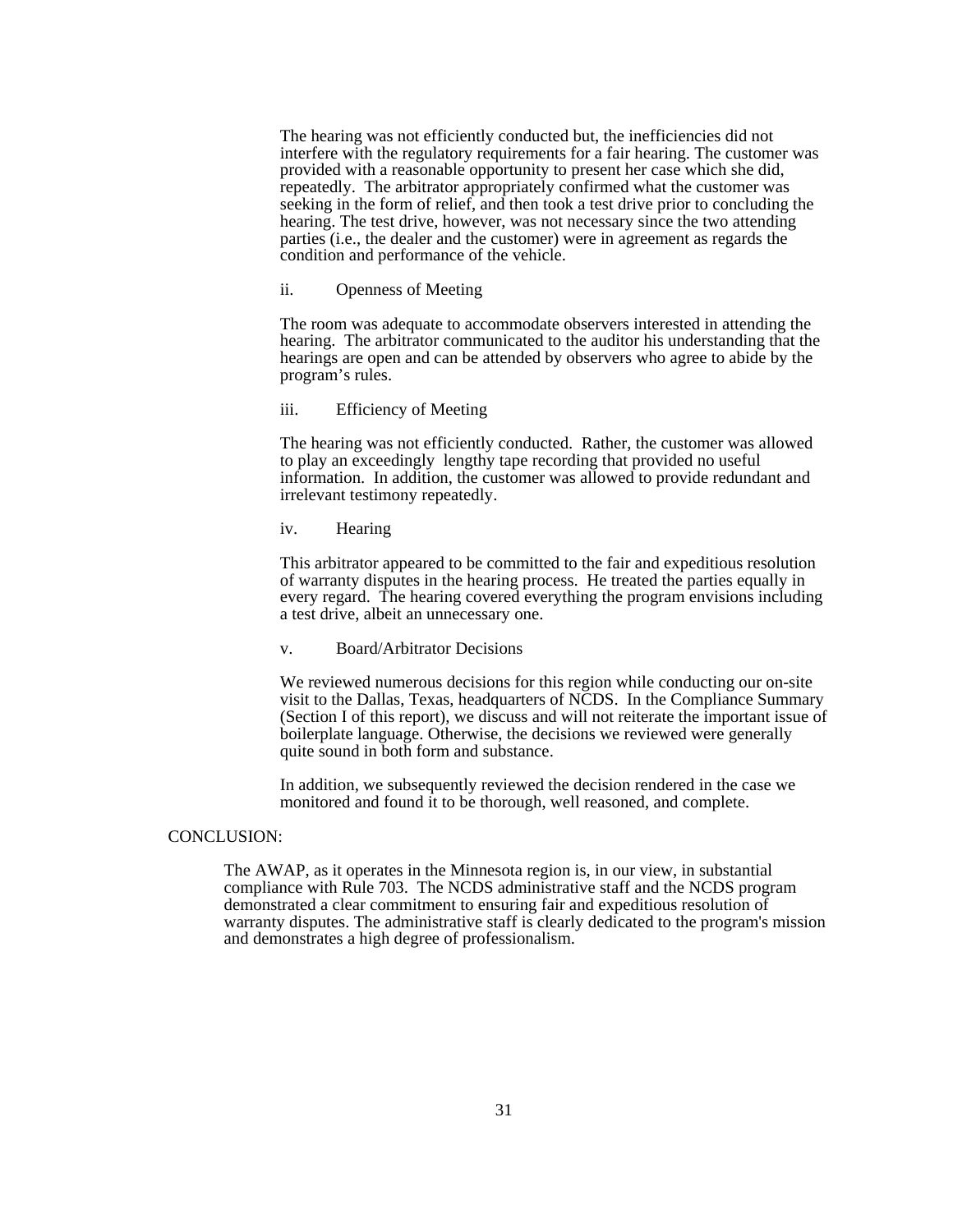The hearing was not efficiently conducted but, the inefficiencies did not interfere with the regulatory requirements for a fair hearing. The customer was provided with a reasonable opportunity to present her case which she did, repeatedly. The arbitrator appropriately confirmed what the customer was seeking in the form of relief, and then took a test drive prior to concluding the hearing. The test drive, however, was not necessary since the two attending parties (i.e., the dealer and the customer) were in agreement as regards the condition and performance of the vehicle.

ii. Openness of Meeting

The room was adequate to accommodate observers interested in attending the hearing. The arbitrator communicated to the auditor his understanding that the hearings are open and can be attended by observers who agree to abide by the program's rules.

iii. Efficiency of Meeting

The hearing was not efficiently conducted. Rather, the customer was allowed to play an exceedingly lengthy tape recording that provided no useful information. In addition, the customer was allowed to provide redundant and irrelevant testimony repeatedly.

iv. Hearing

This arbitrator appeared to be committed to the fair and expeditious resolution of warranty disputes in the hearing process. He treated the parties equally in every regard. The hearing covered everything the program envisions including a test drive, albeit an unnecessary one.

v. Board/Arbitrator Decisions

We reviewed numerous decisions for this region while conducting our on-site visit to the Dallas, Texas, headquarters of NCDS. In the Compliance Summary (Section I of this report), we discuss and will not reiterate the important issue of boilerplate language. Otherwise, the decisions we reviewed were generally quite sound in both form and substance.

In addition, we subsequently reviewed the decision rendered in the case we monitored and found it to be thorough, well reasoned, and complete.

CONCLUSION:

The AWAP, as it operates in the Minnesota region is, in our view, in substantial compliance with Rule 703. The NCDS administrative staff and the NCDS program demonstrated a clear commitment to ensuring fair and expeditious resolution of warranty disputes. The administrative staff is clearly dedicated to the program's mission and demonstrates a high degree of professionalism.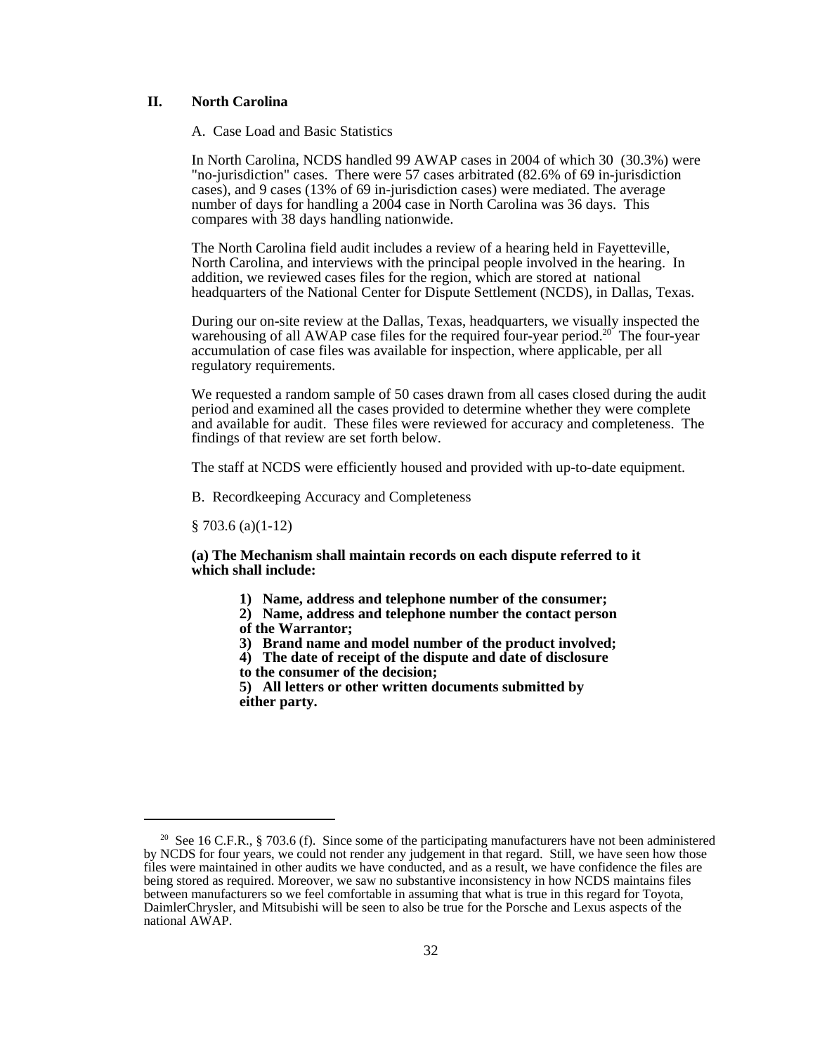## II. North Carolina

A. Case Load and Basic Statistics

In North Carolina, NCDS handled 99 AWAP cases in 2004 of which 30 (30.3%) were "no-jurisdiction" cases. There were 57 cases arbitrated (82.6% of 69 in-jurisdiction cases), and 9 cases (13% of 69 in-jurisdiction cases) were mediated. The average number of days for handling a 2004 case in North Carolina was 36 days. This compares with 38 days handling nationwide.

The North Carolina field audit includes a review of a hearing held in Fayetteville, North Carolina, and interviews with the principal people involved in the hearing. In addition, we reviewed cases files for the region, which are stored at national headquarters of the National Center for Dispute Settlement (NCDS), in Dallas, Texas.

During our on-site review at the Dallas, Texas, headquarters, we visually inspected the warehousing of all AWAP case files for the required four-year period.[20] The four-year accumulation of case files was available for inspection, where applicable, per all regulatory requirements.

We requested a random sample of 50 cases drawn from all cases closed during the audit period and examined all the cases provided to determine whether they were complete and available for audit. These files were reviewed for accuracy and completeness. The findings of that review are set forth below.

The staff at NCDS were efficiently housed and provided with up-to-date equipment.

B. Recordkeeping Accuracy and Completeness

§ 703.6 (a)(1-12)

**(a) The Mechanism shall maintain records on each dispute referred to it which shall include:**

> **1) Name, address and telephone number of the consumer;**
> **2) Name, address and telephone number the contact person of the Warrantor;**
> **3) Brand name and model number of the product involved;**
> **4) The date of receipt of the dispute and date of disclosure to the consumer of the decision;**
> **5) All letters or other written documents submitted by either party.**

---

[20] See 16 C.F.R., § 703.6 (f). Since some of the participating manufacturers have not been administered by NCDS for four years, we could not render any judgement in that regard. Still, we have seen how those files were maintained in other audits we have conducted, and as a result, we have confidence the files are being stored as required. Moreover, we saw no substantive inconsistency in how NCDS maintains files between manufacturers so we feel comfortable in assuming that what is true in this regard for Toyota, DaimlerChrysler, and Mitsubishi will be seen to also be true for the Porsche and Lexus aspects of the national AWAP.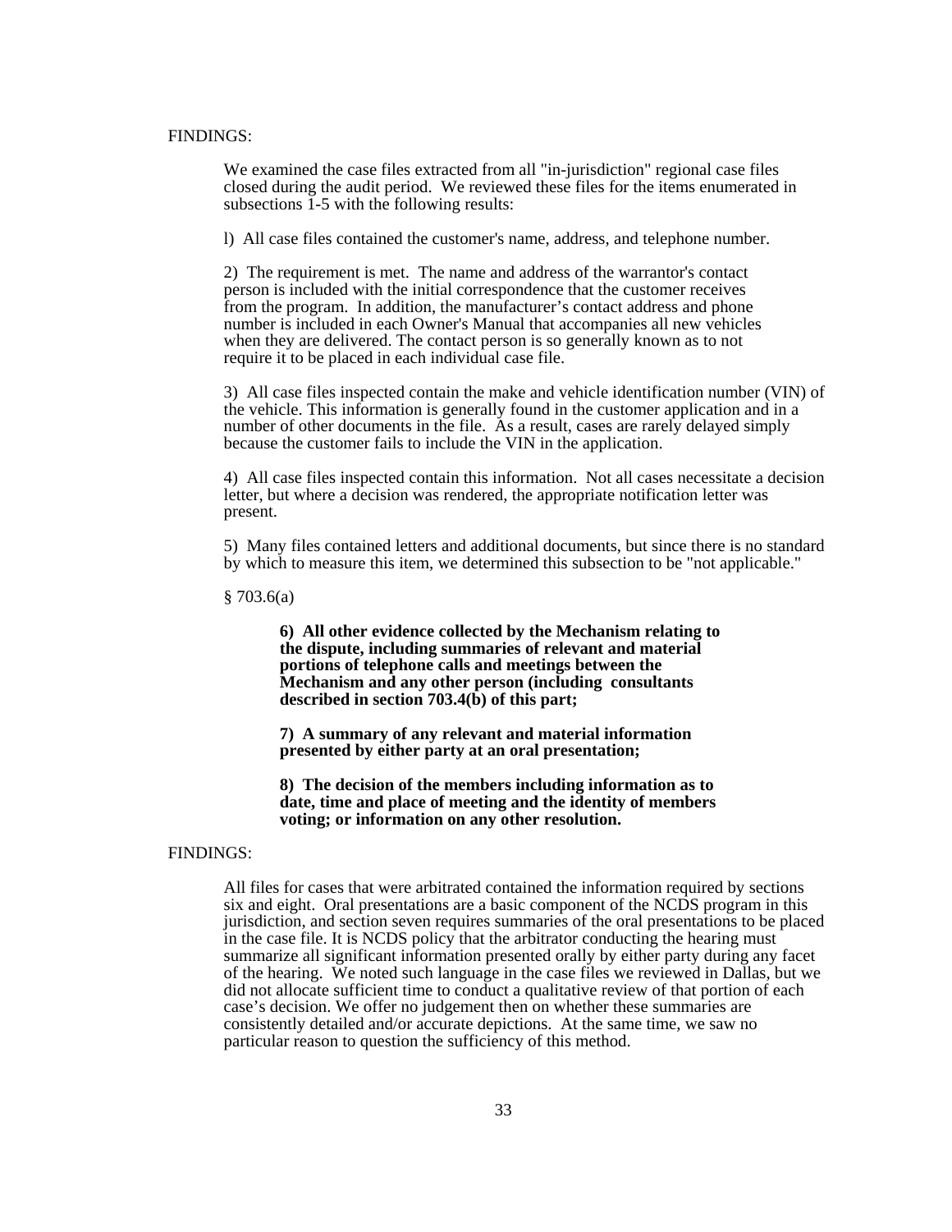FINDINGS:

We examined the case files extracted from all "in-jurisdiction" regional case files closed during the audit period. We reviewed these files for the items enumerated in subsections 1-5 with the following results:

l) All case files contained the customer's name, address, and telephone number.

2) The requirement is met. The name and address of the warrantor's contact person is included with the initial correspondence that the customer receives from the program. In addition, the manufacturer’s contact address and phone number is included in each Owner's Manual that accompanies all new vehicles when they are delivered. The contact person is so generally known as to not require it to be placed in each individual case file.

3) All case files inspected contain the make and vehicle identification number (VIN) of the vehicle. This information is generally found in the customer application and in a number of other documents in the file. As a result, cases are rarely delayed simply because the customer fails to include the VIN in the application.

4) All case files inspected contain this information. Not all cases necessitate a decision letter, but where a decision was rendered, the appropriate notification letter was present.

5) Many files contained letters and additional documents, but since there is no standard by which to measure this item, we determined this subsection to be "not applicable."

§ 703.6(a)

**6) All other evidence collected by the Mechanism relating to the dispute, including summaries of relevant and material portions of telephone calls and meetings between the Mechanism and any other person (including consultants described in section 703.4(b) of this part;**

**7) A summary of any relevant and material information presented by either party at an oral presentation;**

**8) The decision of the members including information as to date, time and place of meeting and the identity of members voting; or information on any other resolution.**

FINDINGS:

All files for cases that were arbitrated contained the information required by sections six and eight. Oral presentations are a basic component of the NCDS program in this jurisdiction, and section seven requires summaries of the oral presentations to be placed in the case file. It is NCDS policy that the arbitrator conducting the hearing must summarize all significant information presented orally by either party during any facet of the hearing. We noted such language in the case files we reviewed in Dallas, but we did not allocate sufficient time to conduct a qualitative review of that portion of each case’s decision. We offer no judgement then on whether these summaries are consistently detailed and/or accurate depictions. At the same time, we saw no particular reason to question the sufficiency of this method.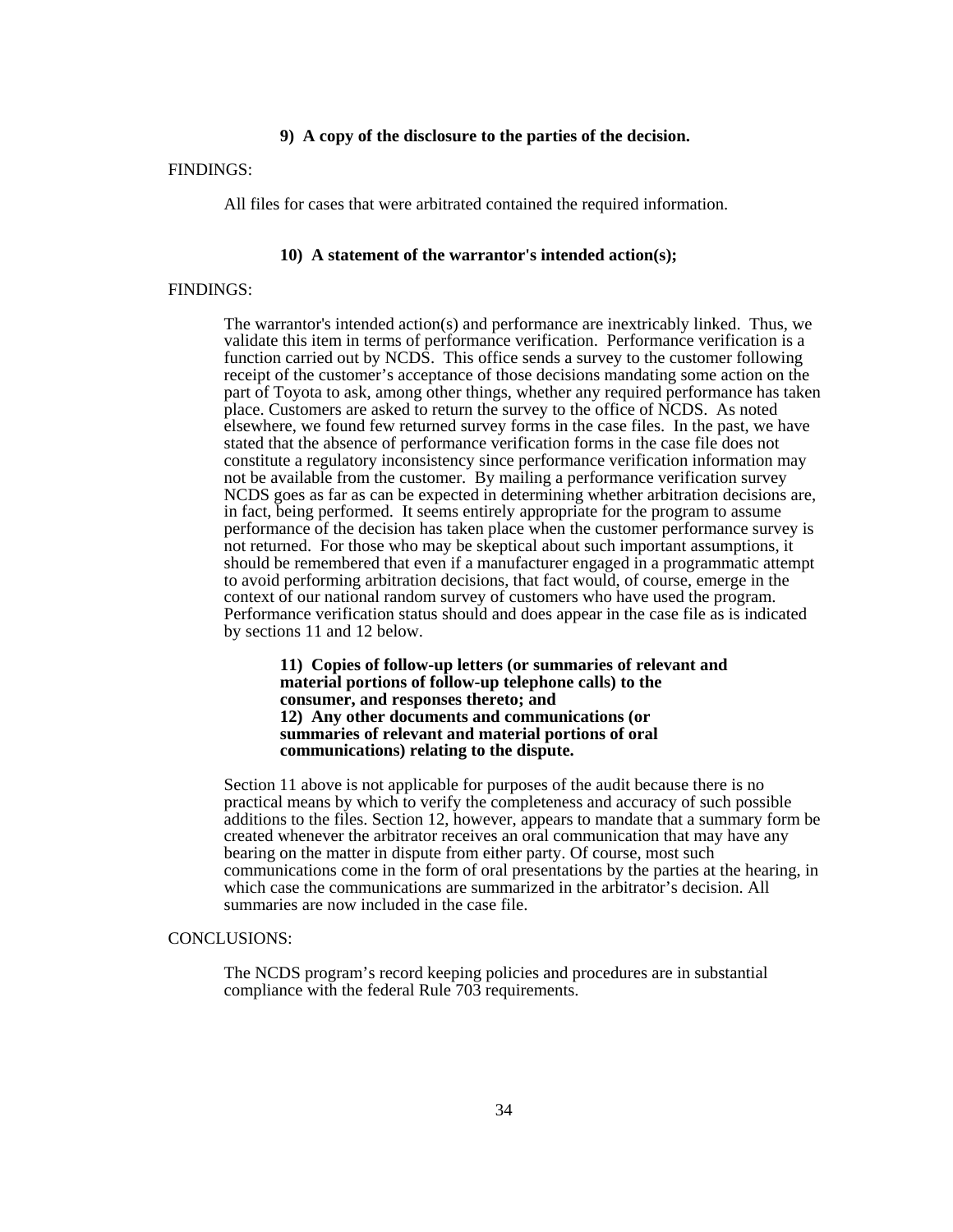**9) A copy of the disclosure to the parties of the decision.**

FINDINGS:

All files for cases that were arbitrated contained the required information.

**10) A statement of the warrantor's intended action(s);**

FINDINGS:

The warrantor's intended action(s) and performance are inextricably linked. Thus, we validate this item in terms of performance verification. Performance verification is a function carried out by NCDS. This office sends a survey to the customer following receipt of the customer's acceptance of those decisions mandating some action on the part of Toyota to ask, among other things, whether any required performance has taken place. Customers are asked to return the survey to the office of NCDS. As noted elsewhere, we found few returned survey forms in the case files. In the past, we have stated that the absence of performance verification forms in the case file does not constitute a regulatory inconsistency since performance verification information may not be available from the customer. By mailing a performance verification survey NCDS goes as far as can be expected in determining whether arbitration decisions are, in fact, being performed. It seems entirely appropriate for the program to assume performance of the decision has taken place when the customer performance survey is not returned. For those who may be skeptical about such important assumptions, it should be remembered that even if a manufacturer engaged in a programmatic attempt to avoid performing arbitration decisions, that fact would, of course, emerge in the context of our national random survey of customers who have used the program. Performance verification status should and does appear in the case file as is indicated by sections 11 and 12 below.

**11) Copies of follow-up letters (or summaries of relevant and material portions of follow-up telephone calls) to the consumer, and responses thereto; and**
**12) Any other documents and communications (or summaries of relevant and material portions of oral communications) relating to the dispute.**

Section 11 above is not applicable for purposes of the audit because there is no practical means by which to verify the completeness and accuracy of such possible additions to the files. Section 12, however, appears to mandate that a summary form be created whenever the arbitrator receives an oral communication that may have any bearing on the matter in dispute from either party. Of course, most such communications come in the form of oral presentations by the parties at the hearing, in which case the communications are summarized in the arbitrator's decision. All summaries are now included in the case file.

CONCLUSIONS:

The NCDS program's record keeping policies and procedures are in substantial compliance with the federal Rule 703 requirements.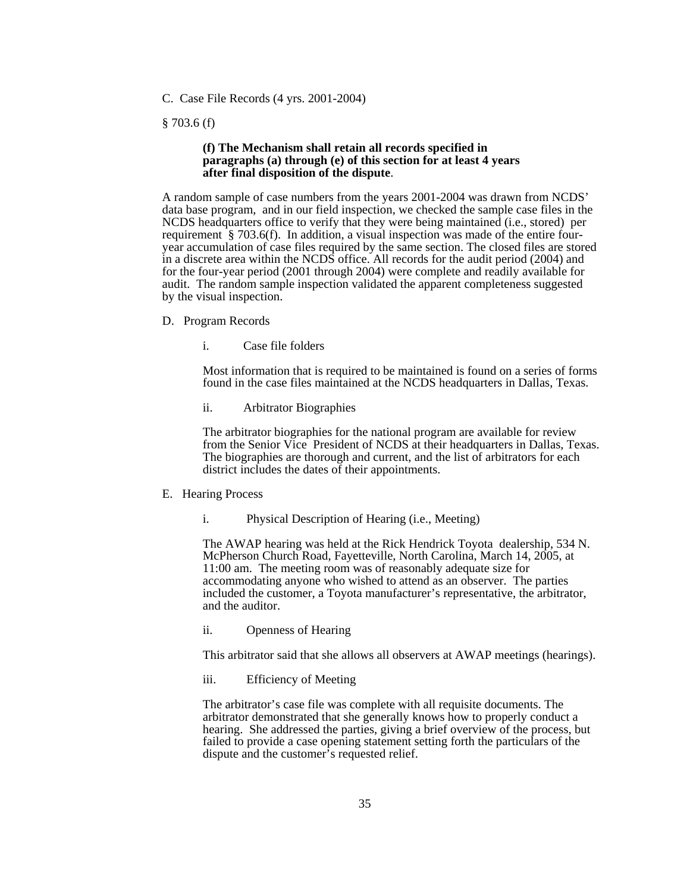C. Case File Records (4 yrs. 2001-2004)

§ 703.6 (f)

> **(f) The Mechanism shall retain all records specified in paragraphs (a) through (e) of this section for at least 4 years after final disposition of the dispute**.

A random sample of case numbers from the years 2001-2004 was drawn from NCDS' data base program, and in our field inspection, we checked the sample case files in the NCDS headquarters office to verify that they were being maintained (i.e., stored) per requirement § 703.6(f). In addition, a visual inspection was made of the entire four-year accumulation of case files required by the same section. The closed files are stored in a discrete area within the NCDS office. All records for the audit period (2004) and for the four-year period (2001 through 2004) were complete and readily available for audit. The random sample inspection validated the apparent completeness suggested by the visual inspection.

D. Program Records

i. Case file folders

Most information that is required to be maintained is found on a series of forms found in the case files maintained at the NCDS headquarters in Dallas, Texas.

ii. Arbitrator Biographies

The arbitrator biographies for the national program are available for review from the Senior Vice President of NCDS at their headquarters in Dallas, Texas. The biographies are thorough and current, and the list of arbitrators for each district includes the dates of their appointments.

E. Hearing Process

i. Physical Description of Hearing (i.e., Meeting)

The AWAP hearing was held at the Rick Hendrick Toyota dealership, 534 N. McPherson Church Road, Fayetteville, North Carolina, March 14, 2005, at 11:00 am. The meeting room was of reasonably adequate size for accommodating anyone who wished to attend as an observer. The parties included the customer, a Toyota manufacturer's representative, the arbitrator, and the auditor.

ii. Openness of Hearing

This arbitrator said that she allows all observers at AWAP meetings (hearings).

iii. Efficiency of Meeting

The arbitrator's case file was complete with all requisite documents. The arbitrator demonstrated that she generally knows how to properly conduct a hearing. She addressed the parties, giving a brief overview of the process, but failed to provide a case opening statement setting forth the particulars of the dispute and the customer's requested relief.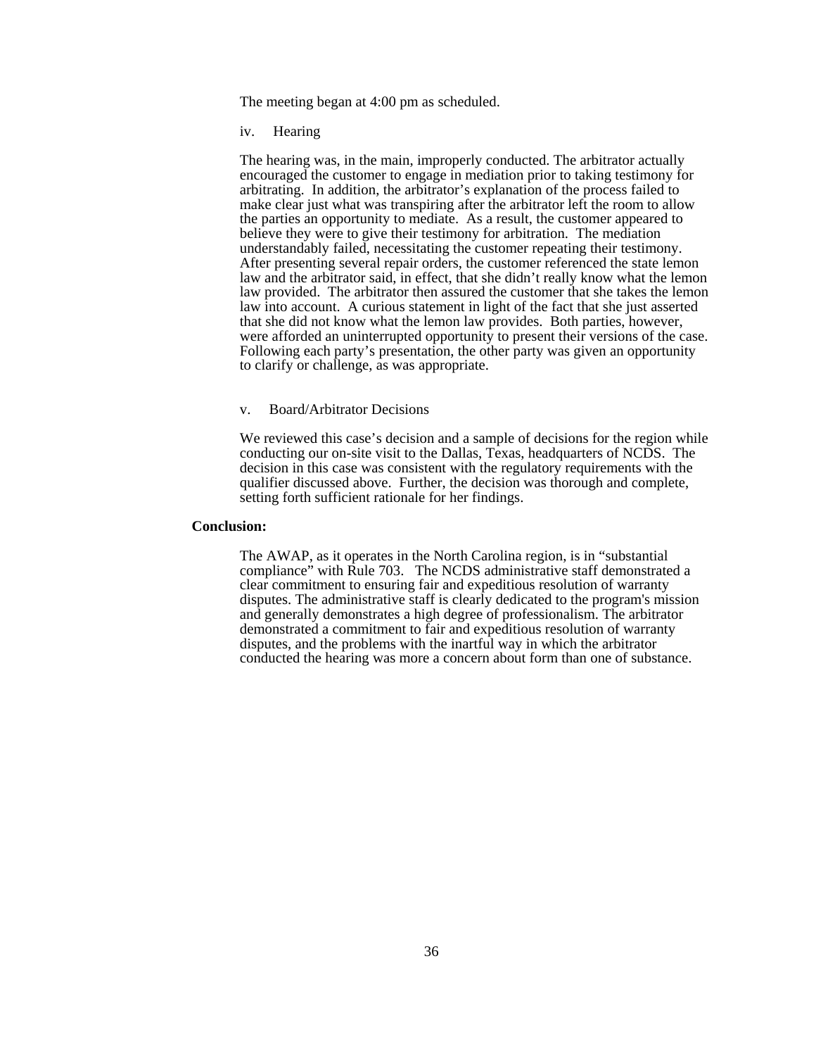The meeting began at 4:00 pm as scheduled.

iv. Hearing

The hearing was, in the main, improperly conducted. The arbitrator actually encouraged the customer to engage in mediation prior to taking testimony for arbitrating. In addition, the arbitrator's explanation of the process failed to make clear just what was transpiring after the arbitrator left the room to allow the parties an opportunity to mediate. As a result, the customer appeared to believe they were to give their testimony for arbitration. The mediation understandably failed, necessitating the customer repeating their testimony. After presenting several repair orders, the customer referenced the state lemon law and the arbitrator said, in effect, that she didn't really know what the lemon law provided. The arbitrator then assured the customer that she takes the lemon law into account. A curious statement in light of the fact that she just asserted that she did not know what the lemon law provides. Both parties, however, were afforded an uninterrupted opportunity to present their versions of the case. Following each party's presentation, the other party was given an opportunity to clarify or challenge, as was appropriate.

v. Board/Arbitrator Decisions

We reviewed this case's decision and a sample of decisions for the region while conducting our on-site visit to the Dallas, Texas, headquarters of NCDS. The decision in this case was consistent with the regulatory requirements with the qualifier discussed above. Further, the decision was thorough and complete, setting forth sufficient rationale for her findings.

**Conclusion:**

The AWAP, as it operates in the North Carolina region, is in "substantial compliance" with Rule 703. The NCDS administrative staff demonstrated a clear commitment to ensuring fair and expeditious resolution of warranty disputes. The administrative staff is clearly dedicated to the program's mission and generally demonstrates a high degree of professionalism. The arbitrator demonstrated a commitment to fair and expeditious resolution of warranty disputes, and the problems with the inartful way in which the arbitrator conducted the hearing was more a concern about form than one of substance.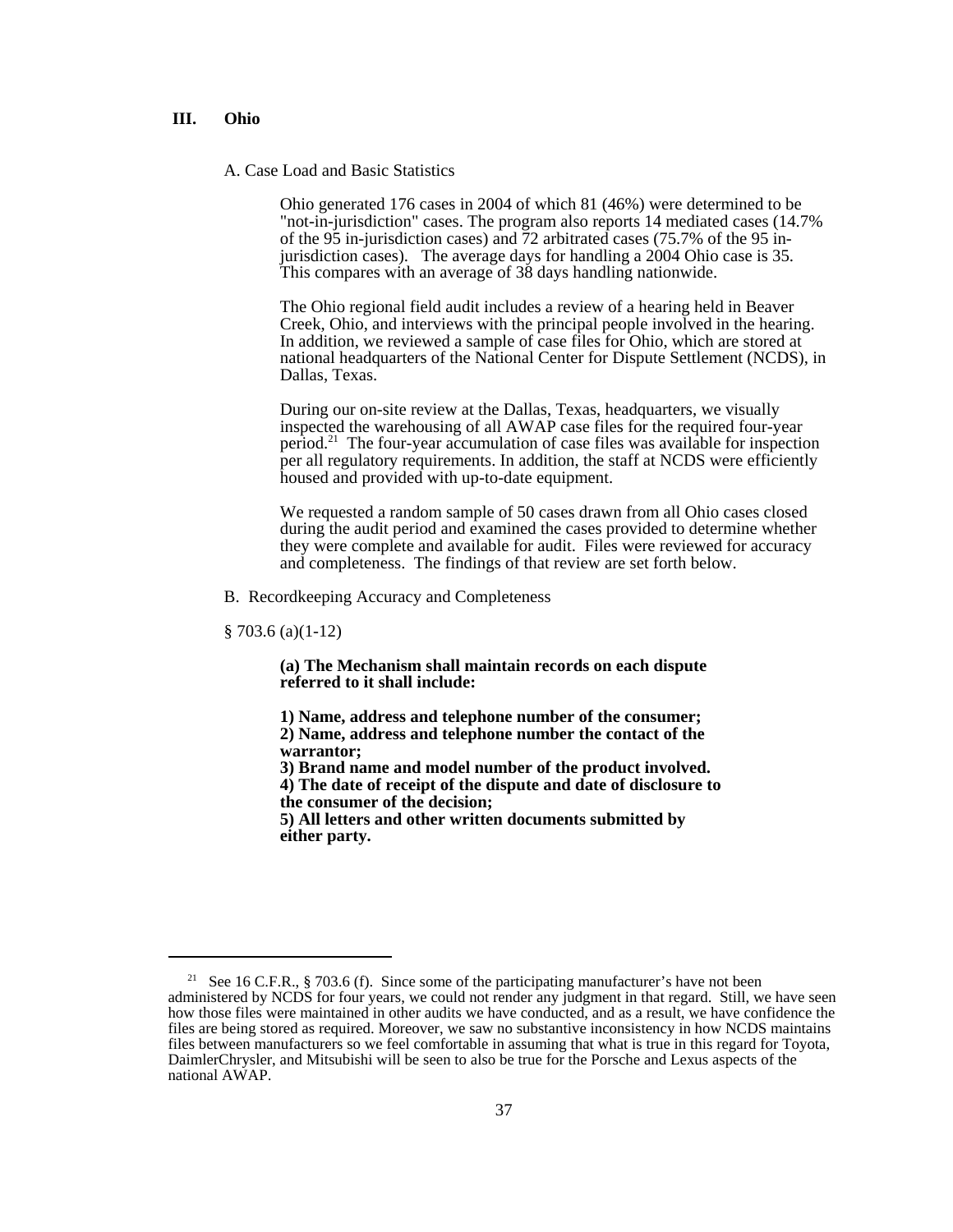## III. Ohio

A. Case Load and Basic Statistics

Ohio generated 176 cases in 2004 of which 81 (46%) were determined to be "not-in-jurisdiction" cases. The program also reports 14 mediated cases (14.7% of the 95 in-jurisdiction cases) and 72 arbitrated cases (75.7% of the 95 in-jurisdiction cases). The average days for handling a 2004 Ohio case is 35. This compares with an average of 38 days handling nationwide.

The Ohio regional field audit includes a review of a hearing held in Beaver Creek, Ohio, and interviews with the principal people involved in the hearing. In addition, we reviewed a sample of case files for Ohio, which are stored at national headquarters of the National Center for Dispute Settlement (NCDS), in Dallas, Texas.

During our on-site review at the Dallas, Texas, headquarters, we visually inspected the warehousing of all AWAP case files for the required four-year period.[21] The four-year accumulation of case files was available for inspection per all regulatory requirements. In addition, the staff at NCDS were efficiently housed and provided with up-to-date equipment.

We requested a random sample of 50 cases drawn from all Ohio cases closed during the audit period and examined the cases provided to determine whether they were complete and available for audit. Files were reviewed for accuracy and completeness. The findings of that review are set forth below.

B. Recordkeeping Accuracy and Completeness

§ 703.6 (a)(1-12)

**(a) The Mechanism shall maintain records on each dispute referred to it shall include:**

**1) Name, address and telephone number of the consumer;**
**2) Name, address and telephone number the contact of the warrantor;**
**3) Brand name and model number of the product involved.**
**4) The date of receipt of the dispute and date of disclosure to the consumer of the decision;**
**5) All letters and other written documents submitted by either party.**

---

[21] See 16 C.F.R., § 703.6 (f). Since some of the participating manufacturer's have not been administered by NCDS for four years, we could not render any judgment in that regard. Still, we have seen how those files were maintained in other audits we have conducted, and as a result, we have confidence the files are being stored as required. Moreover, we saw no substantive inconsistency in how NCDS maintains files between manufacturers so we feel comfortable in assuming that what is true in this regard for Toyota, DaimlerChrysler, and Mitsubishi will be seen to also be true for the Porsche and Lexus aspects of the national AWAP.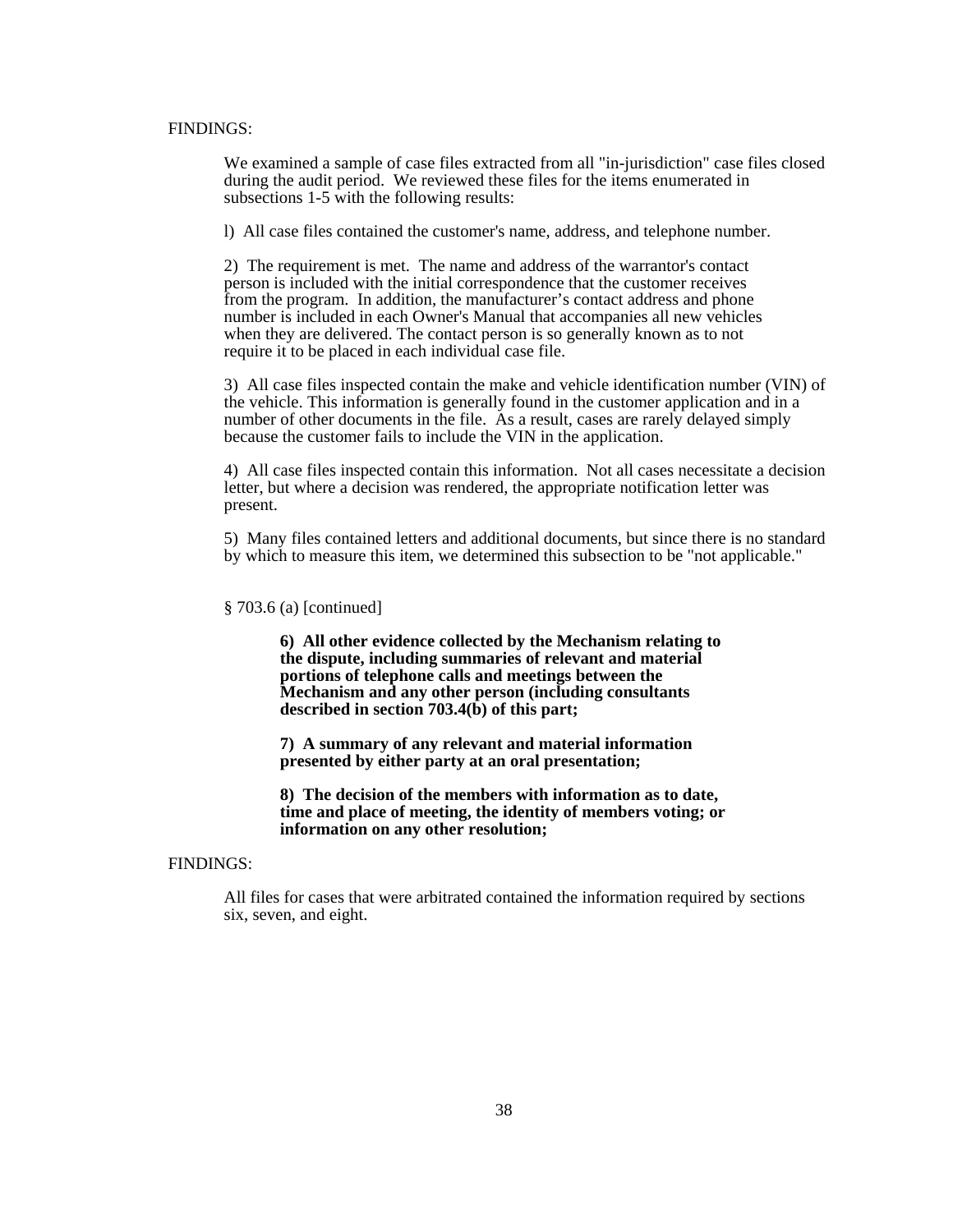FINDINGS:

We examined a sample of case files extracted from all "in-jurisdiction" case files closed during the audit period. We reviewed these files for the items enumerated in subsections 1-5 with the following results:

l) All case files contained the customer's name, address, and telephone number.

2) The requirement is met. The name and address of the warrantor's contact person is included with the initial correspondence that the customer receives from the program. In addition, the manufacturer's contact address and phone number is included in each Owner's Manual that accompanies all new vehicles when they are delivered. The contact person is so generally known as to not require it to be placed in each individual case file.

3) All case files inspected contain the make and vehicle identification number (VIN) of the vehicle. This information is generally found in the customer application and in a number of other documents in the file. As a result, cases are rarely delayed simply because the customer fails to include the VIN in the application.

4) All case files inspected contain this information. Not all cases necessitate a decision letter, but where a decision was rendered, the appropriate notification letter was present.

5) Many files contained letters and additional documents, but since there is no standard by which to measure this item, we determined this subsection to be "not applicable."

§ 703.6 (a) [continued]

**6) All other evidence collected by the Mechanism relating to the dispute, including summaries of relevant and material portions of telephone calls and meetings between the Mechanism and any other person (including consultants described in section 703.4(b) of this part;**

**7) A summary of any relevant and material information presented by either party at an oral presentation;**

**8) The decision of the members with information as to date, time and place of meeting, the identity of members voting; or information on any other resolution;**

FINDINGS:

All files for cases that were arbitrated contained the information required by sections six, seven, and eight.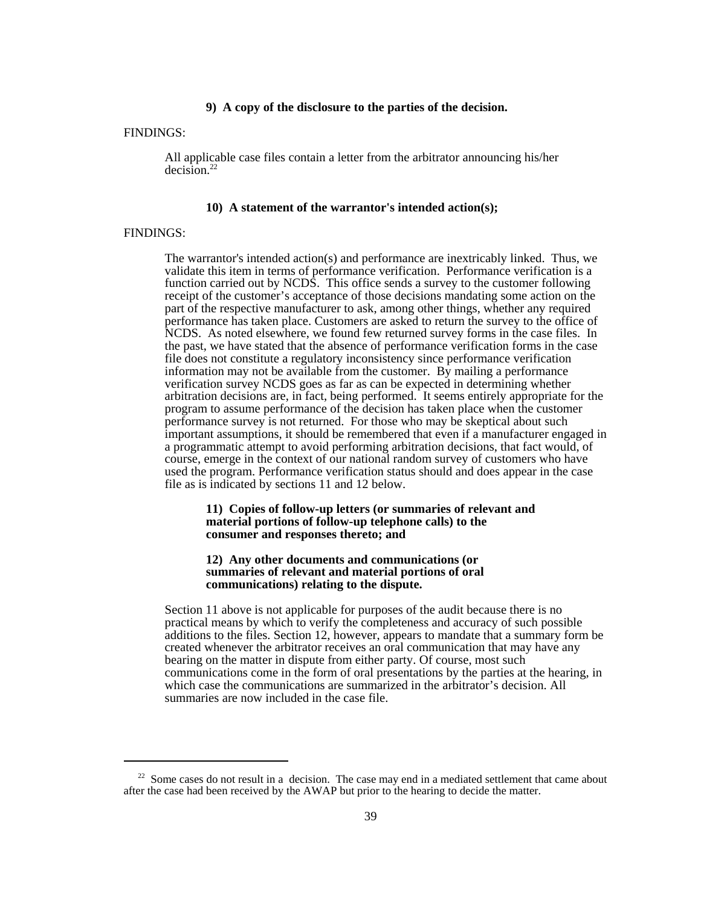**9) A copy of the disclosure to the parties of the decision.**

FINDINGS:

All applicable case files contain a letter from the arbitrator announcing his/her decision.[22]

**10) A statement of the warrantor's intended action(s);**

FINDINGS:

The warrantor's intended action(s) and performance are inextricably linked. Thus, we validate this item in terms of performance verification. Performance verification is a function carried out by NCDS. This office sends a survey to the customer following receipt of the customer's acceptance of those decisions mandating some action on the part of the respective manufacturer to ask, among other things, whether any required performance has taken place. Customers are asked to return the survey to the office of NCDS. As noted elsewhere, we found few returned survey forms in the case files. In the past, we have stated that the absence of performance verification forms in the case file does not constitute a regulatory inconsistency since performance verification information may not be available from the customer. By mailing a performance verification survey NCDS goes as far as can be expected in determining whether arbitration decisions are, in fact, being performed. It seems entirely appropriate for the program to assume performance of the decision has taken place when the customer performance survey is not returned. For those who may be skeptical about such important assumptions, it should be remembered that even if a manufacturer engaged in a programmatic attempt to avoid performing arbitration decisions, that fact would, of course, emerge in the context of our national random survey of customers who have used the program. Performance verification status should and does appear in the case file as is indicated by sections 11 and 12 below.

**11) Copies of follow-up letters (or summaries of relevant and material portions of follow-up telephone calls) to the consumer and responses thereto; and**

**12) Any other documents and communications (or summaries of relevant and material portions of oral communications) relating to the dispute.**

Section 11 above is not applicable for purposes of the audit because there is no practical means by which to verify the completeness and accuracy of such possible additions to the files. Section 12, however, appears to mandate that a summary form be created whenever the arbitrator receives an oral communication that may have any bearing on the matter in dispute from either party. Of course, most such communications come in the form of oral presentations by the parties at the hearing, in which case the communications are summarized in the arbitrator's decision. All summaries are now included in the case file.

---

[22] Some cases do not result in a decision. The case may end in a mediated settlement that came about after the case had been received by the AWAP but prior to the hearing to decide the matter.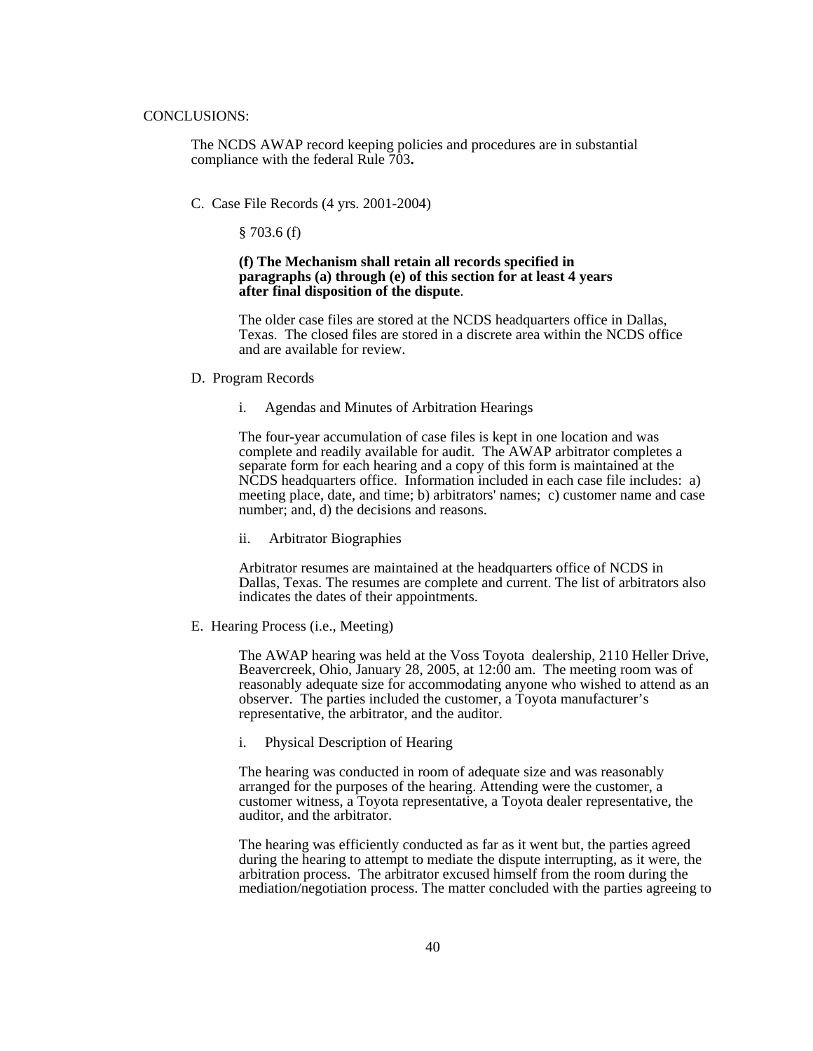CONCLUSIONS:

The NCDS AWAP record keeping policies and procedures are in substantial compliance with the federal Rule 703**.**

C. Case File Records (4 yrs. 2001-2004)

§ 703.6 (f)

**(f) The Mechanism shall retain all records specified in paragraphs (a) through (e) of this section for at least 4 years after final disposition of the dispute**.

The older case files are stored at the NCDS headquarters office in Dallas, Texas. The closed files are stored in a discrete area within the NCDS office and are available for review.

D. Program Records

i. Agendas and Minutes of Arbitration Hearings

The four-year accumulation of case files is kept in one location and was complete and readily available for audit. The AWAP arbitrator completes a separate form for each hearing and a copy of this form is maintained at the NCDS headquarters office. Information included in each case file includes: a) meeting place, date, and time; b) arbitrators' names; c) customer name and case number; and, d) the decisions and reasons.

ii. Arbitrator Biographies

Arbitrator resumes are maintained at the headquarters office of NCDS in Dallas, Texas. The resumes are complete and current. The list of arbitrators also indicates the dates of their appointments.

E. Hearing Process (i.e., Meeting)

The AWAP hearing was held at the Voss Toyota dealership, 2110 Heller Drive, Beavercreek, Ohio, January 28, 2005, at 12:00 am. The meeting room was of reasonably adequate size for accommodating anyone who wished to attend as an observer. The parties included the customer, a Toyota manufacturer's representative, the arbitrator, and the auditor.

i. Physical Description of Hearing

The hearing was conducted in room of adequate size and was reasonably arranged for the purposes of the hearing. Attending were the customer, a customer witness, a Toyota representative, a Toyota dealer representative, the auditor, and the arbitrator.

The hearing was efficiently conducted as far as it went but, the parties agreed during the hearing to attempt to mediate the dispute interrupting, as it were, the arbitration process. The arbitrator excused himself from the room during the mediation/negotiation process. The matter concluded with the parties agreeing to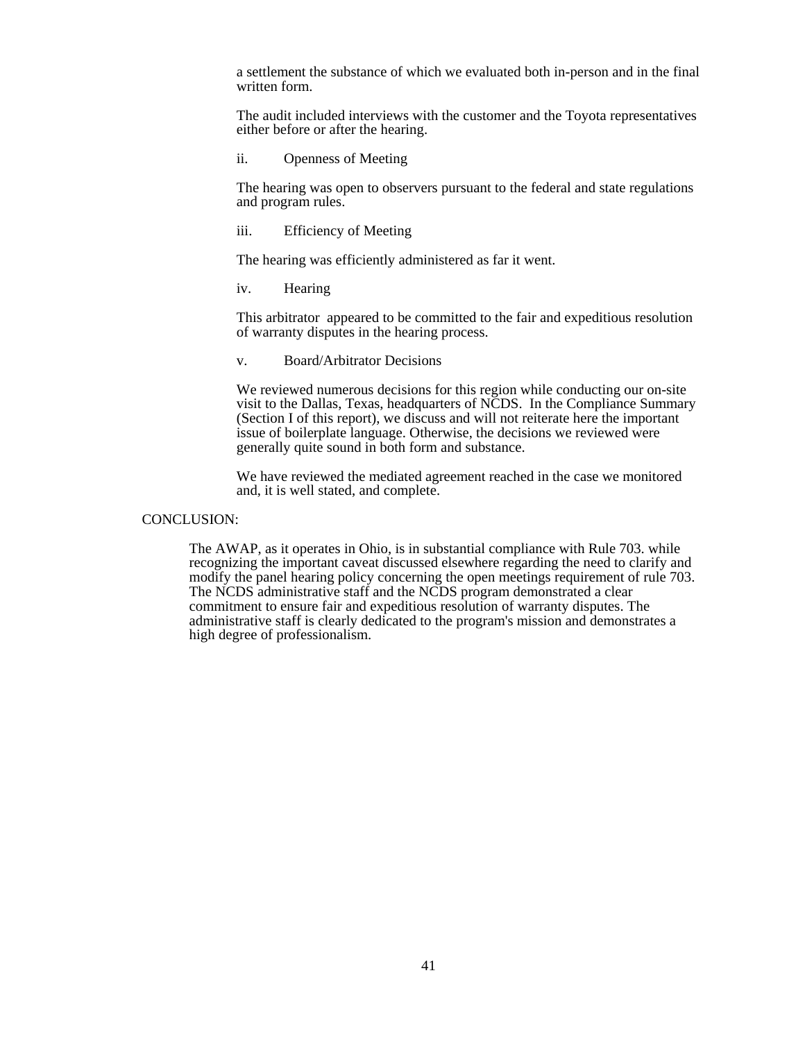a settlement the substance of which we evaluated both in-person and in the final written form.

The audit included interviews with the customer and the Toyota representatives either before or after the hearing.

ii. Openness of Meeting

The hearing was open to observers pursuant to the federal and state regulations and program rules.

iii. Efficiency of Meeting

The hearing was efficiently administered as far it went.

iv. Hearing

This arbitrator appeared to be committed to the fair and expeditious resolution of warranty disputes in the hearing process.

v. Board/Arbitrator Decisions

We reviewed numerous decisions for this region while conducting our on-site visit to the Dallas, Texas, headquarters of NCDS. In the Compliance Summary (Section I of this report), we discuss and will not reiterate here the important issue of boilerplate language. Otherwise, the decisions we reviewed were generally quite sound in both form and substance.

We have reviewed the mediated agreement reached in the case we monitored and, it is well stated, and complete.

CONCLUSION:

The AWAP, as it operates in Ohio, is in substantial compliance with Rule 703. while recognizing the important caveat discussed elsewhere regarding the need to clarify and modify the panel hearing policy concerning the open meetings requirement of rule 703. The NCDS administrative staff and the NCDS program demonstrated a clear commitment to ensure fair and expeditious resolution of warranty disputes. The administrative staff is clearly dedicated to the program's mission and demonstrates a high degree of professionalism.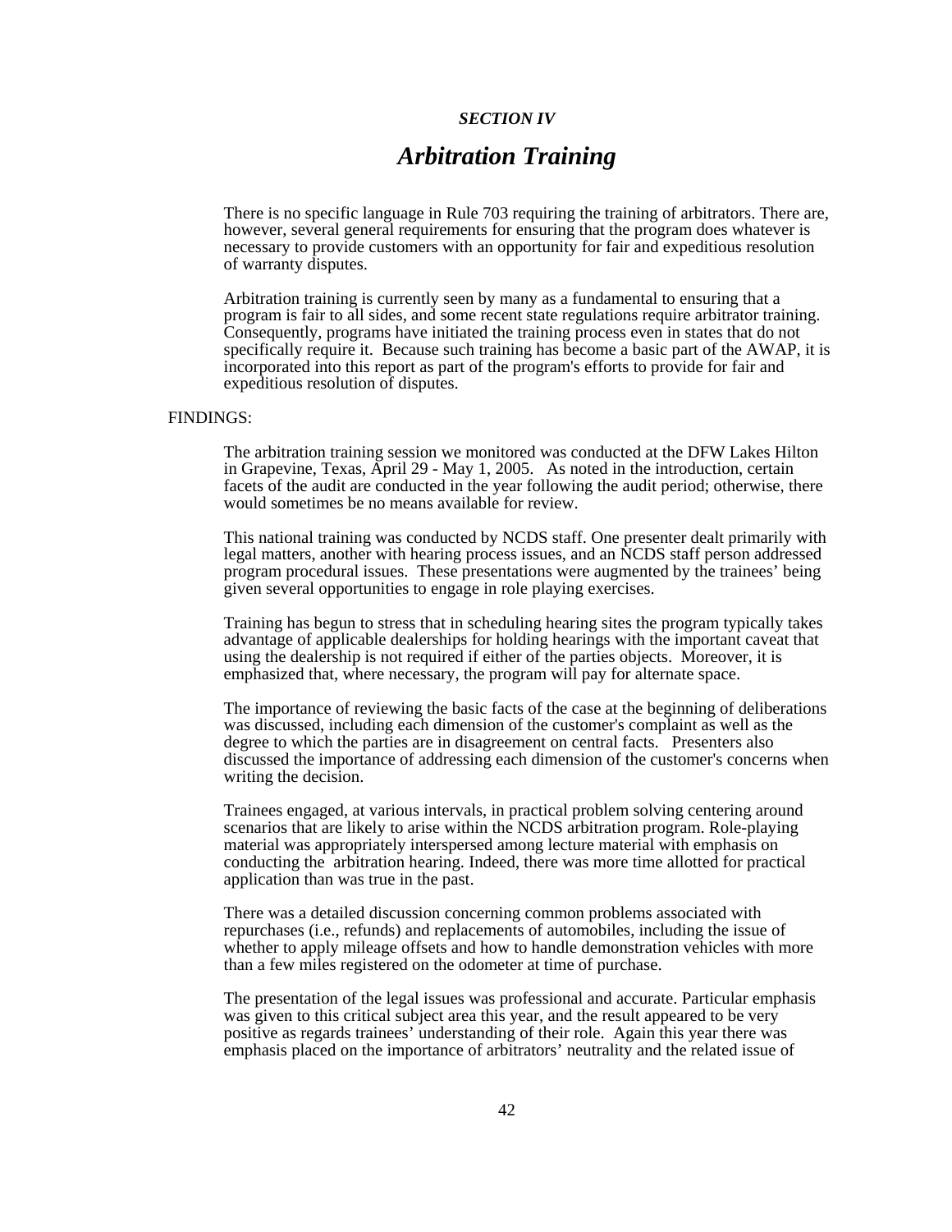***SECTION IV***

# *Arbitration Training*

There is no specific language in Rule 703 requiring the training of arbitrators. There are, however, several general requirements for ensuring that the program does whatever is necessary to provide customers with an opportunity for fair and expeditious resolution of warranty disputes.

Arbitration training is currently seen by many as a fundamental to ensuring that a program is fair to all sides, and some recent state regulations require arbitrator training. Consequently, programs have initiated the training process even in states that do not specifically require it. Because such training has become a basic part of the AWAP, it is incorporated into this report as part of the program's efforts to provide for fair and expeditious resolution of disputes.

FINDINGS:

The arbitration training session we monitored was conducted at the DFW Lakes Hilton in Grapevine, Texas, April 29 - May 1, 2005. As noted in the introduction, certain facets of the audit are conducted in the year following the audit period; otherwise, there would sometimes be no means available for review.

This national training was conducted by NCDS staff. One presenter dealt primarily with legal matters, another with hearing process issues, and an NCDS staff person addressed program procedural issues. These presentations were augmented by the trainees' being given several opportunities to engage in role playing exercises.

Training has begun to stress that in scheduling hearing sites the program typically takes advantage of applicable dealerships for holding hearings with the important caveat that using the dealership is not required if either of the parties objects. Moreover, it is emphasized that, where necessary, the program will pay for alternate space.

The importance of reviewing the basic facts of the case at the beginning of deliberations was discussed, including each dimension of the customer's complaint as well as the degree to which the parties are in disagreement on central facts. Presenters also discussed the importance of addressing each dimension of the customer's concerns when writing the decision.

Trainees engaged, at various intervals, in practical problem solving centering around scenarios that are likely to arise within the NCDS arbitration program. Role-playing material was appropriately interspersed among lecture material with emphasis on conducting the arbitration hearing. Indeed, there was more time allotted for practical application than was true in the past.

There was a detailed discussion concerning common problems associated with repurchases (i.e., refunds) and replacements of automobiles, including the issue of whether to apply mileage offsets and how to handle demonstration vehicles with more than a few miles registered on the odometer at time of purchase.

The presentation of the legal issues was professional and accurate. Particular emphasis was given to this critical subject area this year, and the result appeared to be very positive as regards trainees' understanding of their role. Again this year there was emphasis placed on the importance of arbitrators' neutrality and the related issue of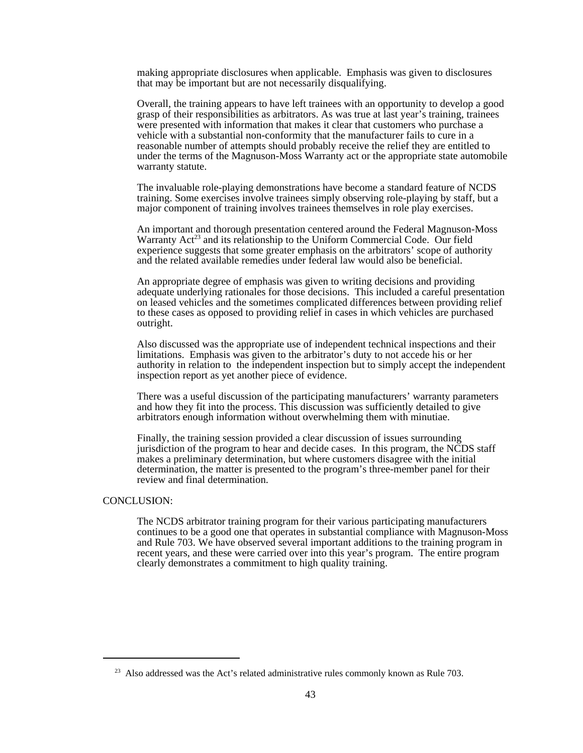making appropriate disclosures when applicable. Emphasis was given to disclosures that may be important but are not necessarily disqualifying.

Overall, the training appears to have left trainees with an opportunity to develop a good grasp of their responsibilities as arbitrators. As was true at last year's training, trainees were presented with information that makes it clear that customers who purchase a vehicle with a substantial non-conformity that the manufacturer fails to cure in a reasonable number of attempts should probably receive the relief they are entitled to under the terms of the Magnuson-Moss Warranty act or the appropriate state automobile warranty statute.

The invaluable role-playing demonstrations have become a standard feature of NCDS training. Some exercises involve trainees simply observing role-playing by staff, but a major component of training involves trainees themselves in role play exercises.

An important and thorough presentation centered around the Federal Magnuson-Moss Warranty Act[23] and its relationship to the Uniform Commercial Code. Our field experience suggests that some greater emphasis on the arbitrators' scope of authority and the related available remedies under federal law would also be beneficial.

An appropriate degree of emphasis was given to writing decisions and providing adequate underlying rationales for those decisions. This included a careful presentation on leased vehicles and the sometimes complicated differences between providing relief to these cases as opposed to providing relief in cases in which vehicles are purchased outright.

Also discussed was the appropriate use of independent technical inspections and their limitations. Emphasis was given to the arbitrator's duty to not accede his or her authority in relation to the independent inspection but to simply accept the independent inspection report as yet another piece of evidence.

There was a useful discussion of the participating manufacturers' warranty parameters and how they fit into the process. This discussion was sufficiently detailed to give arbitrators enough information without overwhelming them with minutiae.

Finally, the training session provided a clear discussion of issues surrounding jurisdiction of the program to hear and decide cases. In this program, the NCDS staff makes a preliminary determination, but where customers disagree with the initial determination, the matter is presented to the program's three-member panel for their review and final determination.

CONCLUSION:

The NCDS arbitrator training program for their various participating manufacturers continues to be a good one that operates in substantial compliance with Magnuson-Moss and Rule 703. We have observed several important additions to the training program in recent years, and these were carried over into this year's program. The entire program clearly demonstrates a commitment to high quality training.

---

[23] Also addressed was the Act's related administrative rules commonly known as Rule 703.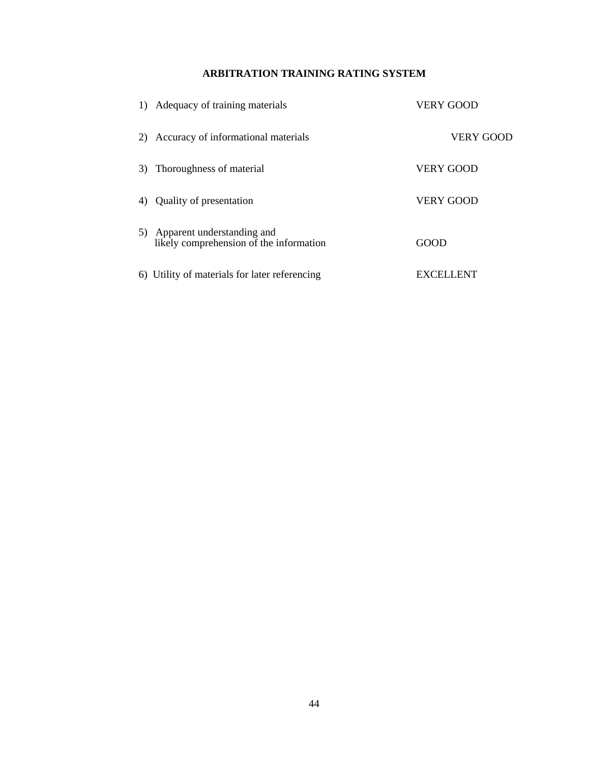**ARBITRATION TRAINING RATING SYSTEM**

| | |
|---|---|
| 1) Adequacy of training materials | VERY GOOD |
| 2) Accuracy of informational materials | VERY GOOD |
| 3) Thoroughness of material | VERY GOOD |
| 4) Quality of presentation | VERY GOOD |
| 5) Apparent understanding and likely comprehension of the information | GOOD |
| 6) Utility of materials for later referencing | EXCELLENT |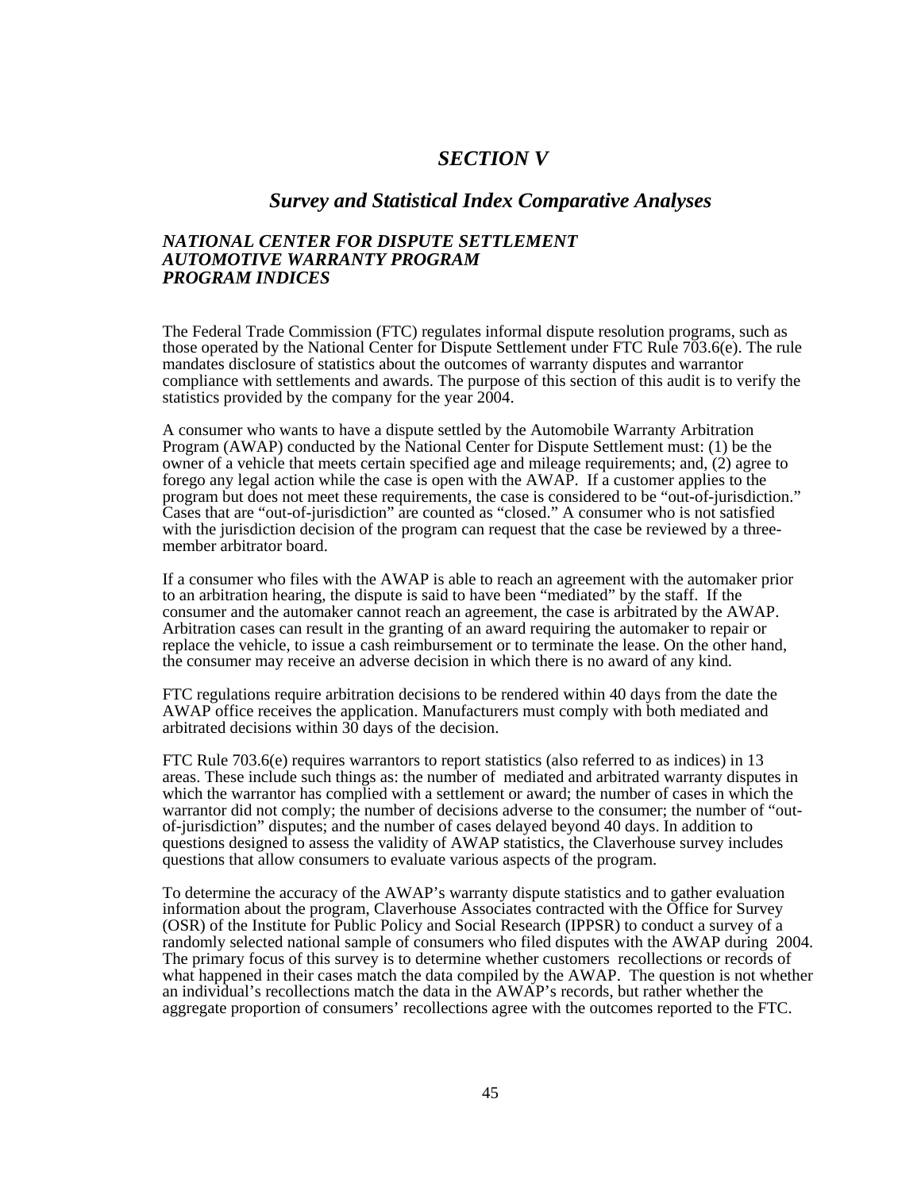# *SECTION V*

## *Survey and Statistical Index Comparative Analyses*

### *NATIONAL CENTER FOR DISPUTE SETTLEMENT AUTOMOTIVE WARRANTY PROGRAM PROGRAM INDICES*

The Federal Trade Commission (FTC) regulates informal dispute resolution programs, such as those operated by the National Center for Dispute Settlement under FTC Rule 703.6(e). The rule mandates disclosure of statistics about the outcomes of warranty disputes and warrantor compliance with settlements and awards. The purpose of this section of this audit is to verify the statistics provided by the company for the year 2004.

A consumer who wants to have a dispute settled by the Automobile Warranty Arbitration Program (AWAP) conducted by the National Center for Dispute Settlement must: (1) be the owner of a vehicle that meets certain specified age and mileage requirements; and, (2) agree to forego any legal action while the case is open with the AWAP. If a customer applies to the program but does not meet these requirements, the case is considered to be "out-of-jurisdiction." Cases that are "out-of-jurisdiction" are counted as "closed." A consumer who is not satisfied with the jurisdiction decision of the program can request that the case be reviewed by a three-member arbitrator board.

If a consumer who files with the AWAP is able to reach an agreement with the automaker prior to an arbitration hearing, the dispute is said to have been "mediated" by the staff. If the consumer and the automaker cannot reach an agreement, the case is arbitrated by the AWAP. Arbitration cases can result in the granting of an award requiring the automaker to repair or replace the vehicle, to issue a cash reimbursement or to terminate the lease. On the other hand, the consumer may receive an adverse decision in which there is no award of any kind.

FTC regulations require arbitration decisions to be rendered within 40 days from the date the AWAP office receives the application. Manufacturers must comply with both mediated and arbitrated decisions within 30 days of the decision.

FTC Rule 703.6(e) requires warrantors to report statistics (also referred to as indices) in 13 areas. These include such things as: the number of mediated and arbitrated warranty disputes in which the warrantor has complied with a settlement or award; the number of cases in which the warrantor did not comply; the number of decisions adverse to the consumer; the number of "out-of-jurisdiction" disputes; and the number of cases delayed beyond 40 days. In addition to questions designed to assess the validity of AWAP statistics, the Claverhouse survey includes questions that allow consumers to evaluate various aspects of the program.

To determine the accuracy of the AWAP's warranty dispute statistics and to gather evaluation information about the program, Claverhouse Associates contracted with the Office for Survey (OSR) of the Institute for Public Policy and Social Research (IPPSR) to conduct a survey of a randomly selected national sample of consumers who filed disputes with the AWAP during 2004. The primary focus of this survey is to determine whether customers recollections or records of what happened in their cases match the data compiled by the AWAP. The question is not whether an individual's recollections match the data in the AWAP's records, but rather whether the aggregate proportion of consumers' recollections agree with the outcomes reported to the FTC.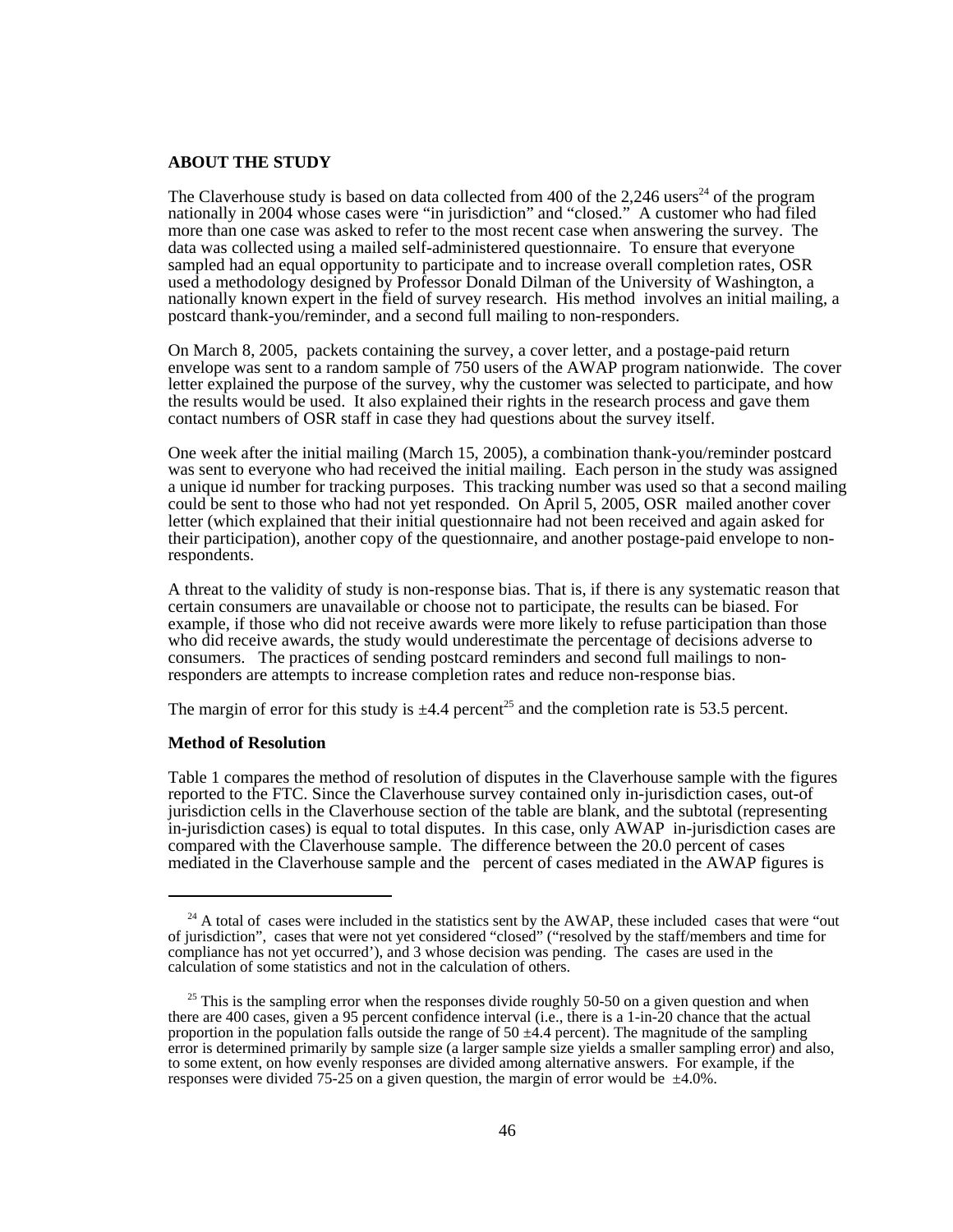**ABOUT THE STUDY**

The Claverhouse study is based on data collected from 400 of the 2,246 users[24] of the program nationally in 2004 whose cases were "in jurisdiction" and "closed." A customer who had filed more than one case was asked to refer to the most recent case when answering the survey. The data was collected using a mailed self-administered questionnaire. To ensure that everyone sampled had an equal opportunity to participate and to increase overall completion rates, OSR used a methodology designed by Professor Donald Dilman of the University of Washington, a nationally known expert in the field of survey research. His method involves an initial mailing, a postcard thank-you/reminder, and a second full mailing to non-responders.

On March 8, 2005, packets containing the survey, a cover letter, and a postage-paid return envelope was sent to a random sample of 750 users of the AWAP program nationwide. The cover letter explained the purpose of the survey, why the customer was selected to participate, and how the results would be used. It also explained their rights in the research process and gave them contact numbers of OSR staff in case they had questions about the survey itself.

One week after the initial mailing (March 15, 2005), a combination thank-you/reminder postcard was sent to everyone who had received the initial mailing. Each person in the study was assigned a unique id number for tracking purposes. This tracking number was used so that a second mailing could be sent to those who had not yet responded. On April 5, 2005, OSR mailed another cover letter (which explained that their initial questionnaire had not been received and again asked for their participation), another copy of the questionnaire, and another postage-paid envelope to non-respondents.

A threat to the validity of study is non-response bias. That is, if there is any systematic reason that certain consumers are unavailable or choose not to participate, the results can be biased. For example, if those who did not receive awards were more likely to refuse participation than those who did receive awards, the study would underestimate the percentage of decisions adverse to consumers. The practices of sending postcard reminders and second full mailings to non-responders are attempts to increase completion rates and reduce non-response bias.

The margin of error for this study is ±4.4 percent[25] and the completion rate is 53.5 percent.

**Method of Resolution**

Table 1 compares the method of resolution of disputes in the Claverhouse sample with the figures reported to the FTC. Since the Claverhouse survey contained only in-jurisdiction cases, out-of jurisdiction cells in the Claverhouse section of the table are blank, and the subtotal (representing in-jurisdiction cases) is equal to total disputes. In this case, only AWAP in-jurisdiction cases are compared with the Claverhouse sample. The difference between the 20.0 percent of cases mediated in the Claverhouse sample and the percent of cases mediated in the AWAP figures is

---

[24] A total of cases were included in the statistics sent by the AWAP, these included cases that were "out of jurisdiction", cases that were not yet considered "closed" ("resolved by the staff/members and time for compliance has not yet occurred'), and 3 whose decision was pending. The cases are used in the calculation of some statistics and not in the calculation of others.

[25] This is the sampling error when the responses divide roughly 50-50 on a given question and when there are 400 cases, given a 95 percent confidence interval (i.e., there is a 1-in-20 chance that the actual proportion in the population falls outside the range of 50 ±4.4 percent). The magnitude of the sampling error is determined primarily by sample size (a larger sample size yields a smaller sampling error) and also, to some extent, on how evenly responses are divided among alternative answers. For example, if the responses were divided 75-25 on a given question, the margin of error would be ±4.0%.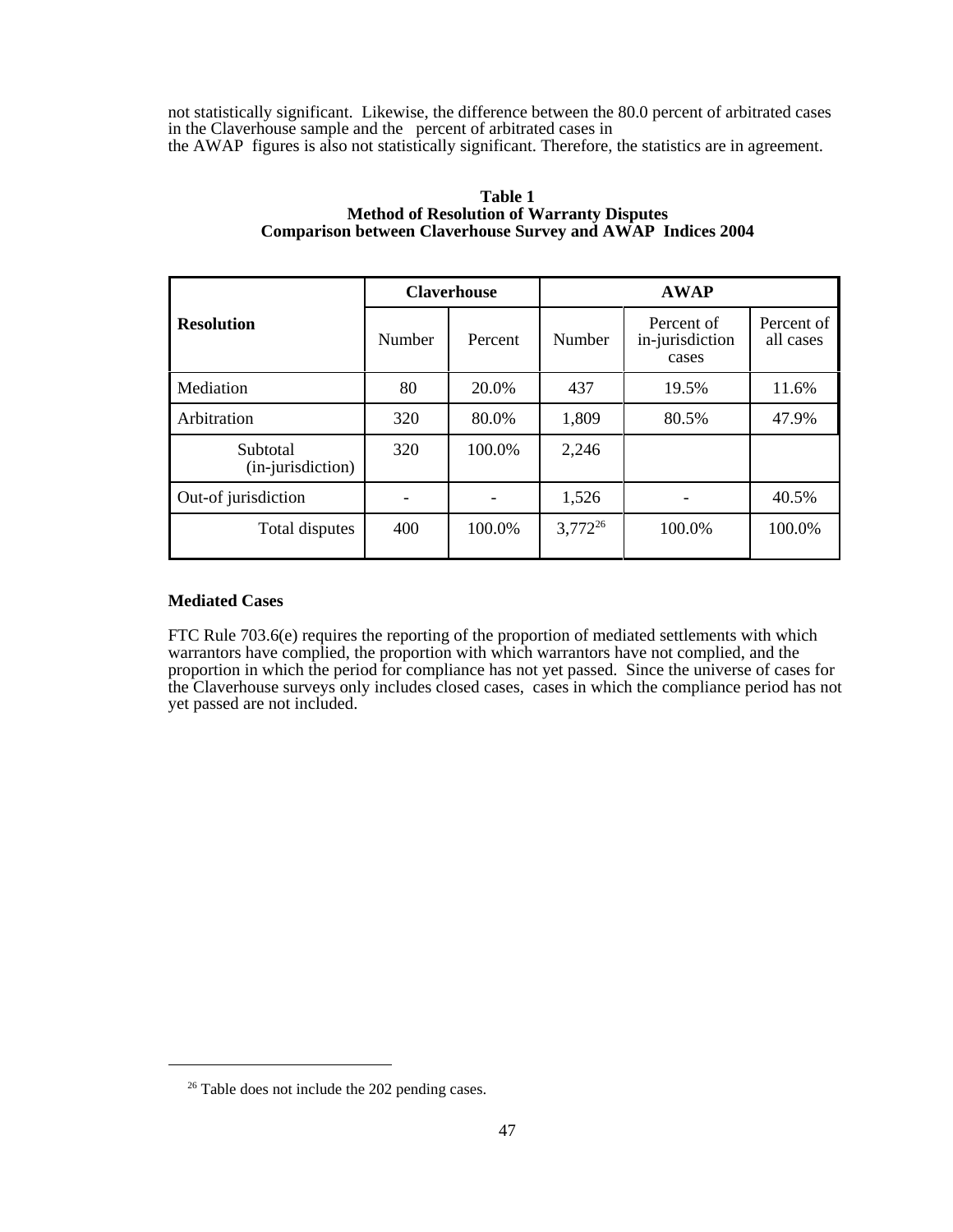not statistically significant. Likewise, the difference between the 80.0 percent of arbitrated cases in the Claverhouse sample and the percent of arbitrated cases in the AWAP figures is also not statistically significant. Therefore, the statistics are in agreement.

**Table 1**
**Method of Resolution of Warranty Disputes**
**Comparison between Claverhouse Survey and AWAP Indices 2004**

| Resolution | Claverhouse | | AWAP | | |
|---|---|---|---|---|---|
| | Number | Percent | Number | Percent of in-jurisdiction cases | Percent of all cases |
| Mediation | 80 | 20.0% | 437 | 19.5% | 11.6% |
| Arbitration | 320 | 80.0% | 1,809 | 80.5% | 47.9% |
| Subtotal (in-jurisdiction) | 320 | 100.0% | 2,246 | | |
| Out-of jurisdiction | - | - | 1,526 | - | 40.5% |
| Total disputes | 400 | 100.0% | 3,772[26] | 100.0% | 100.0% |

**Mediated Cases**

FTC Rule 703.6(e) requires the reporting of the proportion of mediated settlements with which warrantors have complied, the proportion with which warrantors have not complied, and the proportion in which the period for compliance has not yet passed. Since the universe of cases for the Claverhouse surveys only includes closed cases, cases in which the compliance period has not yet passed are not included.

[26] Table does not include the 202 pending cases.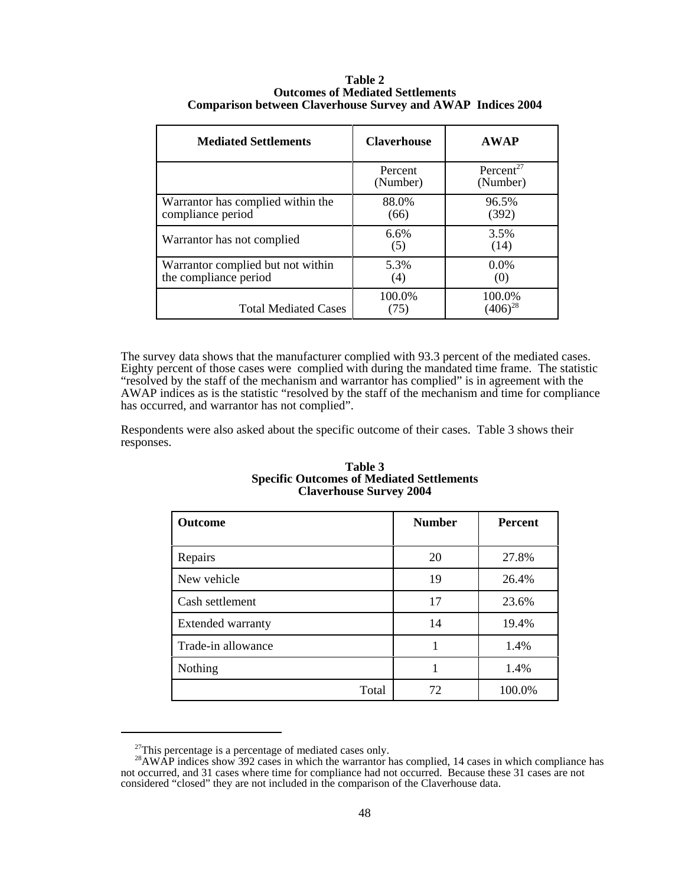**Table 2**
**Outcomes of Mediated Settlements**
**Comparison between Claverhouse Survey and AWAP Indices 2004**

| Mediated Settlements | Claverhouse | AWAP |
|---|---|---|
| | Percent (Number) | Percent[27] (Number) |
| Warrantor has complied within the compliance period | 88.0% (66) | 96.5% (392) |
| Warrantor has not complied | 6.6% (5) | 3.5% (14) |
| Warrantor complied but not within the compliance period | 5.3% (4) | 0.0% (0) |
| Total Mediated Cases | 100.0% (75) | 100.0% (406)[28] |

The survey data shows that the manufacturer complied with 93.3 percent of the mediated cases. Eighty percent of those cases were complied with during the mandated time frame. The statistic "resolved by the staff of the mechanism and warrantor has complied" is in agreement with the AWAP indices as is the statistic "resolved by the staff of the mechanism and time for compliance has occurred, and warrantor has not complied".

Respondents were also asked about the specific outcome of their cases. Table 3 shows their responses.

**Table 3**
**Specific Outcomes of Mediated Settlements**
**Claverhouse Survey 2004**

| Outcome | Number | Percent |
|---|---|---|
| Repairs | 20 | 27.8% |
| New vehicle | 19 | 26.4% |
| Cash settlement | 17 | 23.6% |
| Extended warranty | 14 | 19.4% |
| Trade-in allowance | 1 | 1.4% |
| Nothing | 1 | 1.4% |
| Total | 72 | 100.0% |

[27] This percentage is a percentage of mediated cases only.

[28] AWAP indices show 392 cases in which the warrantor has complied, 14 cases in which compliance has not occurred, and 31 cases where time for compliance had not occurred. Because these 31 cases are not considered "closed" they are not included in the comparison of the Claverhouse data.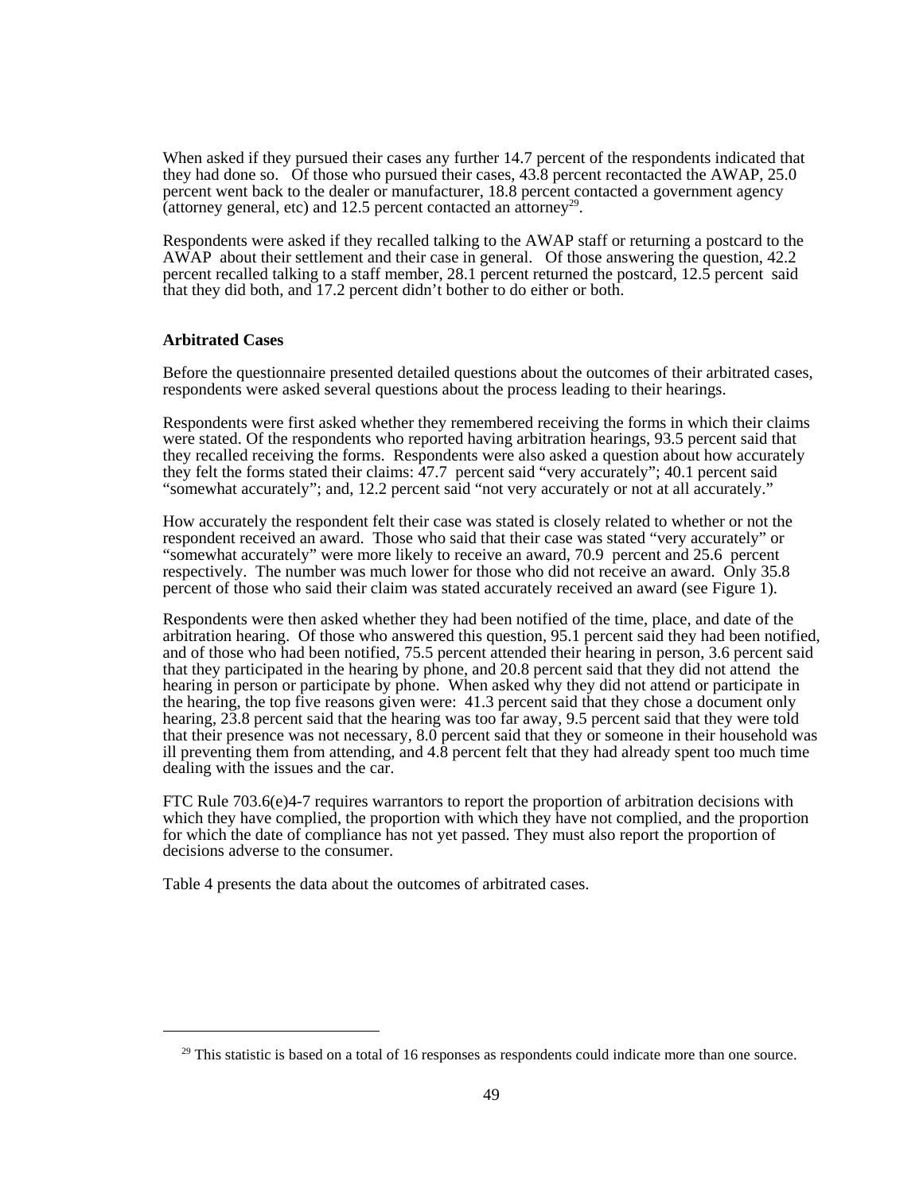When asked if they pursued their cases any further 14.7 percent of the respondents indicated that they had done so. Of those who pursued their cases, 43.8 percent recontacted the AWAP, 25.0 percent went back to the dealer or manufacturer, 18.8 percent contacted a government agency (attorney general, etc) and 12.5 percent contacted an attorney[29].

Respondents were asked if they recalled talking to the AWAP staff or returning a postcard to the AWAP about their settlement and their case in general. Of those answering the question, 42.2 percent recalled talking to a staff member, 28.1 percent returned the postcard, 12.5 percent said that they did both, and 17.2 percent didn't bother to do either or both.

**Arbitrated Cases**

Before the questionnaire presented detailed questions about the outcomes of their arbitrated cases, respondents were asked several questions about the process leading to their hearings.

Respondents were first asked whether they remembered receiving the forms in which their claims were stated. Of the respondents who reported having arbitration hearings, 93.5 percent said that they recalled receiving the forms. Respondents were also asked a question about how accurately they felt the forms stated their claims: 47.7 percent said "very accurately"; 40.1 percent said "somewhat accurately"; and, 12.2 percent said "not very accurately or not at all accurately."

How accurately the respondent felt their case was stated is closely related to whether or not the respondent received an award. Those who said that their case was stated "very accurately" or "somewhat accurately" were more likely to receive an award, 70.9 percent and 25.6 percent respectively. The number was much lower for those who did not receive an award. Only 35.8 percent of those who said their claim was stated accurately received an award (see Figure 1).

Respondents were then asked whether they had been notified of the time, place, and date of the arbitration hearing. Of those who answered this question, 95.1 percent said they had been notified, and of those who had been notified, 75.5 percent attended their hearing in person, 3.6 percent said that they participated in the hearing by phone, and 20.8 percent said that they did not attend the hearing in person or participate by phone. When asked why they did not attend or participate in the hearing, the top five reasons given were: 41.3 percent said that they chose a document only hearing, 23.8 percent said that the hearing was too far away, 9.5 percent said that they were told that their presence was not necessary, 8.0 percent said that they or someone in their household was ill preventing them from attending, and 4.8 percent felt that they had already spent too much time dealing with the issues and the car.

FTC Rule 703.6(e)4-7 requires warrantors to report the proportion of arbitration decisions with which they have complied, the proportion with which they have not complied, and the proportion for which the date of compliance has not yet passed. They must also report the proportion of decisions adverse to the consumer.

Table 4 presents the data about the outcomes of arbitrated cases.

[29] This statistic is based on a total of 16 responses as respondents could indicate more than one source.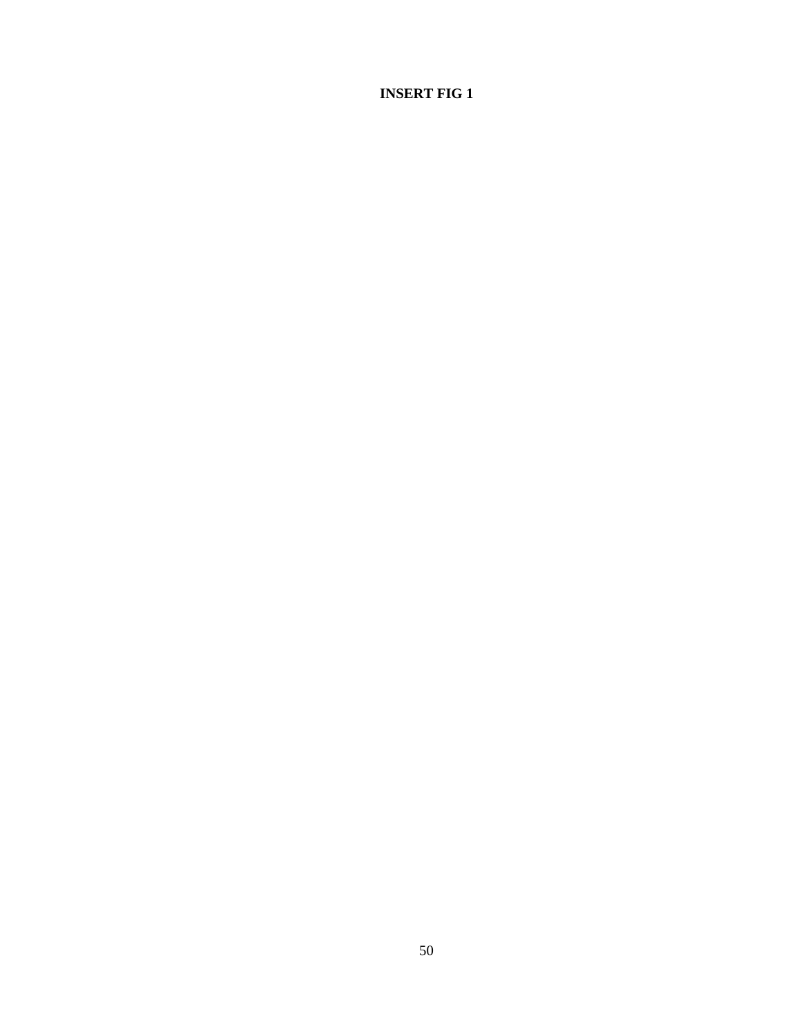**INSERT FIG 1**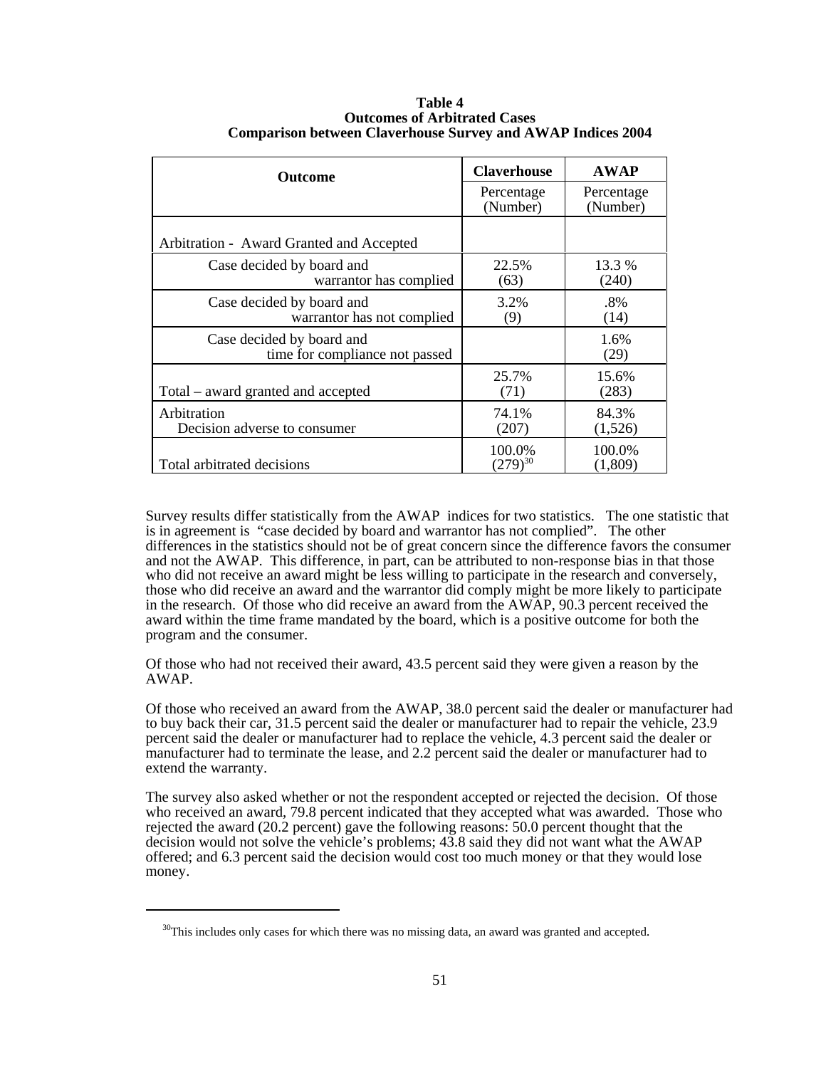**Table 4**
**Outcomes of Arbitrated Cases**
**Comparison between Claverhouse Survey and AWAP Indices 2004**

| Outcome | Claverhouse | AWAP |
|---|---|---|
| | Percentage (Number) | Percentage (Number) |
| Arbitration - Award Granted and Accepted | | |
| Case decided by board and warrantor has complied | 22.5% (63) | 13.3 % (240) |
| Case decided by board and warrantor has not complied | 3.2% (9) | .8% (14) |
| Case decided by board and time for compliance not passed | | 1.6% (29) |
| Total – award granted and accepted | 25.7% (71) | 15.6% (283) |
| Arbitration Decision adverse to consumer | 74.1% (207) | 84.3% (1,526) |
| Total arbitrated decisions | 100.0% (279)[30] | 100.0% (1,809) |

Survey results differ statistically from the AWAP indices for two statistics. The one statistic that is in agreement is "case decided by board and warrantor has not complied". The other differences in the statistics should not be of great concern since the difference favors the consumer and not the AWAP. This difference, in part, can be attributed to non-response bias in that those who did not receive an award might be less willing to participate in the research and conversely, those who did receive an award and the warrantor did comply might be more likely to participate in the research. Of those who did receive an award from the AWAP, 90.3 percent received the award within the time frame mandated by the board, which is a positive outcome for both the program and the consumer.

Of those who had not received their award, 43.5 percent said they were given a reason by the AWAP.

Of those who received an award from the AWAP, 38.0 percent said the dealer or manufacturer had to buy back their car, 31.5 percent said the dealer or manufacturer had to repair the vehicle, 23.9 percent said the dealer or manufacturer had to replace the vehicle, 4.3 percent said the dealer or manufacturer had to terminate the lease, and 2.2 percent said the dealer or manufacturer had to extend the warranty.

The survey also asked whether or not the respondent accepted or rejected the decision. Of those who received an award, 79.8 percent indicated that they accepted what was awarded. Those who rejected the award (20.2 percent) gave the following reasons: 50.0 percent thought that the decision would not solve the vehicle's problems; 43.8 said they did not want what the AWAP offered; and 6.3 percent said the decision would cost too much money or that they would lose money.

[30] This includes only cases for which there was no missing data, an award was granted and accepted.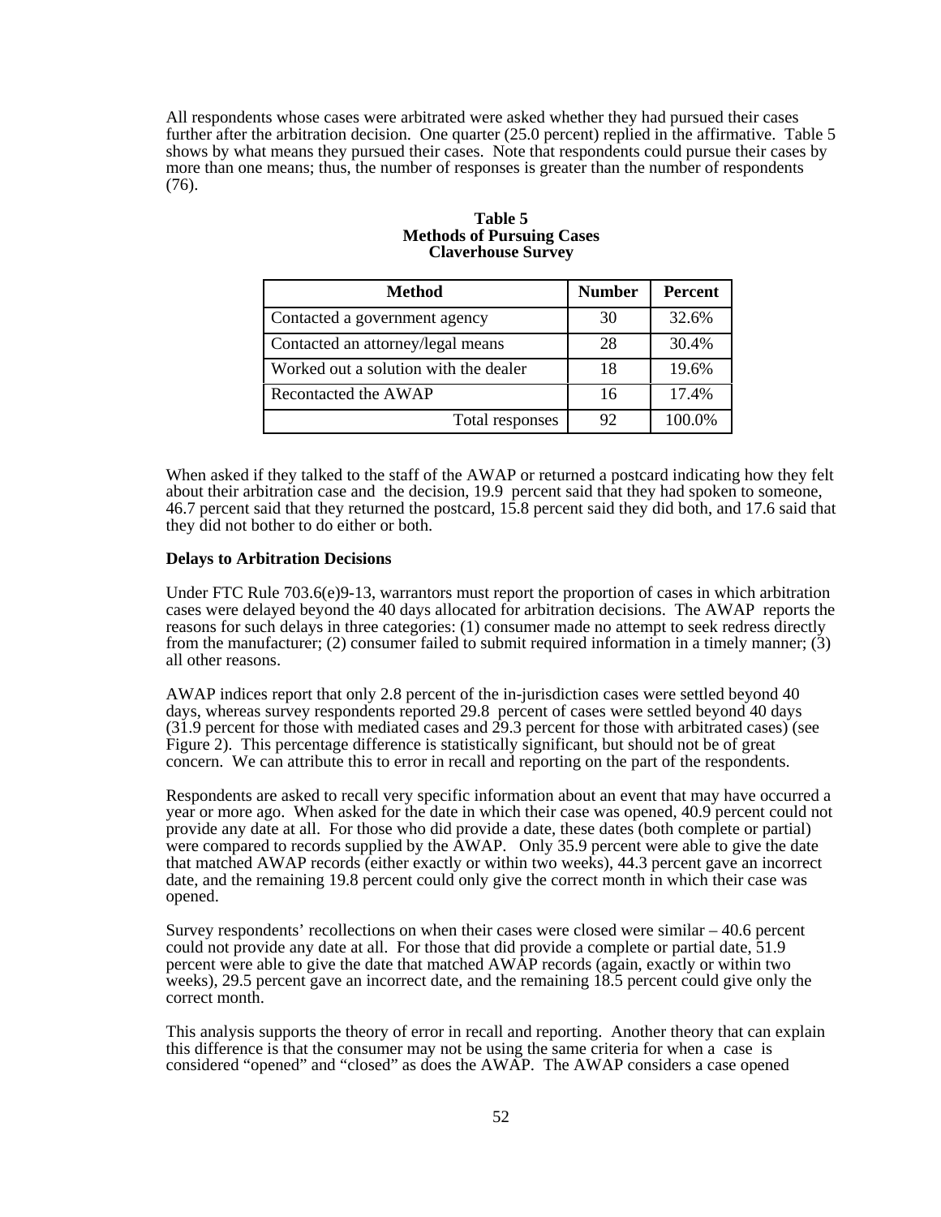All respondents whose cases were arbitrated were asked whether they had pursued their cases further after the arbitration decision. One quarter (25.0 percent) replied in the affirmative. Table 5 shows by what means they pursued their cases. Note that respondents could pursue their cases by more than one means; thus, the number of responses is greater than the number of respondents (76).

**Table 5**
**Methods of Pursuing Cases**
**Claverhouse Survey**

| Method | Number | Percent |
|---|---|---|
| Contacted a government agency | 30 | 32.6% |
| Contacted an attorney/legal means | 28 | 30.4% |
| Worked out a solution with the dealer | 18 | 19.6% |
| Recontacted the AWAP | 16 | 17.4% |
| Total responses | 92 | 100.0% |

When asked if they talked to the staff of the AWAP or returned a postcard indicating how they felt about their arbitration case and the decision, 19.9 percent said that they had spoken to someone, 46.7 percent said that they returned the postcard, 15.8 percent said they did both, and 17.6 said that they did not bother to do either or both.

**Delays to Arbitration Decisions**

Under FTC Rule 703.6(e)9-13, warrantors must report the proportion of cases in which arbitration cases were delayed beyond the 40 days allocated for arbitration decisions. The AWAP reports the reasons for such delays in three categories: (1) consumer made no attempt to seek redress directly from the manufacturer; (2) consumer failed to submit required information in a timely manner; (3) all other reasons.

AWAP indices report that only 2.8 percent of the in-jurisdiction cases were settled beyond 40 days, whereas survey respondents reported 29.8 percent of cases were settled beyond 40 days (31.9 percent for those with mediated cases and 29.3 percent for those with arbitrated cases) (see Figure 2). This percentage difference is statistically significant, but should not be of great concern. We can attribute this to error in recall and reporting on the part of the respondents.

Respondents are asked to recall very specific information about an event that may have occurred a year or more ago. When asked for the date in which their case was opened, 40.9 percent could not provide any date at all. For those who did provide a date, these dates (both complete or partial) were compared to records supplied by the AWAP. Only 35.9 percent were able to give the date that matched AWAP records (either exactly or within two weeks), 44.3 percent gave an incorrect date, and the remaining 19.8 percent could only give the correct month in which their case was opened.

Survey respondents' recollections on when their cases were closed were similar – 40.6 percent could not provide any date at all. For those that did provide a complete or partial date, 51.9 percent were able to give the date that matched AWAP records (again, exactly or within two weeks), 29.5 percent gave an incorrect date, and the remaining 18.5 percent could give only the correct month.

This analysis supports the theory of error in recall and reporting. Another theory that can explain this difference is that the consumer may not be using the same criteria for when a case is considered "opened" and "closed" as does the AWAP. The AWAP considers a case opened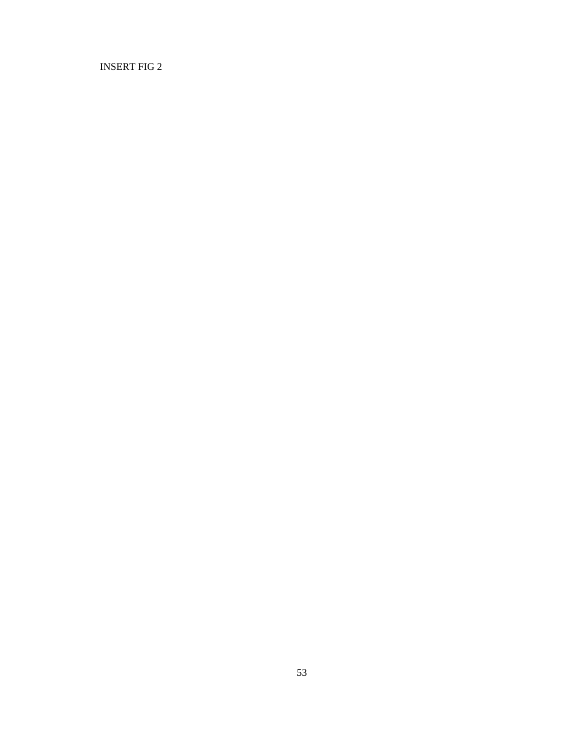INSERT FIG 2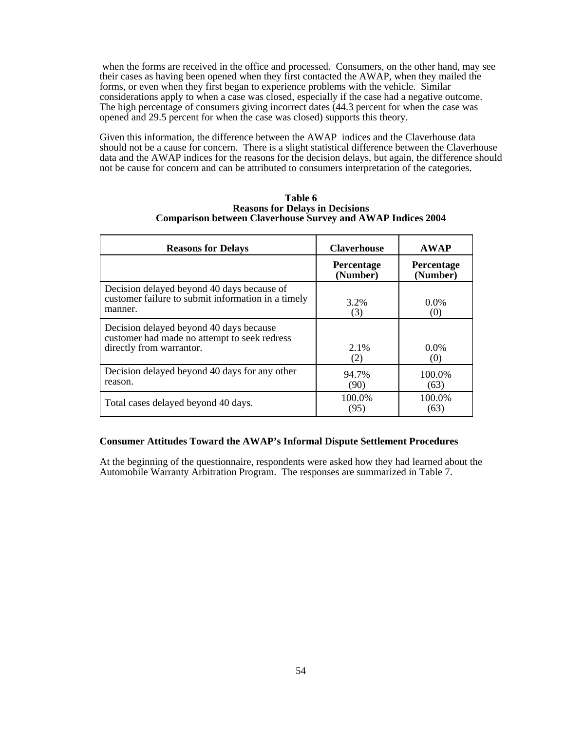when the forms are received in the office and processed. Consumers, on the other hand, may see their cases as having been opened when they first contacted the AWAP, when they mailed the forms, or even when they first began to experience problems with the vehicle. Similar considerations apply to when a case was closed, especially if the case had a negative outcome. The high percentage of consumers giving incorrect dates (44.3 percent for when the case was opened and 29.5 percent for when the case was closed) supports this theory.

Given this information, the difference between the AWAP indices and the Claverhouse data should not be a cause for concern. There is a slight statistical difference between the Claverhouse data and the AWAP indices for the reasons for the decision delays, but again, the difference should not be cause for concern and can be attributed to consumers interpretation of the categories.

**Table 6**
**Reasons for Delays in Decisions**
**Comparison between Claverhouse Survey and AWAP Indices 2004**

| Reasons for Delays | Claverhouse | AWAP |
|---|---|---|
| | **Percentage (Number)** | **Percentage (Number)** |
| Decision delayed beyond 40 days because of customer failure to submit information in a timely manner. | 3.2% (3) | 0.0% (0) |
| Decision delayed beyond 40 days because customer had made no attempt to seek redress directly from warrantor. | 2.1% (2) | 0.0% (0) |
| Decision delayed beyond 40 days for any other reason. | 94.7% (90) | 100.0% (63) |
| Total cases delayed beyond 40 days. | 100.0% (95) | 100.0% (63) |

**Consumer Attitudes Toward the AWAP's Informal Dispute Settlement Procedures**

At the beginning of the questionnaire, respondents were asked how they had learned about the Automobile Warranty Arbitration Program. The responses are summarized in Table 7.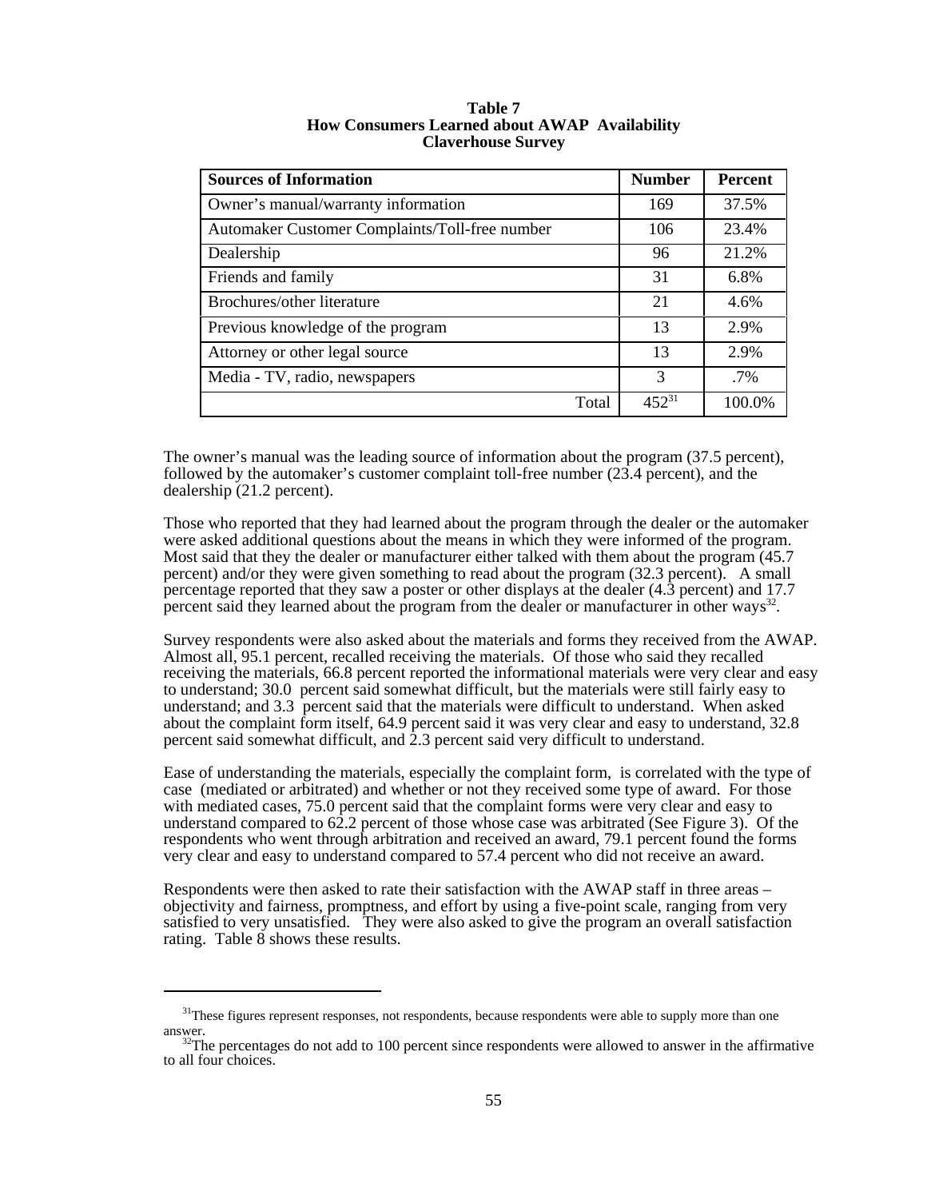**Table 7**
**How Consumers Learned about AWAP Availability**
**Claverhouse Survey**

| Sources of Information | Number | Percent |
|---|---|---|
| Owner's manual/warranty information | 169 | 37.5% |
| Automaker Customer Complaints/Toll-free number | 106 | 23.4% |
| Dealership | 96 | 21.2% |
| Friends and family | 31 | 6.8% |
| Brochures/other literature | 21 | 4.6% |
| Previous knowledge of the program | 13 | 2.9% |
| Attorney or other legal source | 13 | 2.9% |
| Media - TV, radio, newspapers | 3 | .7% |
| Total | 452[31] | 100.0% |

The owner's manual was the leading source of information about the program (37.5 percent), followed by the automaker's customer complaint toll-free number (23.4 percent), and the dealership (21.2 percent).

Those who reported that they had learned about the program through the dealer or the automaker were asked additional questions about the means in which they were informed of the program. Most said that they the dealer or manufacturer either talked with them about the program (45.7 percent) and/or they were given something to read about the program (32.3 percent). A small percentage reported that they saw a poster or other displays at the dealer (4.3 percent) and 17.7 percent said they learned about the program from the dealer or manufacturer in other ways[32].

Survey respondents were also asked about the materials and forms they received from the AWAP. Almost all, 95.1 percent, recalled receiving the materials. Of those who said they recalled receiving the materials, 66.8 percent reported the informational materials were very clear and easy to understand; 30.0 percent said somewhat difficult, but the materials were still fairly easy to understand; and 3.3 percent said that the materials were difficult to understand. When asked about the complaint form itself, 64.9 percent said it was very clear and easy to understand, 32.8 percent said somewhat difficult, and 2.3 percent said very difficult to understand.

Ease of understanding the materials, especially the complaint form, is correlated with the type of case (mediated or arbitrated) and whether or not they received some type of award. For those with mediated cases, 75.0 percent said that the complaint forms were very clear and easy to understand compared to 62.2 percent of those whose case was arbitrated (See Figure 3). Of the respondents who went through arbitration and received an award, 79.1 percent found the forms very clear and easy to understand compared to 57.4 percent who did not receive an award.

Respondents were then asked to rate their satisfaction with the AWAP staff in three areas – objectivity and fairness, promptness, and effort by using a five-point scale, ranging from very satisfied to very unsatisfied. They were also asked to give the program an overall satisfaction rating. Table 8 shows these results.

---

[31] These figures represent responses, not respondents, because respondents were able to supply more than one answer.

[32] The percentages do not add to 100 percent since respondents were allowed to answer in the affirmative to all four choices.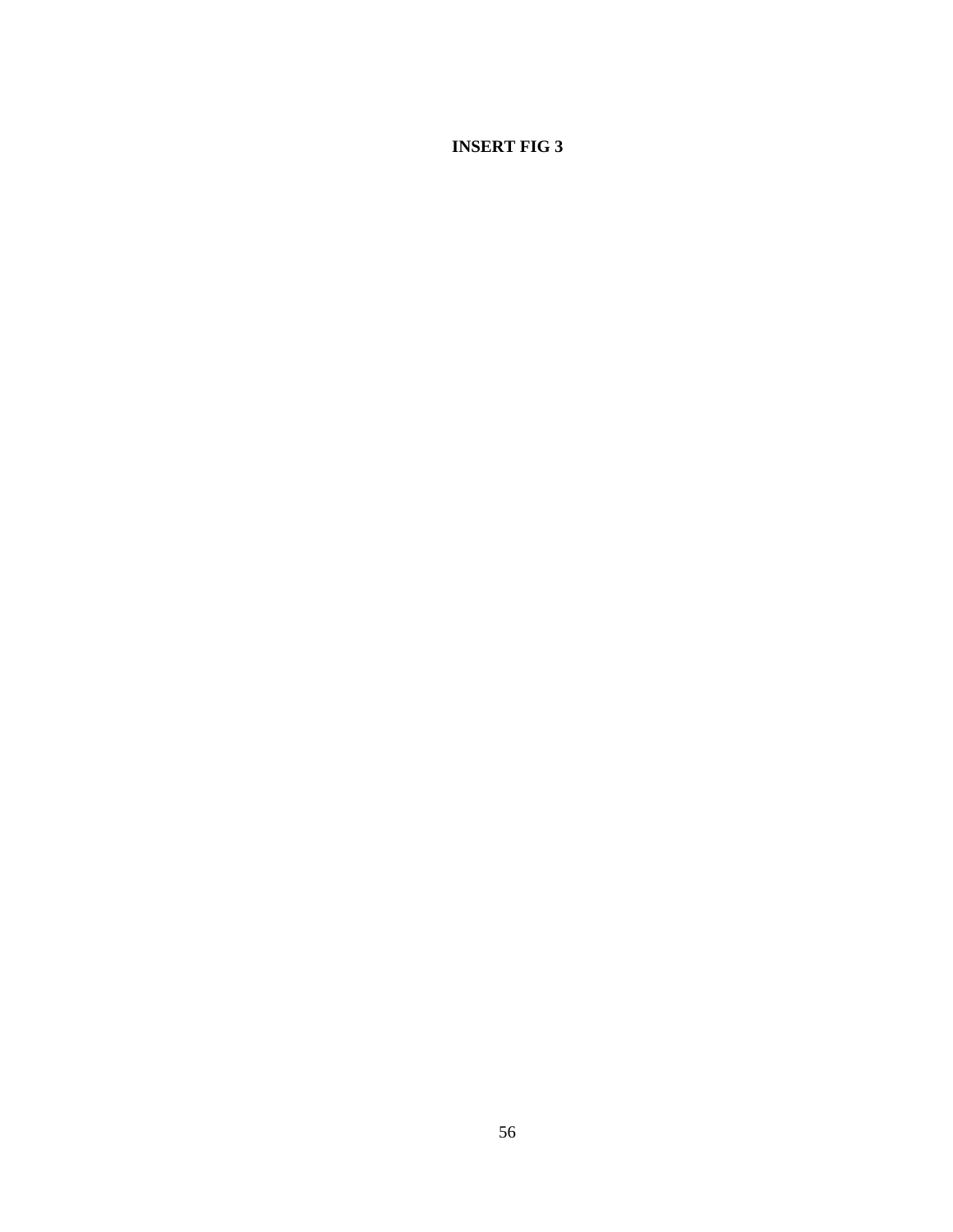**INSERT FIG 3**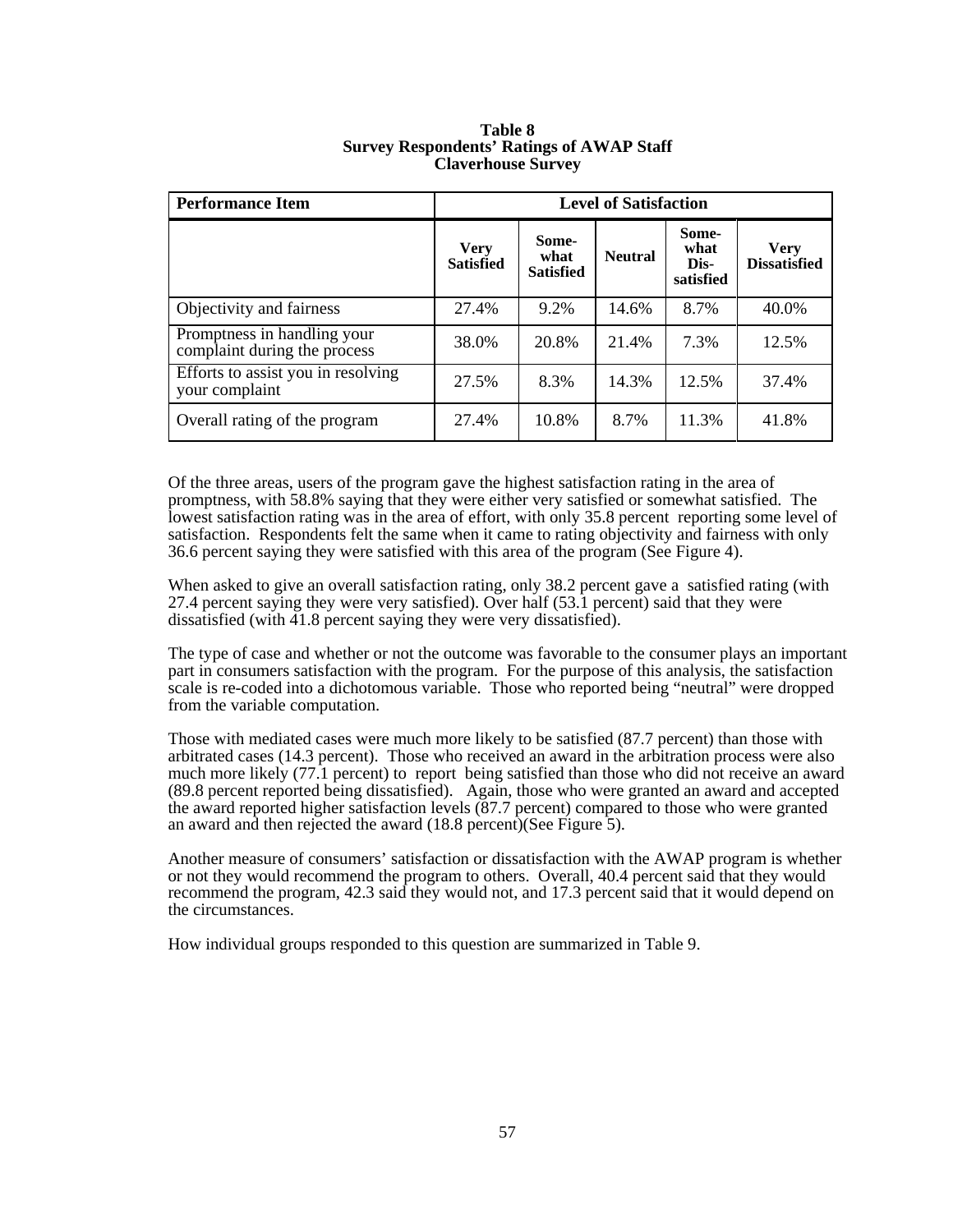**Table 8**
**Survey Respondents' Ratings of AWAP Staff**
**Claverhouse Survey**

| Performance Item | Level of Satisfaction | | | | |
|---|---|---|---|---|---|
| | **Very Satisfied** | **Some-what Satisfied** | **Neutral** | **Some-what Dis-satisfied** | **Very Dissatisfied** |
| Objectivity and fairness | 27.4% | 9.2% | 14.6% | 8.7% | 40.0% |
| Promptness in handling your complaint during the process | 38.0% | 20.8% | 21.4% | 7.3% | 12.5% |
| Efforts to assist you in resolving your complaint | 27.5% | 8.3% | 14.3% | 12.5% | 37.4% |
| Overall rating of the program | 27.4% | 10.8% | 8.7% | 11.3% | 41.8% |

Of the three areas, users of the program gave the highest satisfaction rating in the area of promptness, with 58.8% saying that they were either very satisfied or somewhat satisfied. The lowest satisfaction rating was in the area of effort, with only 35.8 percent reporting some level of satisfaction. Respondents felt the same when it came to rating objectivity and fairness with only 36.6 percent saying they were satisfied with this area of the program (See Figure 4).

When asked to give an overall satisfaction rating, only 38.2 percent gave a satisfied rating (with 27.4 percent saying they were very satisfied). Over half (53.1 percent) said that they were dissatisfied (with 41.8 percent saying they were very dissatisfied).

The type of case and whether or not the outcome was favorable to the consumer plays an important part in consumers satisfaction with the program. For the purpose of this analysis, the satisfaction scale is re-coded into a dichotomous variable. Those who reported being "neutral" were dropped from the variable computation.

Those with mediated cases were much more likely to be satisfied (87.7 percent) than those with arbitrated cases (14.3 percent). Those who received an award in the arbitration process were also much more likely (77.1 percent) to report being satisfied than those who did not receive an award (89.8 percent reported being dissatisfied). Again, those who were granted an award and accepted the award reported higher satisfaction levels (87.7 percent) compared to those who were granted an award and then rejected the award (18.8 percent)(See Figure 5).

Another measure of consumers' satisfaction or dissatisfaction with the AWAP program is whether or not they would recommend the program to others. Overall, 40.4 percent said that they would recommend the program, 42.3 said they would not, and 17.3 percent said that it would depend on the circumstances.

How individual groups responded to this question are summarized in Table 9.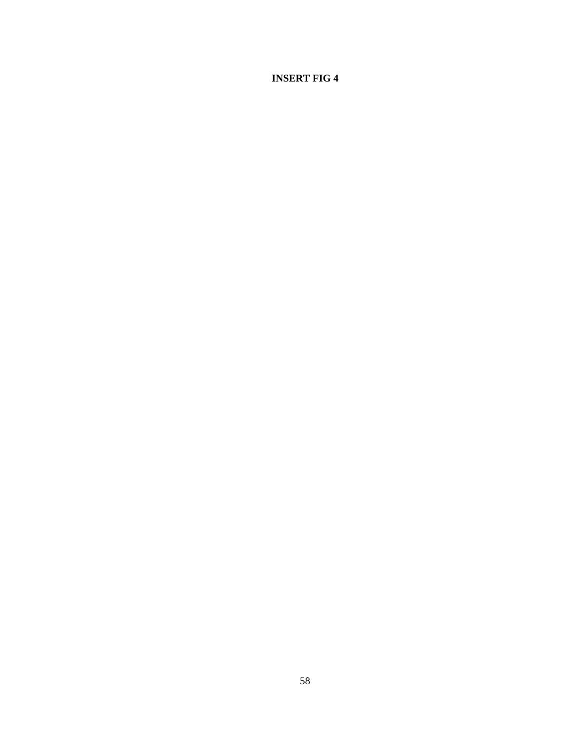**INSERT FIG 4**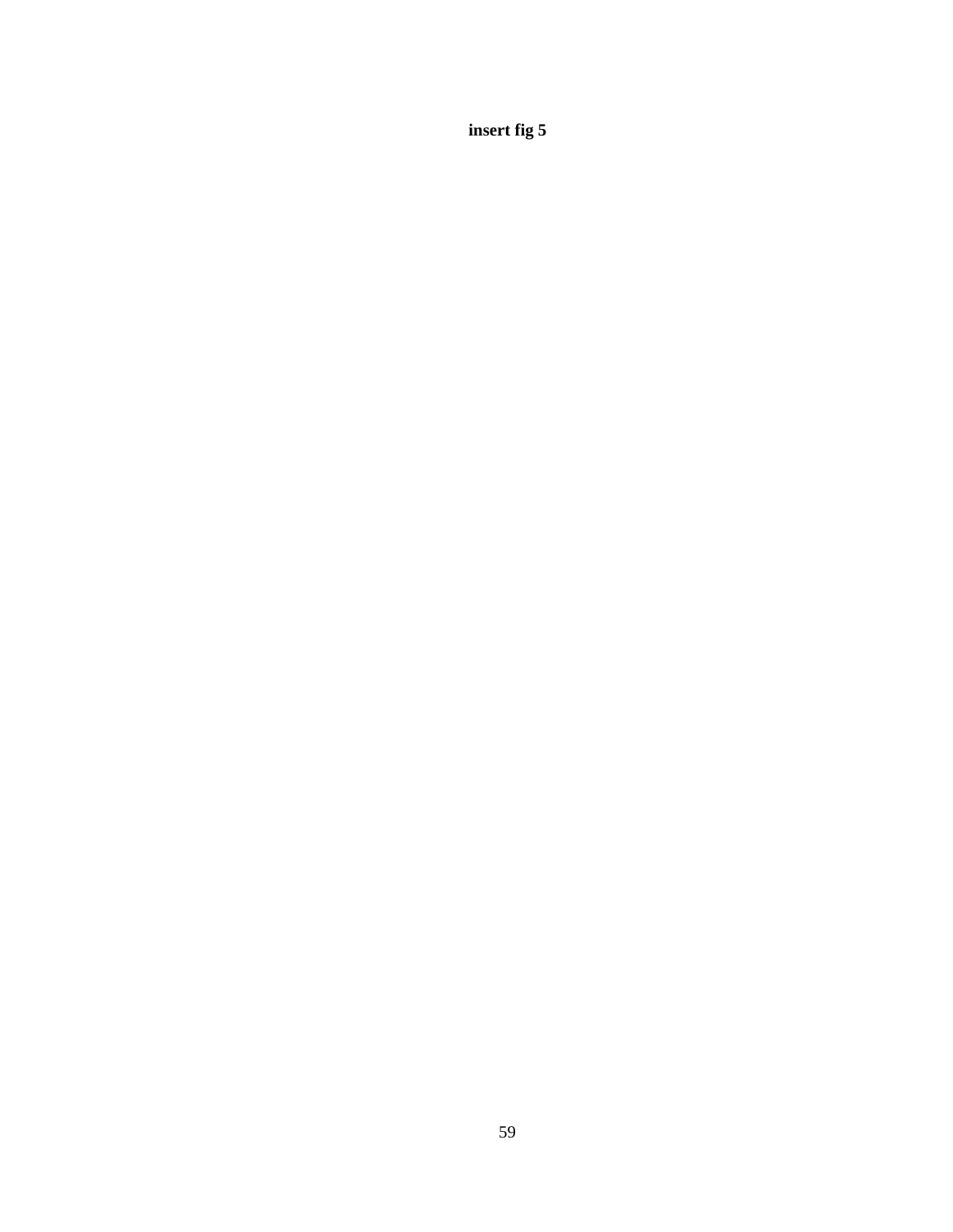**insert fig 5**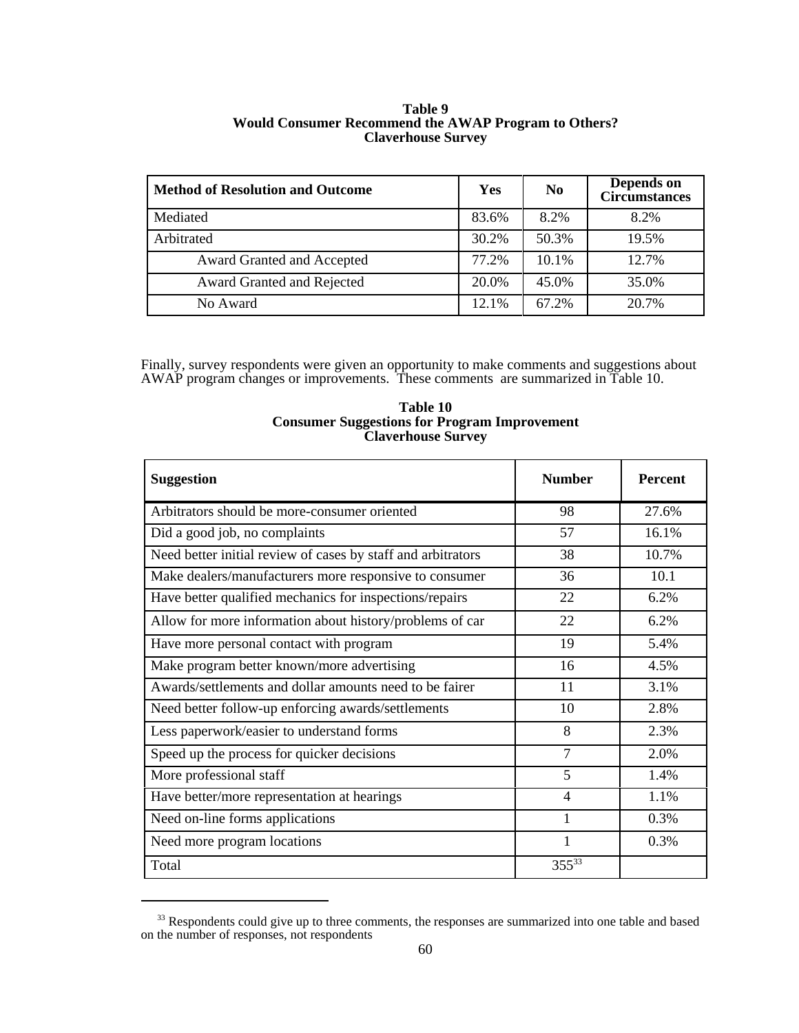**Table 9**
**Would Consumer Recommend the AWAP Program to Others?**
**Claverhouse Survey**

| Method of Resolution and Outcome | Yes | No | Depends on Circumstances |
|---|---|---|---|
| Mediated | 83.6% | 8.2% | 8.2% |
| Arbitrated | 30.2% | 50.3% | 19.5% |
| Award Granted and Accepted | 77.2% | 10.1% | 12.7% |
| Award Granted and Rejected | 20.0% | 45.0% | 35.0% |
| No Award | 12.1% | 67.2% | 20.7% |

Finally, survey respondents were given an opportunity to make comments and suggestions about AWAP program changes or improvements. These comments are summarized in Table 10.

**Table 10**
**Consumer Suggestions for Program Improvement**
**Claverhouse Survey**

| Suggestion | Number | Percent |
|---|---|---|
| Arbitrators should be more-consumer oriented | 98 | 27.6% |
| Did a good job, no complaints | 57 | 16.1% |
| Need better initial review of cases by staff and arbitrators | 38 | 10.7% |
| Make dealers/manufacturers more responsive to consumer | 36 | 10.1 |
| Have better qualified mechanics for inspections/repairs | 22 | 6.2% |
| Allow for more information about history/problems of car | 22 | 6.2% |
| Have more personal contact with program | 19 | 5.4% |
| Make program better known/more advertising | 16 | 4.5% |
| Awards/settlements and dollar amounts need to be fairer | 11 | 3.1% |
| Need better follow-up enforcing awards/settlements | 10 | 2.8% |
| Less paperwork/easier to understand forms | 8 | 2.3% |
| Speed up the process for quicker decisions | 7 | 2.0% |
| More professional staff | 5 | 1.4% |
| Have better/more representation at hearings | 4 | 1.1% |
| Need on-line forms applications | 1 | 0.3% |
| Need more program locations | 1 | 0.3% |
| Total | 355[33] | |

[33] Respondents could give up to three comments, the responses are summarized into one table and based on the number of responses, not respondents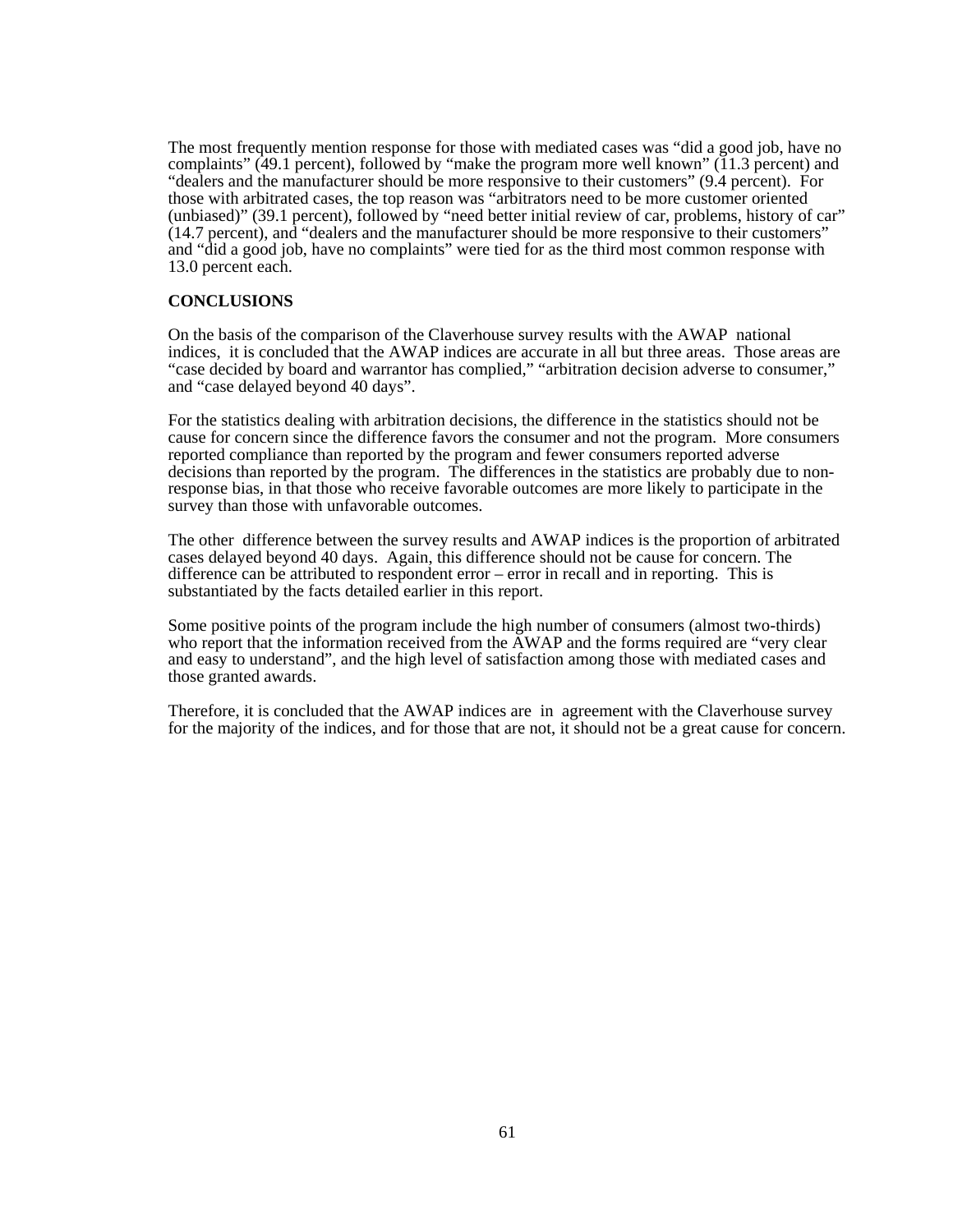The most frequently mention response for those with mediated cases was “did a good job, have no complaints” (49.1 percent), followed by “make the program more well known” (11.3 percent) and “dealers and the manufacturer should be more responsive to their customers” (9.4 percent). For those with arbitrated cases, the top reason was “arbitrators need to be more customer oriented (unbiased)” (39.1 percent), followed by “need better initial review of car, problems, history of car” (14.7 percent), and “dealers and the manufacturer should be more responsive to their customers” and “did a good job, have no complaints” were tied for as the third most common response with 13.0 percent each.

**CONCLUSIONS**

On the basis of the comparison of the Claverhouse survey results with the AWAP national indices, it is concluded that the AWAP indices are accurate in all but three areas. Those areas are “case decided by board and warrantor has complied,” “arbitration decision adverse to consumer,” and “case delayed beyond 40 days”.

For the statistics dealing with arbitration decisions, the difference in the statistics should not be cause for concern since the difference favors the consumer and not the program. More consumers reported compliance than reported by the program and fewer consumers reported adverse decisions than reported by the program. The differences in the statistics are probably due to non-response bias, in that those who receive favorable outcomes are more likely to participate in the survey than those with unfavorable outcomes.

The other difference between the survey results and AWAP indices is the proportion of arbitrated cases delayed beyond 40 days. Again, this difference should not be cause for concern. The difference can be attributed to respondent error – error in recall and in reporting. This is substantiated by the facts detailed earlier in this report.

Some positive points of the program include the high number of consumers (almost two-thirds) who report that the information received from the AWAP and the forms required are “very clear and easy to understand”, and the high level of satisfaction among those with mediated cases and those granted awards.

Therefore, it is concluded that the AWAP indices are in agreement with the Claverhouse survey for the majority of the indices, and for those that are not, it should not be a great cause for concern.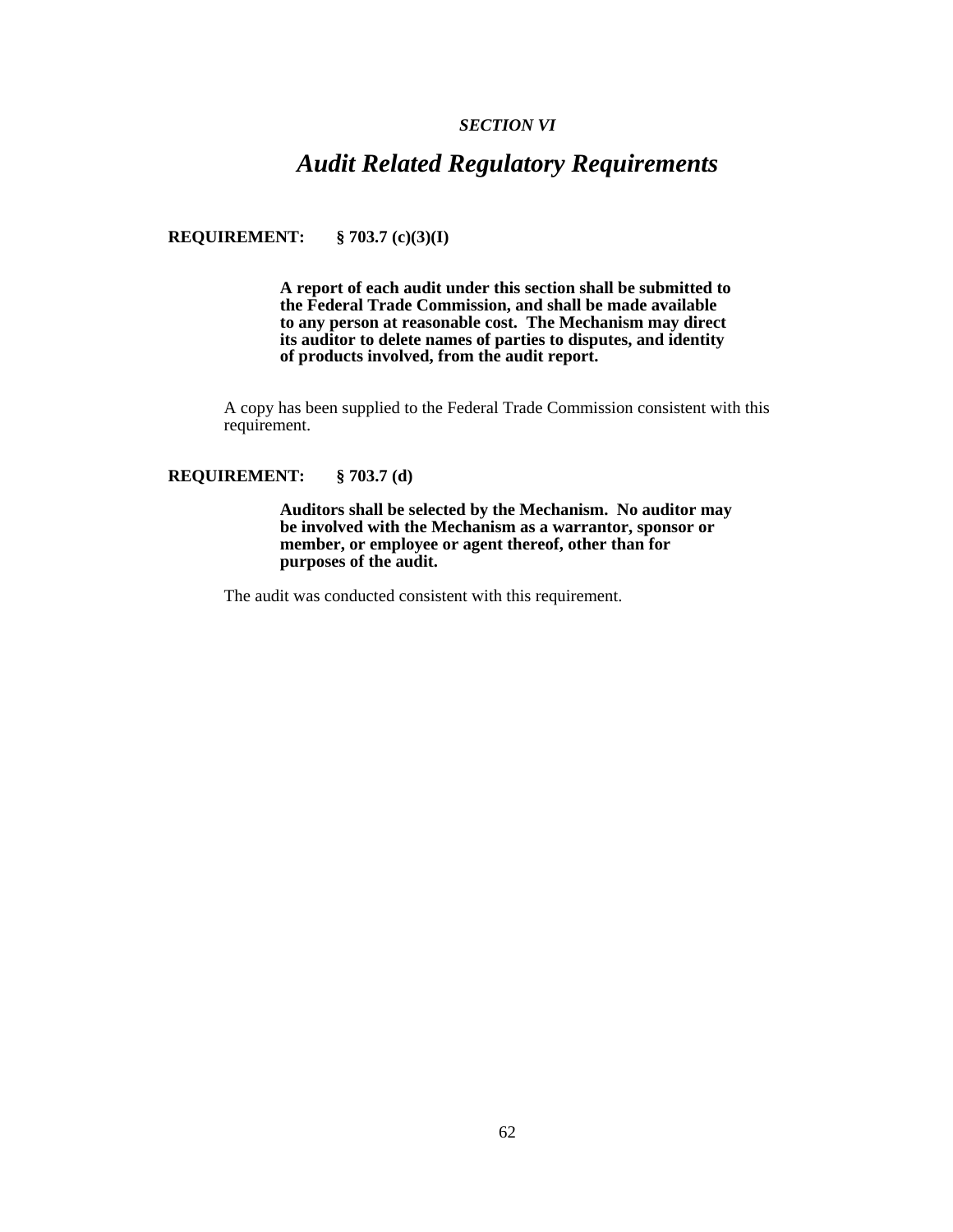*SECTION VI*

# *Audit Related Regulatory Requirements*

**REQUIREMENT: § 703.7 (c)(3)(I)**

> **A report of each audit under this section shall be submitted to the Federal Trade Commission, and shall be made available to any person at reasonable cost. The Mechanism may direct its auditor to delete names of parties to disputes, and identity of products involved, from the audit report.**

A copy has been supplied to the Federal Trade Commission consistent with this requirement.

**REQUIREMENT: § 703.7 (d)**

> **Auditors shall be selected by the Mechanism. No auditor may be involved with the Mechanism as a warrantor, sponsor or member, or employee or agent thereof, other than for purposes of the audit.**

The audit was conducted consistent with this requirement.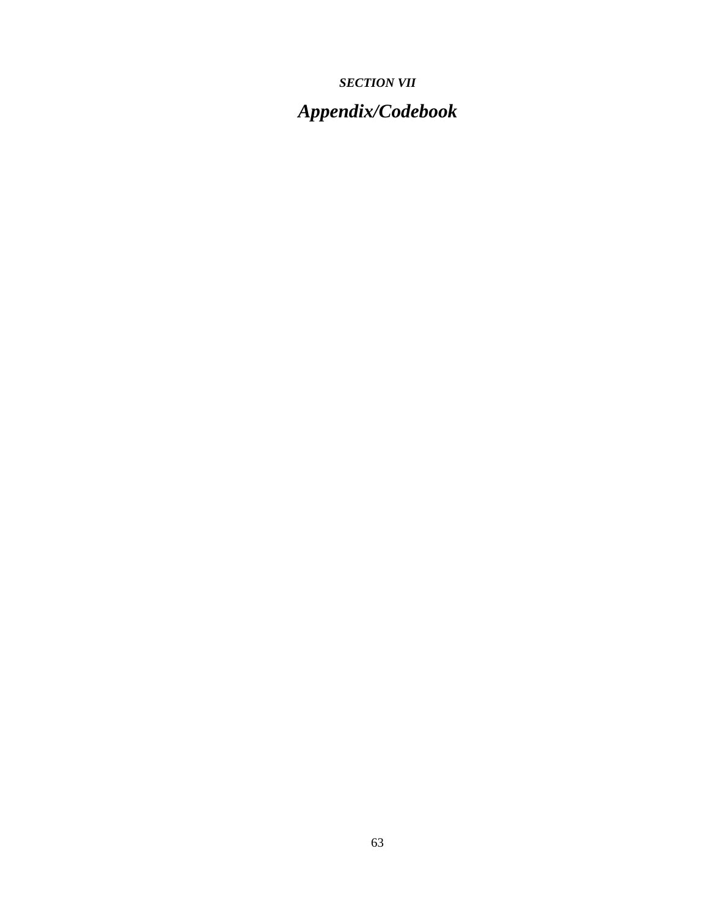*SECTION VII*

# *Appendix/Codebook*